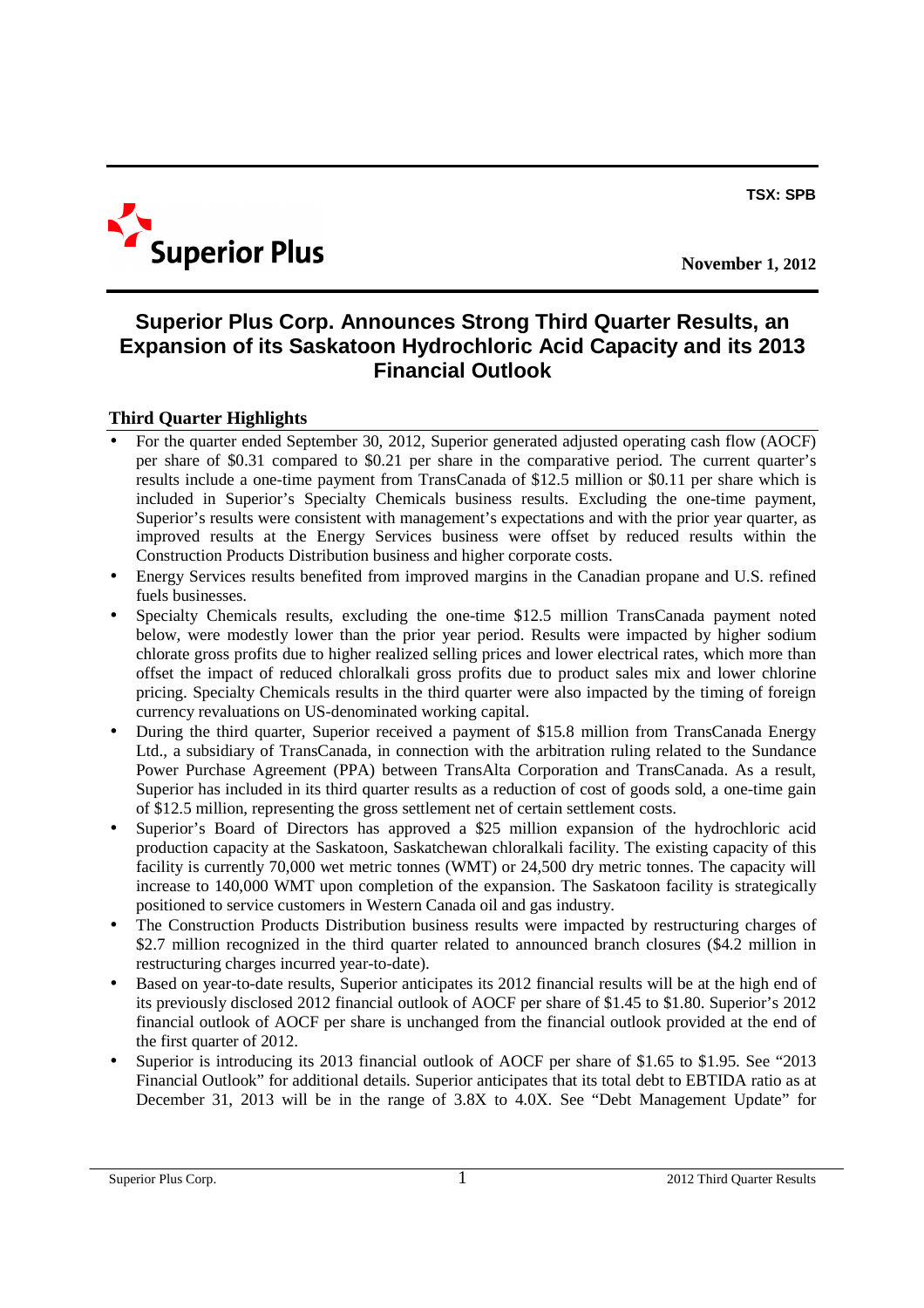**TSX: SPB**

Superior Plus

**November 1, 2012**

# Superior Plus Corp. Announces Strong Third Quarter Results, an Expansion of its Saskatoon Hydrochloric Acid Capacity and its 2013 Financial Outlook

## Third Quarter Highlights

- For the quarter ended September 30, 2012, Superior generated adjusted operating cash flow (AOCF) per share of $0.31 compared to $0.21 per share in the comparative period. The current quarter's results include a one-time payment from TransCanada of $12.5 million or $0.11 per share which is included in Superior's Specialty Chemicals business results. Excluding the one-time payment, Superior's results were consistent with management's expectations and with the prior year quarter, as improved results at the Energy Services business were offset by reduced results within the Construction Products Distribution business and higher corporate costs.
- Energy Services results benefited from improved margins in the Canadian propane and U.S. refined fuels businesses.
- Specialty Chemicals results, excluding the one-time $12.5 million TransCanada payment noted below, were modestly lower than the prior year period. Results were impacted by higher sodium chlorate gross profits due to higher realized selling prices and lower electrical rates, which more than offset the impact of reduced chloralkali gross profits due to product sales mix and lower chlorine pricing. Specialty Chemicals results in the third quarter were also impacted by the timing of foreign currency revaluations on US-denominated working capital.
- During the third quarter, Superior received a payment of $15.8 million from TransCanada Energy Ltd., a subsidiary of TransCanada, in connection with the arbitration ruling related to the Sundance Power Purchase Agreement (PPA) between TransAlta Corporation and TransCanada. As a result, Superior has included in its third quarter results as a reduction of cost of goods sold, a one-time gain of $12.5 million, representing the gross settlement net of certain settlement costs.
- Superior's Board of Directors has approved a $25 million expansion of the hydrochloric acid production capacity at the Saskatoon, Saskatchewan chloralkali facility. The existing capacity of this facility is currently 70,000 wet metric tonnes (WMT) or 24,500 dry metric tonnes. The capacity will increase to 140,000 WMT upon completion of the expansion. The Saskatoon facility is strategically positioned to service customers in Western Canada oil and gas industry.
- The Construction Products Distribution business results were impacted by restructuring charges of $2.7 million recognized in the third quarter related to announced branch closures ($4.2 million in restructuring charges incurred year-to-date).
- Based on year-to-date results, Superior anticipates its 2012 financial results will be at the high end of its previously disclosed 2012 financial outlook of AOCF per share of $1.45 to $1.80. Superior's 2012 financial outlook of AOCF per share is unchanged from the financial outlook provided at the end of the first quarter of 2012.
- Superior is introducing its 2013 financial outlook of AOCF per share of $1.65 to $1.95. See "2013 Financial Outlook" for additional details. Superior anticipates that its total debt to EBTIDA ratio as at December 31, 2013 will be in the range of 3.8X to 4.0X. See "Debt Management Update" for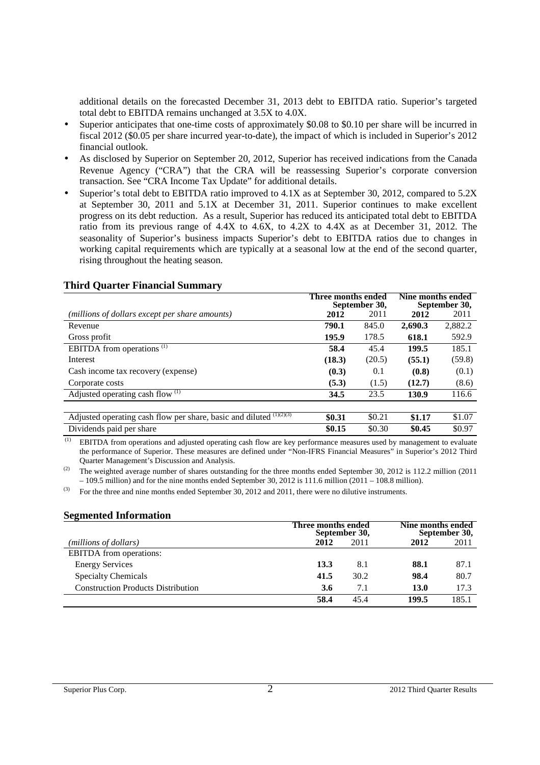additional details on the forecasted December 31, 2013 debt to EBITDA ratio. Superior's targeted total debt to EBITDA remains unchanged at 3.5X to 4.0X.

- Superior anticipates that one-time costs of approximately $0.08 to $0.10 per share will be incurred in fiscal 2012 ($0.05 per share incurred year-to-date), the impact of which is included in Superior's 2012 financial outlook.
- As disclosed by Superior on September 20, 2012, Superior has received indications from the Canada Revenue Agency ("CRA") that the CRA will be reassessing Superior's corporate conversion transaction. See "CRA Income Tax Update" for additional details.
- Superior's total debt to EBITDA ratio improved to 4.1X as at September 30, 2012, compared to 5.2X at September 30, 2011 and 5.1X at December 31, 2011. Superior continues to make excellent progress on its debt reduction. As a result, Superior has reduced its anticipated total debt to EBITDA ratio from its previous range of 4.4X to 4.6X, to 4.2X to 4.4X as at December 31, 2012. The seasonality of Superior's business impacts Superior's debt to EBITDA ratios due to changes in working capital requirements which are typically at a seasonal low at the end of the second quarter, rising throughout the heating season.

## Third Quarter Financial Summary

| | Three months ended September 30, | | Nine months ended September 30, | |
|---|---|---|---|---|
| *(millions of dollars except per share amounts)* | **2012** | 2011 | **2012** | 2011 |
| Revenue | **790.1** | 845.0 | **2,690.3** | 2,882.2 |
| Gross profit | **195.9** | 178.5 | **618.1** | 592.9 |
| EBITDA from operations [1] | **58.4** | 45.4 | **199.5** | 185.1 |
| Interest | **(18.3)** | (20.5) | **(55.1)** | (59.8) |
| Cash income tax recovery (expense) | **(0.3)** | 0.1 | **(0.8)** | (0.1) |
| Corporate costs | **(5.3)** | (1.5) | **(12.7)** | (8.6) |
| Adjusted operating cash flow [1] | **34.5** | 23.5 | **130.9** | 116.6 |
| | | | | |
| Adjusted operating cash flow per share, basic and diluted [1][2][3] | **$0.31** | $0.21 | **$1.17** | $1.07 |
| Dividends paid per share | **$0.15** | $0.30 | **$0.45** | $0.97 |

[1] EBITDA from operations and adjusted operating cash flow are key performance measures used by management to evaluate the performance of Superior. These measures are defined under "Non-IFRS Financial Measures" in Superior's 2012 Third Quarter Management's Discussion and Analysis.

[2] The weighted average number of shares outstanding for the three months ended September 30, 2012 is 112.2 million (2011 – 109.5 million) and for the nine months ended September 30, 2012 is 111.6 million (2011 – 108.8 million).

[3] For the three and nine months ended September 30, 2012 and 2011, there were no dilutive instruments.

## Segmented Information

| | Three months ended September 30, | | Nine months ended September 30, | |
|---|---|---|---|---|
| *(millions of dollars)* | **2012** | 2011 | **2012** | 2011 |
| EBITDA from operations: | | | | |
| Energy Services | **13.3** | 8.1 | **88.1** | 87.1 |
| Specialty Chemicals | **41.5** | 30.2 | **98.4** | 80.7 |
| Construction Products Distribution | **3.6** | 7.1 | **13.0** | 17.3 |
| | **58.4** | 45.4 | **199.5** | 185.1 |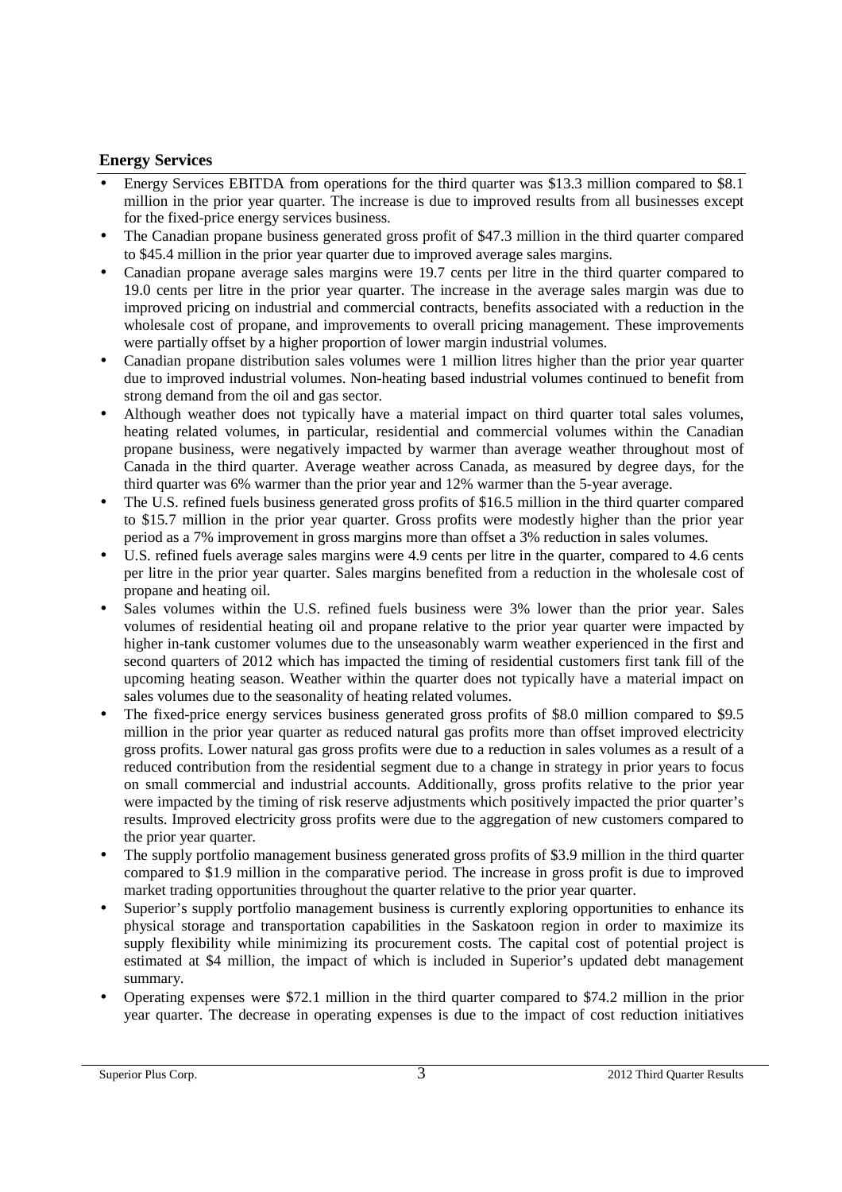## Energy Services

- Energy Services EBITDA from operations for the third quarter was $13.3 million compared to $8.1 million in the prior year quarter. The increase is due to improved results from all businesses except for the fixed-price energy services business.
- The Canadian propane business generated gross profit of $47.3 million in the third quarter compared to $45.4 million in the prior year quarter due to improved average sales margins.
- Canadian propane average sales margins were 19.7 cents per litre in the third quarter compared to 19.0 cents per litre in the prior year quarter. The increase in the average sales margin was due to improved pricing on industrial and commercial contracts, benefits associated with a reduction in the wholesale cost of propane, and improvements to overall pricing management. These improvements were partially offset by a higher proportion of lower margin industrial volumes.
- Canadian propane distribution sales volumes were 1 million litres higher than the prior year quarter due to improved industrial volumes. Non-heating based industrial volumes continued to benefit from strong demand from the oil and gas sector.
- Although weather does not typically have a material impact on third quarter total sales volumes, heating related volumes, in particular, residential and commercial volumes within the Canadian propane business, were negatively impacted by warmer than average weather throughout most of Canada in the third quarter. Average weather across Canada, as measured by degree days, for the third quarter was 6% warmer than the prior year and 12% warmer than the 5-year average.
- The U.S. refined fuels business generated gross profits of $16.5 million in the third quarter compared to $15.7 million in the prior year quarter. Gross profits were modestly higher than the prior year period as a 7% improvement in gross margins more than offset a 3% reduction in sales volumes.
- U.S. refined fuels average sales margins were 4.9 cents per litre in the quarter, compared to 4.6 cents per litre in the prior year quarter. Sales margins benefited from a reduction in the wholesale cost of propane and heating oil.
- Sales volumes within the U.S. refined fuels business were 3% lower than the prior year. Sales volumes of residential heating oil and propane relative to the prior year quarter were impacted by higher in-tank customer volumes due to the unseasonably warm weather experienced in the first and second quarters of 2012 which has impacted the timing of residential customers first tank fill of the upcoming heating season. Weather within the quarter does not typically have a material impact on sales volumes due to the seasonality of heating related volumes.
- The fixed-price energy services business generated gross profits of $8.0 million compared to $9.5 million in the prior year quarter as reduced natural gas profits more than offset improved electricity gross profits. Lower natural gas gross profits were due to a reduction in sales volumes as a result of a reduced contribution from the residential segment due to a change in strategy in prior years to focus on small commercial and industrial accounts. Additionally, gross profits relative to the prior year were impacted by the timing of risk reserve adjustments which positively impacted the prior quarter's results. Improved electricity gross profits were due to the aggregation of new customers compared to the prior year quarter.
- The supply portfolio management business generated gross profits of $3.9 million in the third quarter compared to $1.9 million in the comparative period. The increase in gross profit is due to improved market trading opportunities throughout the quarter relative to the prior year quarter.
- Superior's supply portfolio management business is currently exploring opportunities to enhance its physical storage and transportation capabilities in the Saskatoon region in order to maximize its supply flexibility while minimizing its procurement costs. The capital cost of potential project is estimated at $4 million, the impact of which is included in Superior's updated debt management summary.
- Operating expenses were $72.1 million in the third quarter compared to $74.2 million in the prior year quarter. The decrease in operating expenses is due to the impact of cost reduction initiatives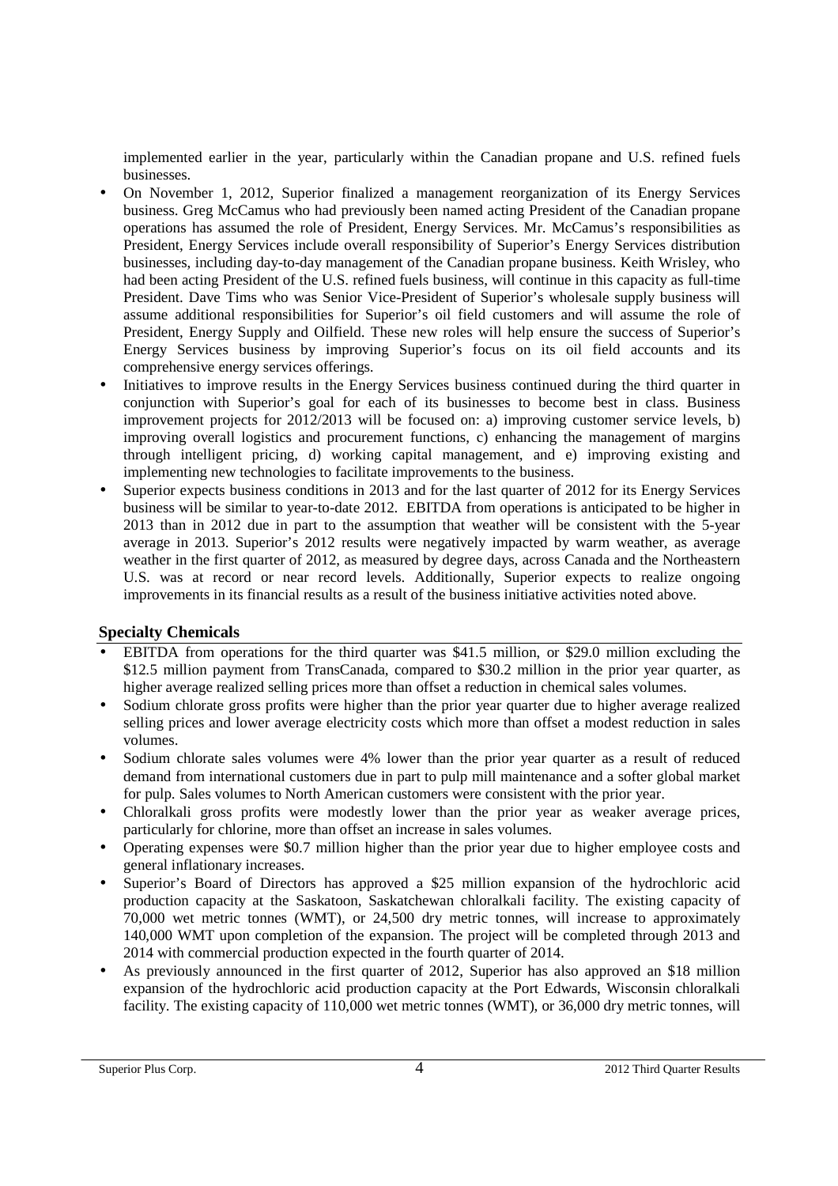implemented earlier in the year, particularly within the Canadian propane and U.S. refined fuels businesses.

- On November 1, 2012, Superior finalized a management reorganization of its Energy Services business. Greg McCamus who had previously been named acting President of the Canadian propane operations has assumed the role of President, Energy Services. Mr. McCamus's responsibilities as President, Energy Services include overall responsibility of Superior's Energy Services distribution businesses, including day-to-day management of the Canadian propane business. Keith Wrisley, who had been acting President of the U.S. refined fuels business, will continue in this capacity as full-time President. Dave Tims who was Senior Vice-President of Superior's wholesale supply business will assume additional responsibilities for Superior's oil field customers and will assume the role of President, Energy Supply and Oilfield. These new roles will help ensure the success of Superior's Energy Services business by improving Superior's focus on its oil field accounts and its comprehensive energy services offerings.
- Initiatives to improve results in the Energy Services business continued during the third quarter in conjunction with Superior's goal for each of its businesses to become best in class. Business improvement projects for 2012/2013 will be focused on: a) improving customer service levels, b) improving overall logistics and procurement functions, c) enhancing the management of margins through intelligent pricing, d) working capital management, and e) improving existing and implementing new technologies to facilitate improvements to the business.
- Superior expects business conditions in 2013 and for the last quarter of 2012 for its Energy Services business will be similar to year-to-date 2012. EBITDA from operations is anticipated to be higher in 2013 than in 2012 due in part to the assumption that weather will be consistent with the 5-year average in 2013. Superior's 2012 results were negatively impacted by warm weather, as average weather in the first quarter of 2012, as measured by degree days, across Canada and the Northeastern U.S. was at record or near record levels. Additionally, Superior expects to realize ongoing improvements in its financial results as a result of the business initiative activities noted above.

## Specialty Chemicals

- EBITDA from operations for the third quarter was \$41.5 million, or \$29.0 million excluding the \$12.5 million payment from TransCanada, compared to \$30.2 million in the prior year quarter, as higher average realized selling prices more than offset a reduction in chemical sales volumes.
- Sodium chlorate gross profits were higher than the prior year quarter due to higher average realized selling prices and lower average electricity costs which more than offset a modest reduction in sales volumes.
- Sodium chlorate sales volumes were 4% lower than the prior year quarter as a result of reduced demand from international customers due in part to pulp mill maintenance and a softer global market for pulp. Sales volumes to North American customers were consistent with the prior year.
- Chloralkali gross profits were modestly lower than the prior year as weaker average prices, particularly for chlorine, more than offset an increase in sales volumes.
- Operating expenses were \$0.7 million higher than the prior year due to higher employee costs and general inflationary increases.
- Superior's Board of Directors has approved a \$25 million expansion of the hydrochloric acid production capacity at the Saskatoon, Saskatchewan chloralkali facility. The existing capacity of 70,000 wet metric tonnes (WMT), or 24,500 dry metric tonnes, will increase to approximately 140,000 WMT upon completion of the expansion. The project will be completed through 2013 and 2014 with commercial production expected in the fourth quarter of 2014.
- As previously announced in the first quarter of 2012, Superior has also approved an \$18 million expansion of the hydrochloric acid production capacity at the Port Edwards, Wisconsin chloralkali facility. The existing capacity of 110,000 wet metric tonnes (WMT), or 36,000 dry metric tonnes, will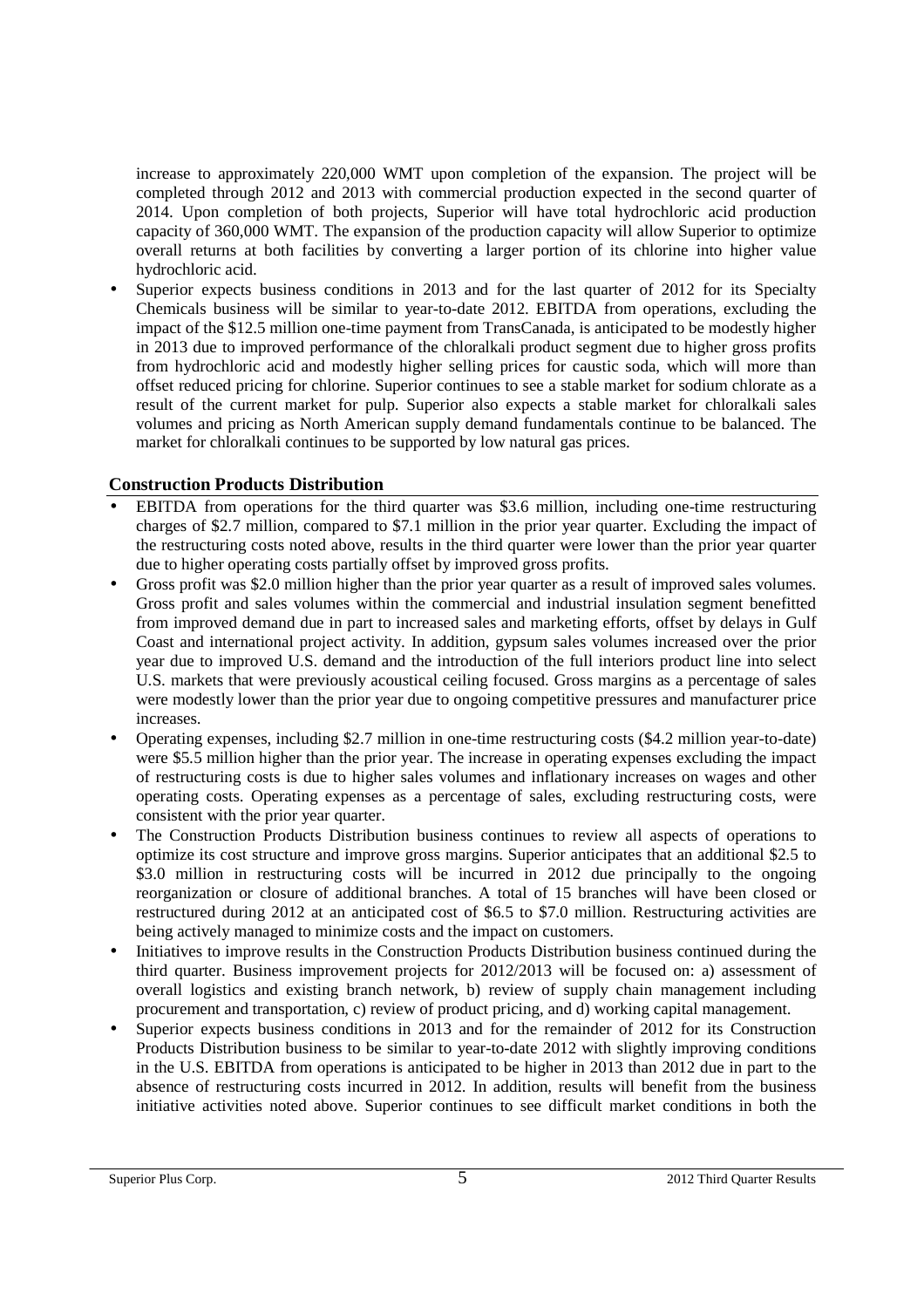increase to approximately 220,000 WMT upon completion of the expansion. The project will be completed through 2012 and 2013 with commercial production expected in the second quarter of 2014. Upon completion of both projects, Superior will have total hydrochloric acid production capacity of 360,000 WMT. The expansion of the production capacity will allow Superior to optimize overall returns at both facilities by converting a larger portion of its chlorine into higher value hydrochloric acid.

- Superior expects business conditions in 2013 and for the last quarter of 2012 for its Specialty Chemicals business will be similar to year-to-date 2012. EBITDA from operations, excluding the impact of the $12.5 million one-time payment from TransCanada, is anticipated to be modestly higher in 2013 due to improved performance of the chloralkali product segment due to higher gross profits from hydrochloric acid and modestly higher selling prices for caustic soda, which will more than offset reduced pricing for chlorine. Superior continues to see a stable market for sodium chlorate as a result of the current market for pulp. Superior also expects a stable market for chloralkali sales volumes and pricing as North American supply demand fundamentals continue to be balanced. The market for chloralkali continues to be supported by low natural gas prices.

## Construction Products Distribution

- EBITDA from operations for the third quarter was $3.6 million, including one-time restructuring charges of $2.7 million, compared to $7.1 million in the prior year quarter. Excluding the impact of the restructuring costs noted above, results in the third quarter were lower than the prior year quarter due to higher operating costs partially offset by improved gross profits.
- Gross profit was $2.0 million higher than the prior year quarter as a result of improved sales volumes. Gross profit and sales volumes within the commercial and industrial insulation segment benefitted from improved demand due in part to increased sales and marketing efforts, offset by delays in Gulf Coast and international project activity. In addition, gypsum sales volumes increased over the prior year due to improved U.S. demand and the introduction of the full interiors product line into select U.S. markets that were previously acoustical ceiling focused. Gross margins as a percentage of sales were modestly lower than the prior year due to ongoing competitive pressures and manufacturer price increases.
- Operating expenses, including $2.7 million in one-time restructuring costs ($4.2 million year-to-date) were $5.5 million higher than the prior year. The increase in operating expenses excluding the impact of restructuring costs is due to higher sales volumes and inflationary increases on wages and other operating costs. Operating expenses as a percentage of sales, excluding restructuring costs, were consistent with the prior year quarter.
- The Construction Products Distribution business continues to review all aspects of operations to optimize its cost structure and improve gross margins. Superior anticipates that an additional $2.5 to $3.0 million in restructuring costs will be incurred in 2012 due principally to the ongoing reorganization or closure of additional branches. A total of 15 branches will have been closed or restructured during 2012 at an anticipated cost of $6.5 to $7.0 million. Restructuring activities are being actively managed to minimize costs and the impact on customers.
- Initiatives to improve results in the Construction Products Distribution business continued during the third quarter. Business improvement projects for 2012/2013 will be focused on: a) assessment of overall logistics and existing branch network, b) review of supply chain management including procurement and transportation, c) review of product pricing, and d) working capital management.
- Superior expects business conditions in 2013 and for the remainder of 2012 for its Construction Products Distribution business to be similar to year-to-date 2012 with slightly improving conditions in the U.S. EBITDA from operations is anticipated to be higher in 2013 than 2012 due in part to the absence of restructuring costs incurred in 2012. In addition, results will benefit from the business initiative activities noted above. Superior continues to see difficult market conditions in both the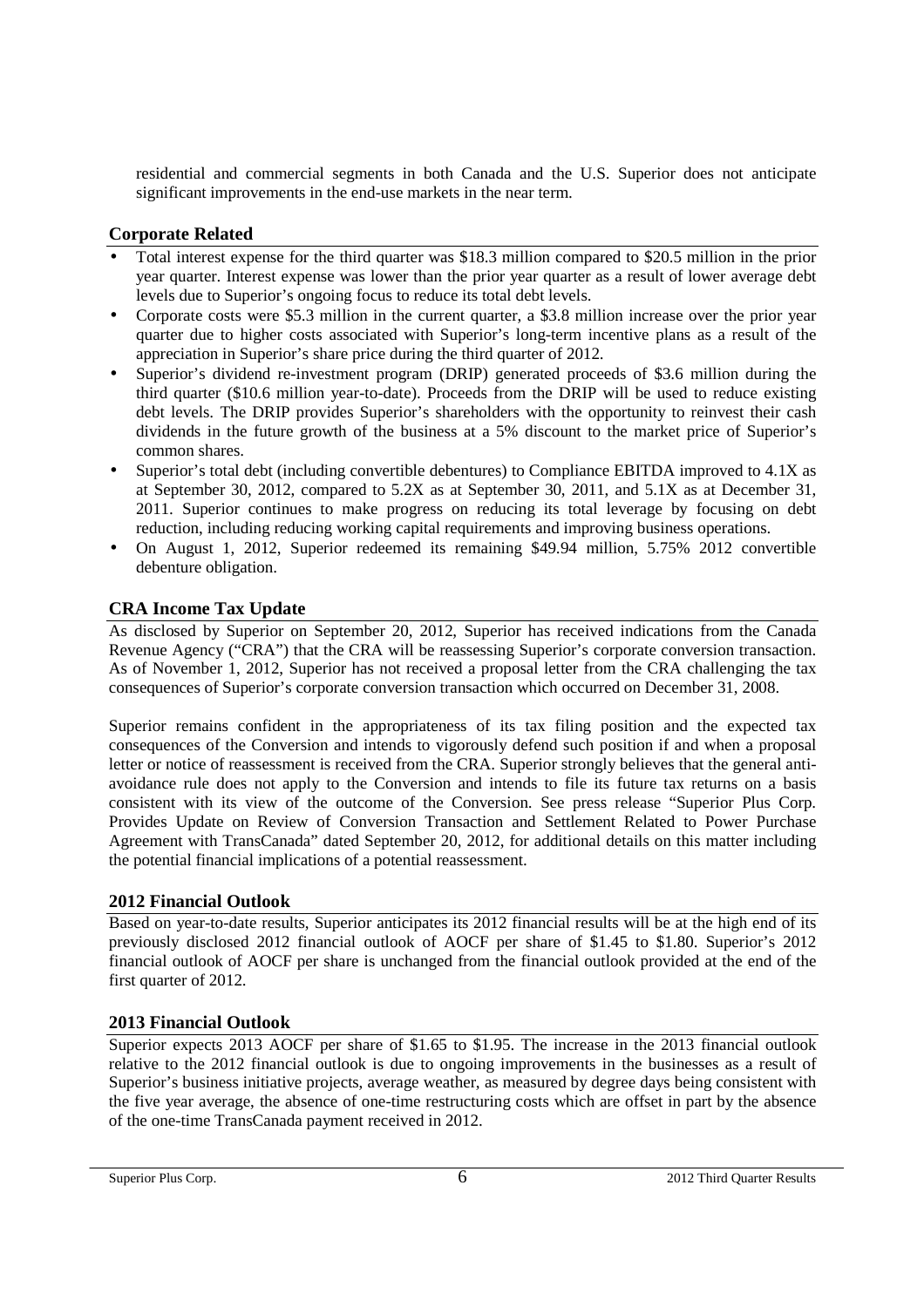residential and commercial segments in both Canada and the U.S. Superior does not anticipate significant improvements in the end-use markets in the near term.

## Corporate Related

- Total interest expense for the third quarter was \$18.3 million compared to \$20.5 million in the prior year quarter. Interest expense was lower than the prior year quarter as a result of lower average debt levels due to Superior's ongoing focus to reduce its total debt levels.
- Corporate costs were \$5.3 million in the current quarter, a \$3.8 million increase over the prior year quarter due to higher costs associated with Superior's long-term incentive plans as a result of the appreciation in Superior's share price during the third quarter of 2012.
- Superior's dividend re-investment program (DRIP) generated proceeds of \$3.6 million during the third quarter (\$10.6 million year-to-date). Proceeds from the DRIP will be used to reduce existing debt levels. The DRIP provides Superior's shareholders with the opportunity to reinvest their cash dividends in the future growth of the business at a 5% discount to the market price of Superior's common shares.
- Superior's total debt (including convertible debentures) to Compliance EBITDA improved to 4.1X as at September 30, 2012, compared to 5.2X as at September 30, 2011, and 5.1X as at December 31, 2011. Superior continues to make progress on reducing its total leverage by focusing on debt reduction, including reducing working capital requirements and improving business operations.
- On August 1, 2012, Superior redeemed its remaining \$49.94 million, 5.75% 2012 convertible debenture obligation.

## CRA Income Tax Update

As disclosed by Superior on September 20, 2012, Superior has received indications from the Canada Revenue Agency ("CRA") that the CRA will be reassessing Superior's corporate conversion transaction. As of November 1, 2012, Superior has not received a proposal letter from the CRA challenging the tax consequences of Superior's corporate conversion transaction which occurred on December 31, 2008.

Superior remains confident in the appropriateness of its tax filing position and the expected tax consequences of the Conversion and intends to vigorously defend such position if and when a proposal letter or notice of reassessment is received from the CRA. Superior strongly believes that the general anti-avoidance rule does not apply to the Conversion and intends to file its future tax returns on a basis consistent with its view of the outcome of the Conversion. See press release "Superior Plus Corp. Provides Update on Review of Conversion Transaction and Settlement Related to Power Purchase Agreement with TransCanada" dated September 20, 2012, for additional details on this matter including the potential financial implications of a potential reassessment.

## 2012 Financial Outlook

Based on year-to-date results, Superior anticipates its 2012 financial results will be at the high end of its previously disclosed 2012 financial outlook of AOCF per share of \$1.45 to \$1.80. Superior's 2012 financial outlook of AOCF per share is unchanged from the financial outlook provided at the end of the first quarter of 2012.

## 2013 Financial Outlook

Superior expects 2013 AOCF per share of \$1.65 to \$1.95. The increase in the 2013 financial outlook relative to the 2012 financial outlook is due to ongoing improvements in the businesses as a result of Superior's business initiative projects, average weather, as measured by degree days being consistent with the five year average, the absence of one-time restructuring costs which are offset in part by the absence of the one-time TransCanada payment received in 2012.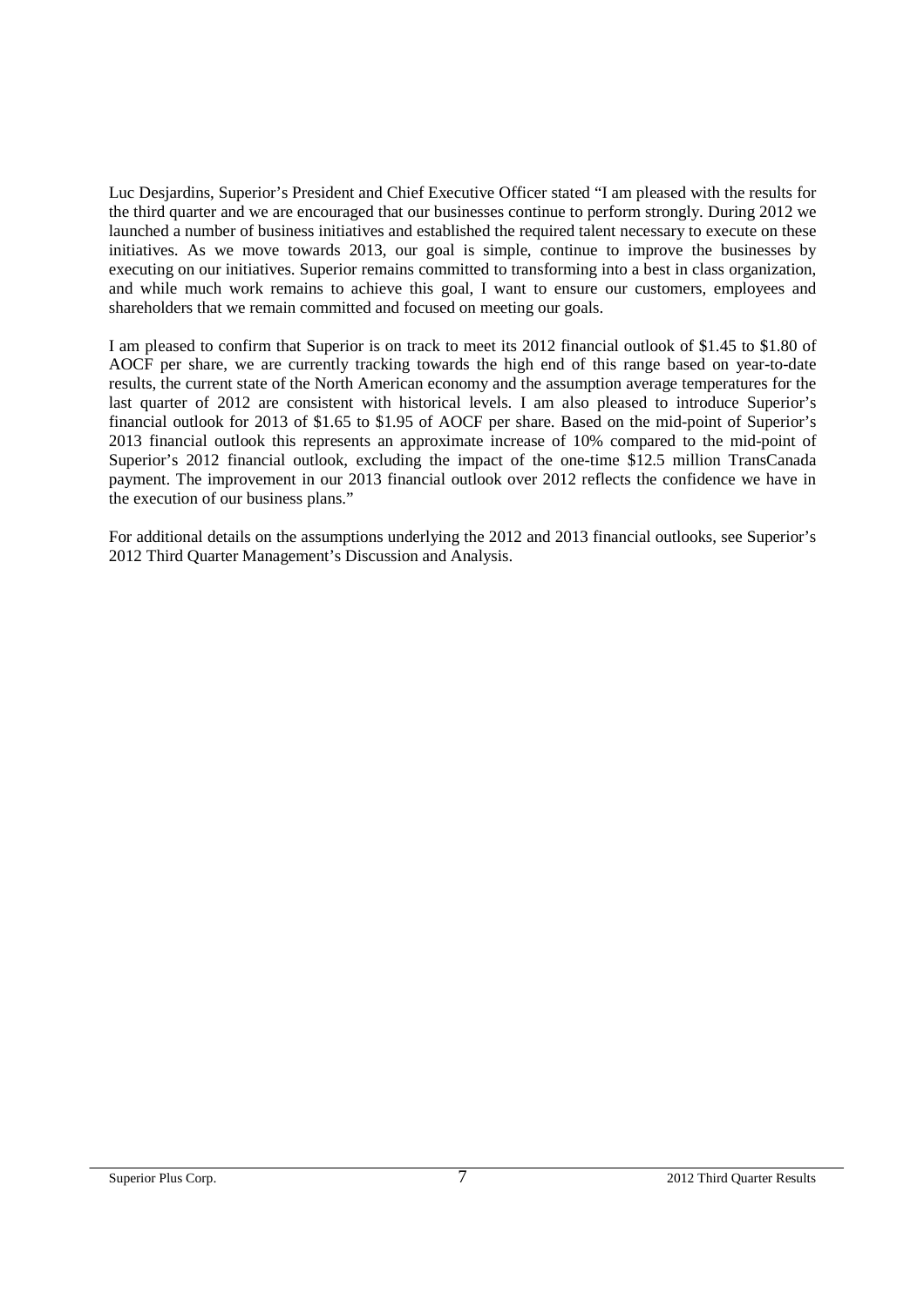Luc Desjardins, Superior's President and Chief Executive Officer stated "I am pleased with the results for the third quarter and we are encouraged that our businesses continue to perform strongly. During 2012 we launched a number of business initiatives and established the required talent necessary to execute on these initiatives. As we move towards 2013, our goal is simple, continue to improve the businesses by executing on our initiatives. Superior remains committed to transforming into a best in class organization, and while much work remains to achieve this goal, I want to ensure our customers, employees and shareholders that we remain committed and focused on meeting our goals.

I am pleased to confirm that Superior is on track to meet its 2012 financial outlook of $1.45 to $1.80 of AOCF per share, we are currently tracking towards the high end of this range based on year-to-date results, the current state of the North American economy and the assumption average temperatures for the last quarter of 2012 are consistent with historical levels. I am also pleased to introduce Superior's financial outlook for 2013 of $1.65 to $1.95 of AOCF per share. Based on the mid-point of Superior's 2013 financial outlook this represents an approximate increase of 10% compared to the mid-point of Superior's 2012 financial outlook, excluding the impact of the one-time $12.5 million TransCanada payment. The improvement in our 2013 financial outlook over 2012 reflects the confidence we have in the execution of our business plans."

For additional details on the assumptions underlying the 2012 and 2013 financial outlooks, see Superior's 2012 Third Quarter Management's Discussion and Analysis.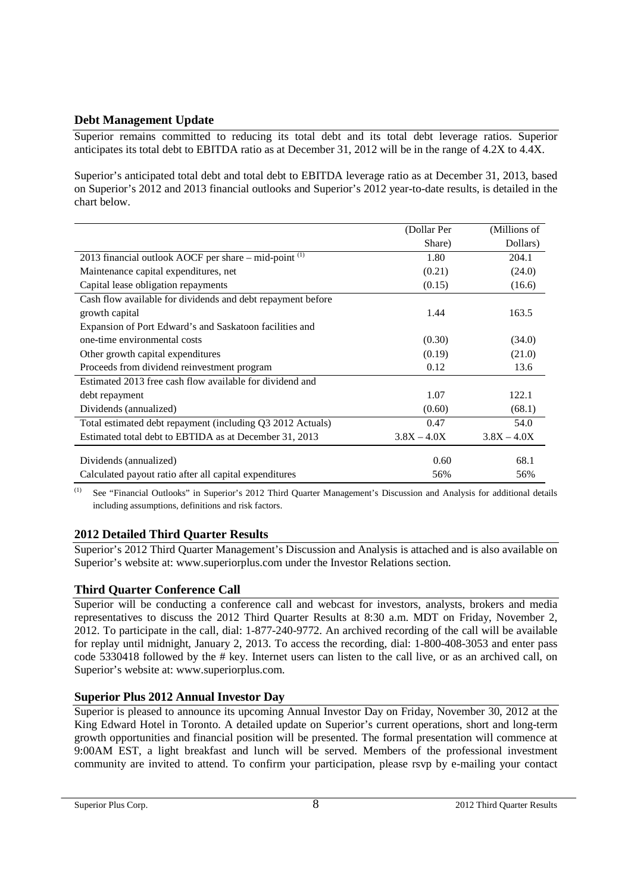## Debt Management Update

Superior remains committed to reducing its total debt and its total debt leverage ratios. Superior anticipates its total debt to EBITDA ratio as at December 31, 2012 will be in the range of 4.2X to 4.4X.

Superior's anticipated total debt and total debt to EBITDA leverage ratio as at December 31, 2013, based on Superior's 2012 and 2013 financial outlooks and Superior's 2012 year-to-date results, is detailed in the chart below.

| | (Dollar Per Share) | (Millions of Dollars) |
|---|---|---|
| 2013 financial outlook AOCF per share – mid-point [(1)] | 1.80 | 204.1 |
| Maintenance capital expenditures, net | (0.21) | (24.0) |
| Capital lease obligation repayments | (0.15) | (16.6) |
| Cash flow available for dividends and debt repayment before growth capital | 1.44 | 163.5 |
| Expansion of Port Edward's and Saskatoon facilities and one-time environmental costs | (0.30) | (34.0) |
| Other growth capital expenditures | (0.19) | (21.0) |
| Proceeds from dividend reinvestment program | 0.12 | 13.6 |
| Estimated 2013 free cash flow available for dividend and debt repayment | 1.07 | 122.1 |
| Dividends (annualized) | (0.60) | (68.1) |
| Total estimated debt repayment (including Q3 2012 Actuals) | 0.47 | 54.0 |
| Estimated total debt to EBTIDA as at December 31, 2013 | 3.8X – 4.0X | 3.8X – 4.0X |
| Dividends (annualized) | 0.60 | 68.1 |
| Calculated payout ratio after all capital expenditures | 56% | 56% |

(1) See "Financial Outlooks" in Superior's 2012 Third Quarter Management's Discussion and Analysis for additional details including assumptions, definitions and risk factors.

## 2012 Detailed Third Quarter Results

Superior's 2012 Third Quarter Management's Discussion and Analysis is attached and is also available on Superior's website at: www.superiorplus.com under the Investor Relations section.

## Third Quarter Conference Call

Superior will be conducting a conference call and webcast for investors, analysts, brokers and media representatives to discuss the 2012 Third Quarter Results at 8:30 a.m. MDT on Friday, November 2, 2012. To participate in the call, dial: 1-877-240-9772. An archived recording of the call will be available for replay until midnight, January 2, 2013. To access the recording, dial: 1-800-408-3053 and enter pass code 5330418 followed by the # key. Internet users can listen to the call live, or as an archived call, on Superior's website at: www.superiorplus.com.

## Superior Plus 2012 Annual Investor Day

Superior is pleased to announce its upcoming Annual Investor Day on Friday, November 30, 2012 at the King Edward Hotel in Toronto. A detailed update on Superior's current operations, short and long-term growth opportunities and financial position will be presented. The formal presentation will commence at 9:00AM EST, a light breakfast and lunch will be served. Members of the professional investment community are invited to attend. To confirm your participation, please rsvp by e-mailing your contact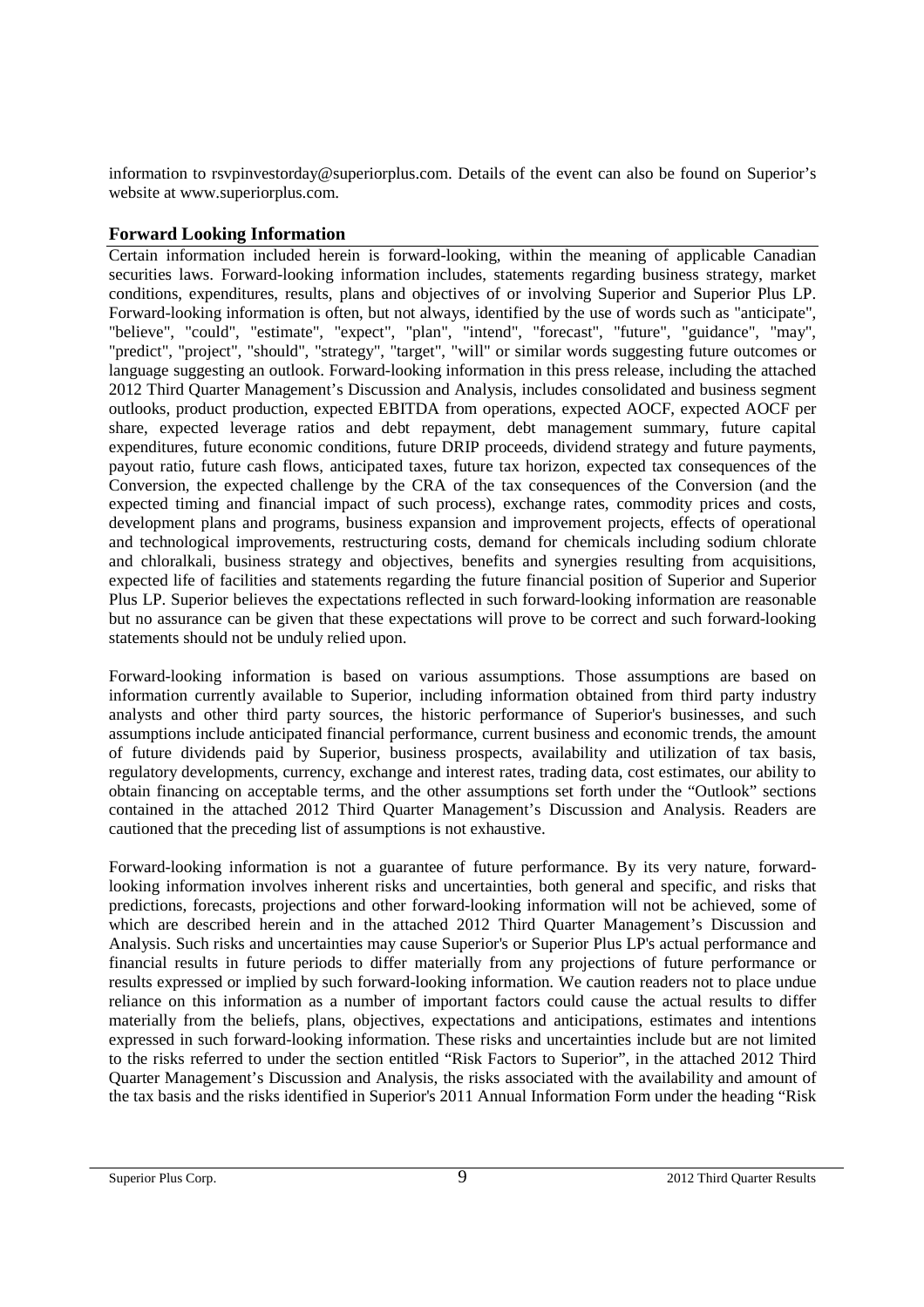information to rsvpinvestorday@superiorplus.com. Details of the event can also be found on Superior's website at www.superiorplus.com.

## Forward Looking Information

Certain information included herein is forward-looking, within the meaning of applicable Canadian securities laws. Forward-looking information includes, statements regarding business strategy, market conditions, expenditures, results, plans and objectives of or involving Superior and Superior Plus LP. Forward-looking information is often, but not always, identified by the use of words such as "anticipate", "believe", "could", "estimate", "expect", "plan", "intend", "forecast", "future", "guidance", "may", "predict", "project", "should", "strategy", "target", "will" or similar words suggesting future outcomes or language suggesting an outlook. Forward-looking information in this press release, including the attached 2012 Third Quarter Management's Discussion and Analysis, includes consolidated and business segment outlooks, product production, expected EBITDA from operations, expected AOCF, expected AOCF per share, expected leverage ratios and debt repayment, debt management summary, future capital expenditures, future economic conditions, future DRIP proceeds, dividend strategy and future payments, payout ratio, future cash flows, anticipated taxes, future tax horizon, expected tax consequences of the Conversion, the expected challenge by the CRA of the tax consequences of the Conversion (and the expected timing and financial impact of such process), exchange rates, commodity prices and costs, development plans and programs, business expansion and improvement projects, effects of operational and technological improvements, restructuring costs, demand for chemicals including sodium chlorate and chloralkali, business strategy and objectives, benefits and synergies resulting from acquisitions, expected life of facilities and statements regarding the future financial position of Superior and Superior Plus LP. Superior believes the expectations reflected in such forward-looking information are reasonable but no assurance can be given that these expectations will prove to be correct and such forward-looking statements should not be unduly relied upon.

Forward-looking information is based on various assumptions. Those assumptions are based on information currently available to Superior, including information obtained from third party industry analysts and other third party sources, the historic performance of Superior's businesses, and such assumptions include anticipated financial performance, current business and economic trends, the amount of future dividends paid by Superior, business prospects, availability and utilization of tax basis, regulatory developments, currency, exchange and interest rates, trading data, cost estimates, our ability to obtain financing on acceptable terms, and the other assumptions set forth under the "Outlook" sections contained in the attached 2012 Third Quarter Management's Discussion and Analysis. Readers are cautioned that the preceding list of assumptions is not exhaustive.

Forward-looking information is not a guarantee of future performance. By its very nature, forward-looking information involves inherent risks and uncertainties, both general and specific, and risks that predictions, forecasts, projections and other forward-looking information will not be achieved, some of which are described herein and in the attached 2012 Third Quarter Management's Discussion and Analysis. Such risks and uncertainties may cause Superior's or Superior Plus LP's actual performance and financial results in future periods to differ materially from any projections of future performance or results expressed or implied by such forward-looking information. We caution readers not to place undue reliance on this information as a number of important factors could cause the actual results to differ materially from the beliefs, plans, objectives, expectations and anticipations, estimates and intentions expressed in such forward-looking information. These risks and uncertainties include but are not limited to the risks referred to under the section entitled "Risk Factors to Superior", in the attached 2012 Third Quarter Management's Discussion and Analysis, the risks associated with the availability and amount of the tax basis and the risks identified in Superior's 2011 Annual Information Form under the heading "Risk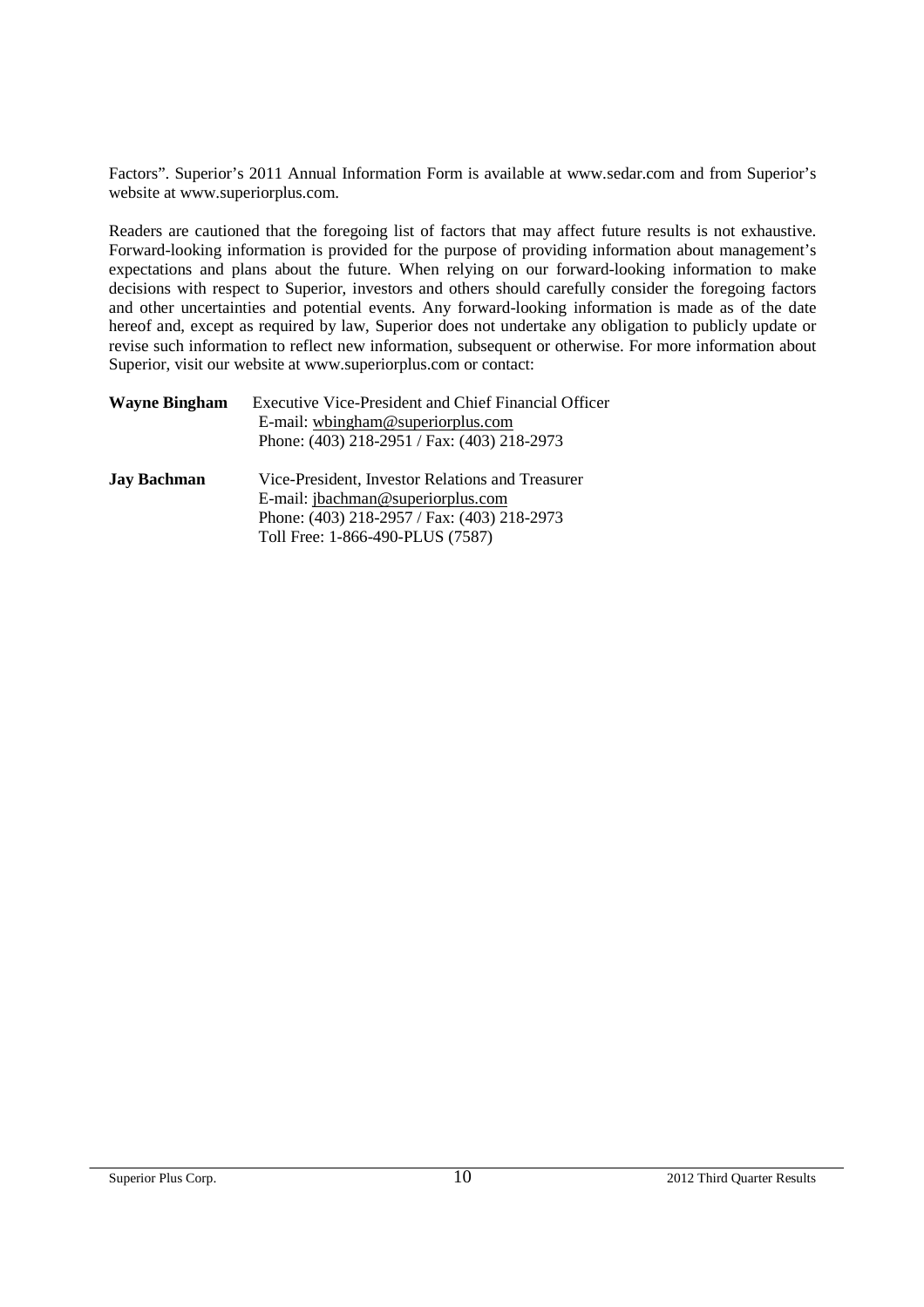Factors". Superior's 2011 Annual Information Form is available at www.sedar.com and from Superior's website at www.superiorplus.com.

Readers are cautioned that the foregoing list of factors that may affect future results is not exhaustive. Forward-looking information is provided for the purpose of providing information about management's expectations and plans about the future. When relying on our forward-looking information to make decisions with respect to Superior, investors and others should carefully consider the foregoing factors and other uncertainties and potential events. Any forward-looking information is made as of the date hereof and, except as required by law, Superior does not undertake any obligation to publicly update or revise such information to reflect new information, subsequent or otherwise. For more information about Superior, visit our website at www.superiorplus.com or contact:

**Wayne Bingham** Executive Vice-President and Chief Financial Officer
E-mail: wbingham@superiorplus.com
Phone: (403) 218-2951 / Fax: (403) 218-2973

**Jay Bachman** Vice-President, Investor Relations and Treasurer
E-mail: jbachman@superiorplus.com
Phone: (403) 218-2957 / Fax: (403) 218-2973
Toll Free: 1-866-490-PLUS (7587)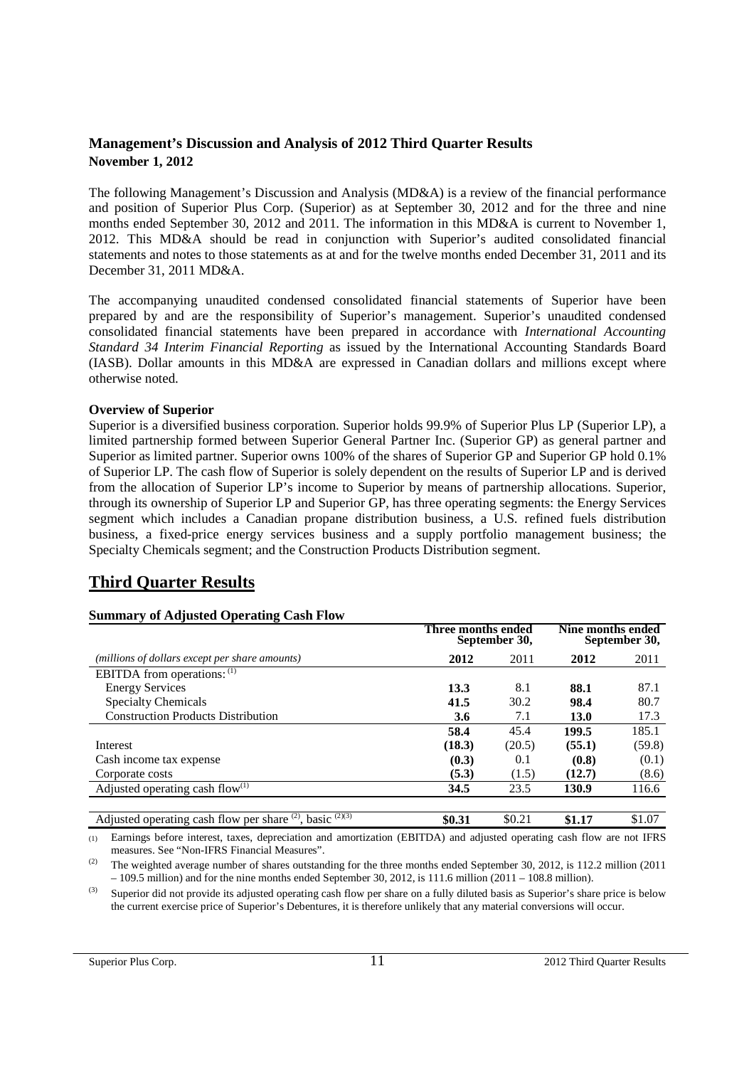## Management's Discussion and Analysis of 2012 Third Quarter Results

**November 1, 2012**

The following Management's Discussion and Analysis (MD&A) is a review of the financial performance and position of Superior Plus Corp. (Superior) as at September 30, 2012 and for the three and nine months ended September 30, 2012 and 2011. The information in this MD&A is current to November 1, 2012. This MD&A should be read in conjunction with Superior's audited consolidated financial statements and notes to those statements as at and for the twelve months ended December 31, 2011 and its December 31, 2011 MD&A.

The accompanying unaudited condensed consolidated financial statements of Superior have been prepared by and are the responsibility of Superior's management. Superior's unaudited condensed consolidated financial statements have been prepared in accordance with *International Accounting Standard 34 Interim Financial Reporting* as issued by the International Accounting Standards Board (IASB). Dollar amounts in this MD&A are expressed in Canadian dollars and millions except where otherwise noted.

**Overview of Superior**

Superior is a diversified business corporation. Superior holds 99.9% of Superior Plus LP (Superior LP), a limited partnership formed between Superior General Partner Inc. (Superior GP) as general partner and Superior as limited partner. Superior owns 100% of the shares of Superior GP and Superior GP hold 0.1% of Superior LP. The cash flow of Superior is solely dependent on the results of Superior LP and is derived from the allocation of Superior LP's income to Superior by means of partnership allocations. Superior, through its ownership of Superior LP and Superior GP, has three operating segments: the Energy Services segment which includes a Canadian propane distribution business, a U.S. refined fuels distribution business, a fixed-price energy services business and a supply portfolio management business; the Specialty Chemicals segment; and the Construction Products Distribution segment.

# Third Quarter Results

**Summary of Adjusted Operating Cash Flow**

| | Three months ended September 30, | | Nine months ended September 30, | |
|---|---|---|---|---|
| *(millions of dollars except per share amounts)* | **2012** | 2011 | **2012** | 2011 |
| EBITDA from operations: (1) | | | | |
| Energy Services | **13.3** | 8.1 | **88.1** | 87.1 |
| Specialty Chemicals | **41.5** | 30.2 | **98.4** | 80.7 |
| Construction Products Distribution | **3.6** | 7.1 | **13.0** | 17.3 |
| | **58.4** | 45.4 | **199.5** | 185.1 |
| Interest | **(18.3)** | (20.5) | **(55.1)** | (59.8) |
| Cash income tax expense | **(0.3)** | 0.1 | **(0.8)** | (0.1) |
| Corporate costs | **(5.3)** | (1.5) | **(12.7)** | (8.6) |
| Adjusted operating cash flow(1) | **34.5** | 23.5 | **130.9** | 116.6 |
| | | | | |
| Adjusted operating cash flow per share (2), basic (2)(3) | **$0.31** | $0.21 | **$1.17** | $1.07 |

(1) Earnings before interest, taxes, depreciation and amortization (EBITDA) and adjusted operating cash flow are not IFRS measures. See "Non-IFRS Financial Measures".

(2) The weighted average number of shares outstanding for the three months ended September 30, 2012, is 112.2 million (2011 – 109.5 million) and for the nine months ended September 30, 2012, is 111.6 million (2011 – 108.8 million).

(3) Superior did not provide its adjusted operating cash flow per share on a fully diluted basis as Superior's share price is below the current exercise price of Superior's Debentures, it is therefore unlikely that any material conversions will occur.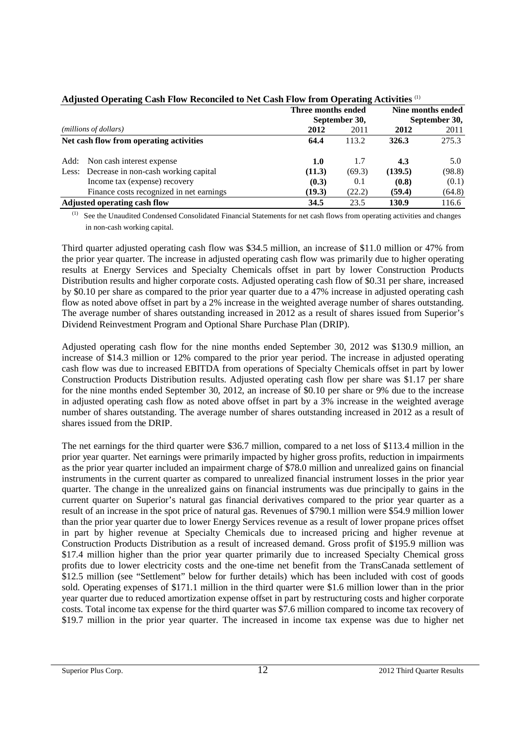**Adjusted Operating Cash Flow Reconciled to Net Cash Flow from Operating Activities** [(1)]

| *(millions of dollars)* | Three months ended September 30, 2012 | Three months ended September 30, 2011 | Nine months ended September 30, 2012 | Nine months ended September 30, 2011 |
|---|---|---|---|---|
| **Net cash flow from operating activities** | **64.4** | 113.2 | **326.3** | 275.3 |
| Add: Non cash interest expense | **1.0** | 1.7 | **4.3** | 5.0 |
| Less: Decrease in non-cash working capital | **(11.3)** | (69.3) | **(139.5)** | (98.8) |
| Income tax (expense) recovery | **(0.3)** | 0.1 | **(0.8)** | (0.1) |
| Finance costs recognized in net earnings | **(19.3)** | (22.2) | **(59.4)** | (64.8) |
| **Adjusted operating cash flow** | **34.5** | 23.5 | **130.9** | 116.6 |

(1) See the Unaudited Condensed Consolidated Financial Statements for net cash flows from operating activities and changes in non-cash working capital.

Third quarter adjusted operating cash flow was $34.5 million, an increase of $11.0 million or 47% from the prior year quarter. The increase in adjusted operating cash flow was primarily due to higher operating results at Energy Services and Specialty Chemicals offset in part by lower Construction Products Distribution results and higher corporate costs. Adjusted operating cash flow of $0.31 per share, increased by $0.10 per share as compared to the prior year quarter due to a 47% increase in adjusted operating cash flow as noted above offset in part by a 2% increase in the weighted average number of shares outstanding. The average number of shares outstanding increased in 2012 as a result of shares issued from Superior's Dividend Reinvestment Program and Optional Share Purchase Plan (DRIP).

Adjusted operating cash flow for the nine months ended September 30, 2012 was $130.9 million, an increase of $14.3 million or 12% compared to the prior year period. The increase in adjusted operating cash flow was due to increased EBITDA from operations of Specialty Chemicals offset in part by lower Construction Products Distribution results. Adjusted operating cash flow per share was $1.17 per share for the nine months ended September 30, 2012, an increase of $0.10 per share or 9% due to the increase in adjusted operating cash flow as noted above offset in part by a 3% increase in the weighted average number of shares outstanding. The average number of shares outstanding increased in 2012 as a result of shares issued from the DRIP.

The net earnings for the third quarter were $36.7 million, compared to a net loss of $113.4 million in the prior year quarter. Net earnings were primarily impacted by higher gross profits, reduction in impairments as the prior year quarter included an impairment charge of $78.0 million and unrealized gains on financial instruments in the current quarter as compared to unrealized financial instrument losses in the prior year quarter. The change in the unrealized gains on financial instruments was due principally to gains in the current quarter on Superior's natural gas financial derivatives compared to the prior year quarter as a result of an increase in the spot price of natural gas. Revenues of $790.1 million were $54.9 million lower than the prior year quarter due to lower Energy Services revenue as a result of lower propane prices offset in part by higher revenue at Specialty Chemicals due to increased pricing and higher revenue at Construction Products Distribution as a result of increased demand. Gross profit of $195.9 million was $17.4 million higher than the prior year quarter primarily due to increased Specialty Chemical gross profits due to lower electricity costs and the one-time net benefit from the TransCanada settlement of $12.5 million (see "Settlement" below for further details) which has been included with cost of goods sold. Operating expenses of $171.1 million in the third quarter were $1.6 million lower than in the prior year quarter due to reduced amortization expense offset in part by restructuring costs and higher corporate costs. Total income tax expense for the third quarter was $7.6 million compared to income tax recovery of $19.7 million in the prior year quarter. The increased in income tax expense was due to higher net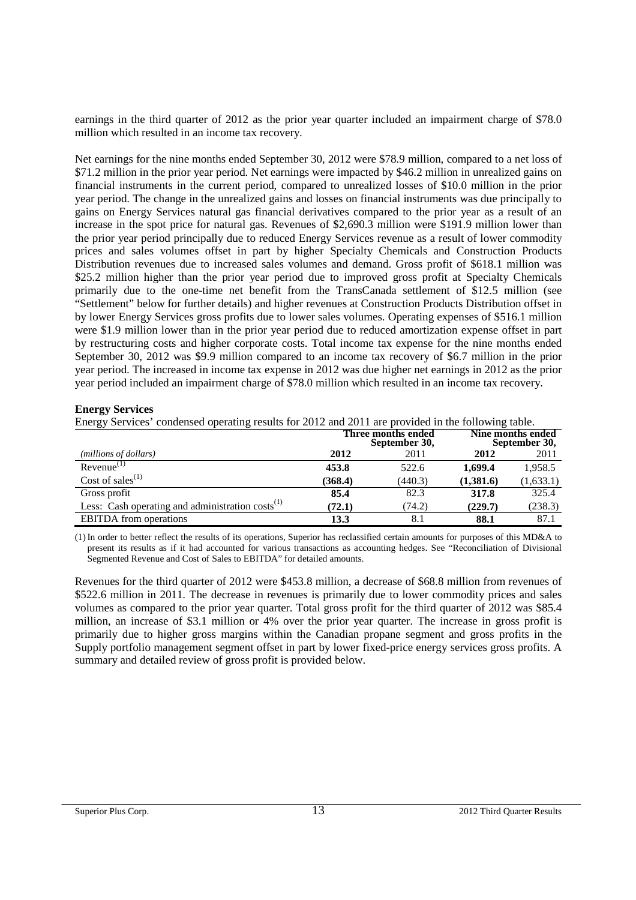earnings in the third quarter of 2012 as the prior year quarter included an impairment charge of $78.0 million which resulted in an income tax recovery.

Net earnings for the nine months ended September 30, 2012 were $78.9 million, compared to a net loss of $71.2 million in the prior year period. Net earnings were impacted by $46.2 million in unrealized gains on financial instruments in the current period, compared to unrealized losses of $10.0 million in the prior year period. The change in the unrealized gains and losses on financial instruments was due principally to gains on Energy Services natural gas financial derivatives compared to the prior year as a result of an increase in the spot price for natural gas. Revenues of $2,690.3 million were $191.9 million lower than the prior year period due to reduced Energy Services revenue as a result of lower commodity prices and sales volumes offset in part by higher Specialty Chemicals and Construction Products Distribution revenues due to increased sales volumes and demand. Gross profit of $618.1 million was $25.2 million higher than the prior year period due to improved gross profit at Specialty Chemicals primarily due to the one-time net benefit from the TransCanada settlement of $12.5 million (see "Settlement" below for further details) and higher revenues at Construction Products Distribution offset in by lower Energy Services gross profits due to lower sales volumes. Operating expenses of $516.1 million were $1.9 million lower than in the prior year period due to reduced amortization expense offset in part by restructuring costs and higher corporate costs. Total income tax expense for the nine months ended September 30, 2012 was $9.9 million compared to an income tax recovery of $6.7 million in the prior year period. The increased in income tax expense in 2012 was due higher net earnings in 2012 as the prior year period included an impairment charge of $78.0 million which resulted in an income tax recovery.

**Energy Services**

Energy Services' condensed operating results for 2012 and 2011 are provided in the following table.

| | Three months ended September 30, | | Nine months ended September 30, | |
|---|---|---|---|---|
| *(millions of dollars)* | **2012** | 2011 | **2012** | 2011 |
| Revenue(1) | **453.8** | 522.6 | **1,699.4** | 1,958.5 |
| Cost of sales(1) | **(368.4)** | (440.3) | **(1,381.6)** | (1,633.1) |
| Gross profit | **85.4** | 82.3 | **317.8** | 325.4 |
| Less: Cash operating and administration costs(1) | **(72.1)** | (74.2) | **(229.7)** | (238.3) |
| EBITDA from operations | **13.3** | 8.1 | **88.1** | 87.1 |

(1) In order to better reflect the results of its operations, Superior has reclassified certain amounts for purposes of this MD&A to present its results as if it had accounted for various transactions as accounting hedges. See "Reconciliation of Divisional Segmented Revenue and Cost of Sales to EBITDA" for detailed amounts.

Revenues for the third quarter of 2012 were $453.8 million, a decrease of $68.8 million from revenues of $522.6 million in 2011. The decrease in revenues is primarily due to lower commodity prices and sales volumes as compared to the prior year quarter. Total gross profit for the third quarter of 2012 was $85.4 million, an increase of $3.1 million or 4% over the prior year quarter. The increase in gross profit is primarily due to higher gross margins within the Canadian propane segment and gross profits in the Supply portfolio management segment offset in part by lower fixed-price energy services gross profits. A summary and detailed review of gross profit is provided below.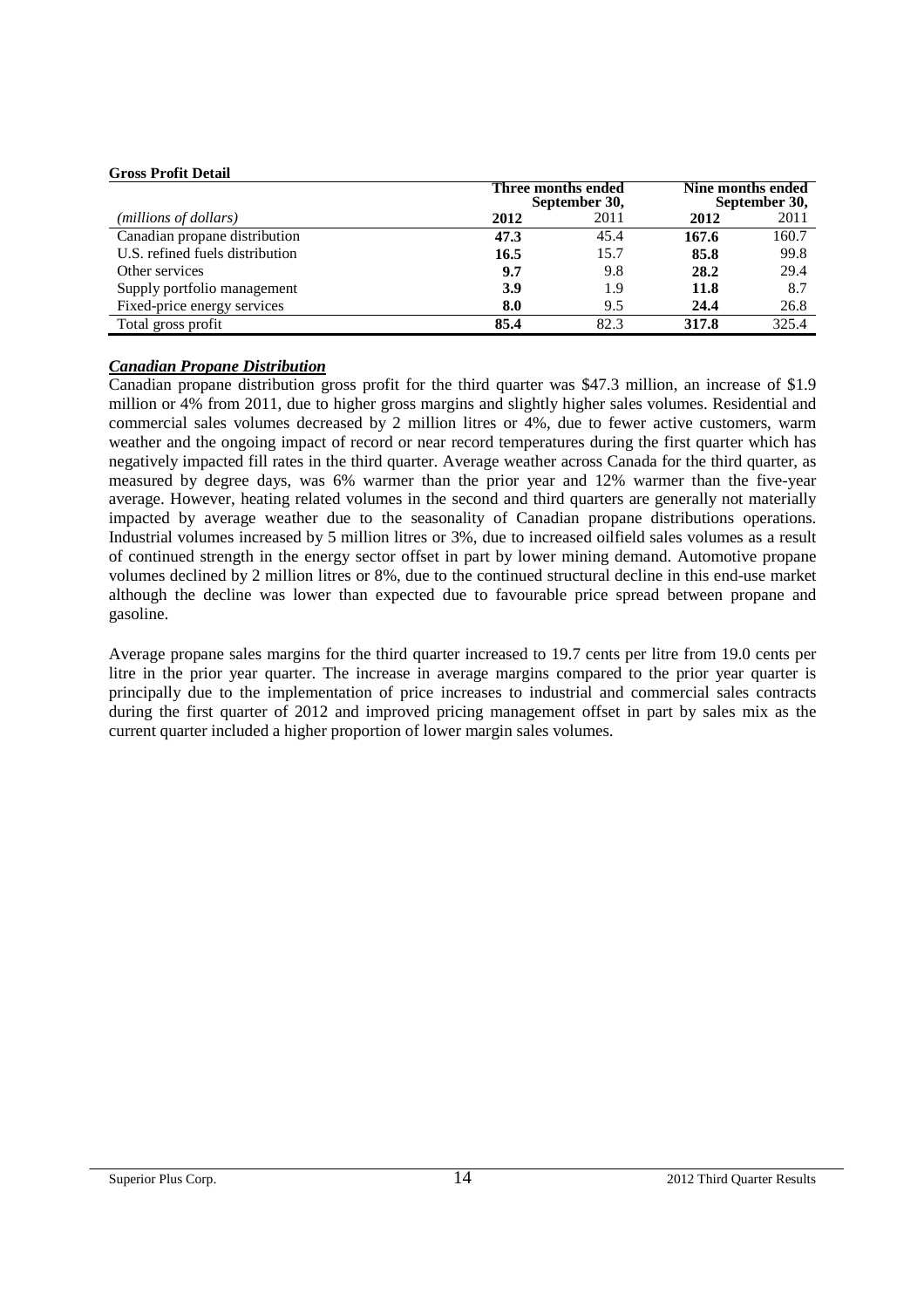**Gross Profit Detail**

| | Three months ended September 30, | | Nine months ended September 30, | |
|---|---|---|---|---|
| *(millions of dollars)* | **2012** | 2011 | **2012** | 2011 |
| Canadian propane distribution | **47.3** | 45.4 | **167.6** | 160.7 |
| U.S. refined fuels distribution | **16.5** | 15.7 | **85.8** | 99.8 |
| Other services | **9.7** | 9.8 | **28.2** | 29.4 |
| Supply portfolio management | **3.9** | 1.9 | **11.8** | 8.7 |
| Fixed-price energy services | **8.0** | 9.5 | **24.4** | 26.8 |
| Total gross profit | **85.4** | 82.3 | **317.8** | 325.4 |

### ***Canadian Propane Distribution***

Canadian propane distribution gross profit for the third quarter was $47.3 million, an increase of $1.9 million or 4% from 2011, due to higher gross margins and slightly higher sales volumes. Residential and commercial sales volumes decreased by 2 million litres or 4%, due to fewer active customers, warm weather and the ongoing impact of record or near record temperatures during the first quarter which has negatively impacted fill rates in the third quarter. Average weather across Canada for the third quarter, as measured by degree days, was 6% warmer than the prior year and 12% warmer than the five-year average. However, heating related volumes in the second and third quarters are generally not materially impacted by average weather due to the seasonality of Canadian propane distributions operations. Industrial volumes increased by 5 million litres or 3%, due to increased oilfield sales volumes as a result of continued strength in the energy sector offset in part by lower mining demand. Automotive propane volumes declined by 2 million litres or 8%, due to the continued structural decline in this end-use market although the decline was lower than expected due to favourable price spread between propane and gasoline.

Average propane sales margins for the third quarter increased to 19.7 cents per litre from 19.0 cents per litre in the prior year quarter. The increase in average margins compared to the prior year quarter is principally due to the implementation of price increases to industrial and commercial sales contracts during the first quarter of 2012 and improved pricing management offset in part by sales mix as the current quarter included a higher proportion of lower margin sales volumes.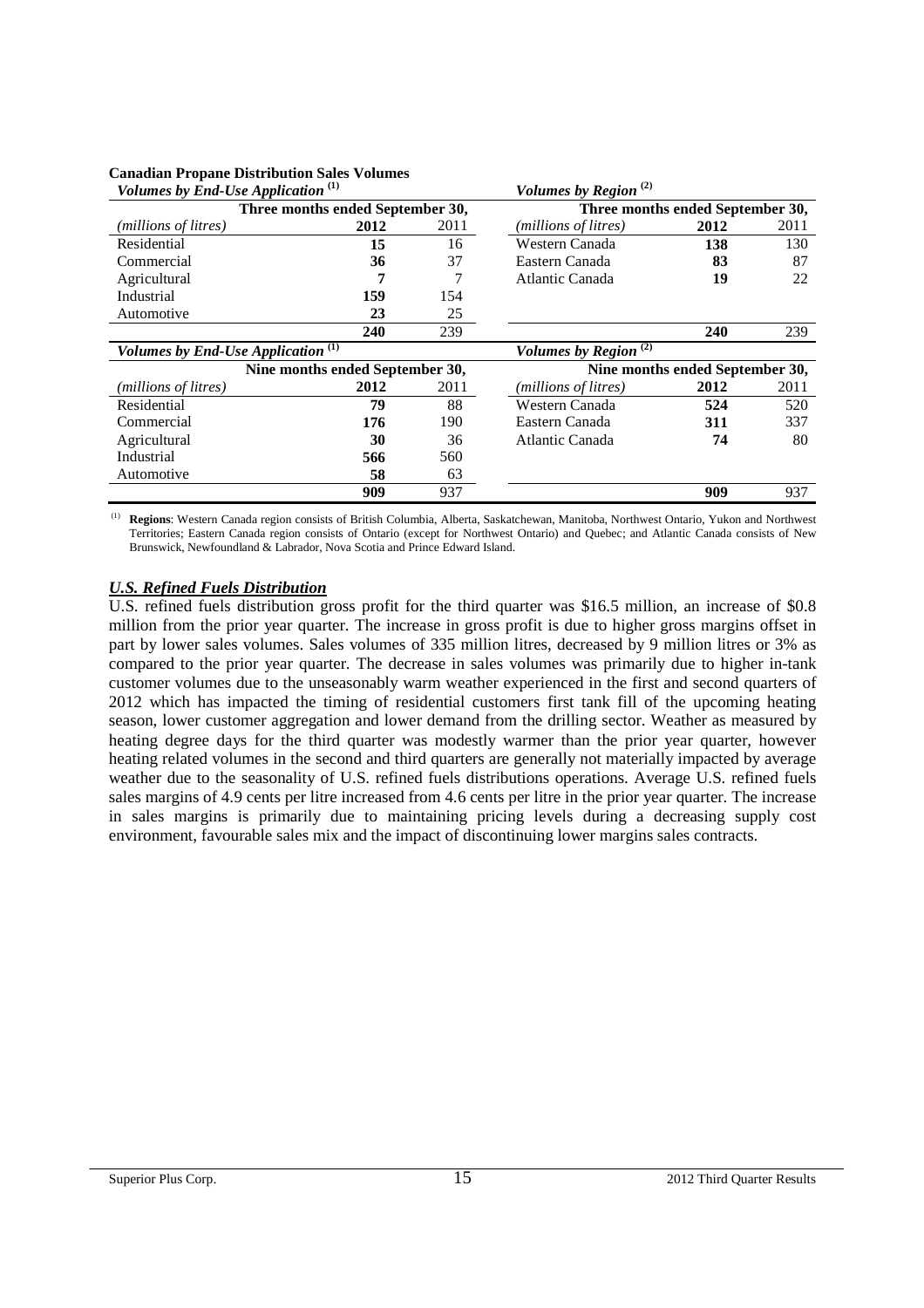**Canadian Propane Distribution Sales Volumes**

| *Volumes by End-Use Application* (1) | | | *Volumes by Region* (2) | | |
|---|---|---|---|---|---|
| | **Three months ended September 30,** | | | **Three months ended September 30,** | |
| *(millions of litres)* | **2012** | 2011 | *(millions of litres)* | **2012** | 2011 |
| Residential | **15** | 16 | Western Canada | **138** | 130 |
| Commercial | **36** | 37 | Eastern Canada | **83** | 87 |
| Agricultural | **7** | 7 | Atlantic Canada | **19** | 22 |
| Industrial | **159** | 154 | | | |
| Automotive | **23** | 25 | | | |
| | **240** | 239 | | **240** | 239 |

| *Volumes by End-Use Application* (1) | | | *Volumes by Region* (2) | | |
|---|---|---|---|---|---|
| | **Nine months ended September 30,** | | | **Nine months ended September 30,** | |
| *(millions of litres)* | **2012** | 2011 | *(millions of litres)* | **2012** | 2011 |
| Residential | **79** | 88 | Western Canada | **524** | 520 |
| Commercial | **176** | 190 | Eastern Canada | **311** | 337 |
| Agricultural | **30** | 36 | Atlantic Canada | **74** | 80 |
| Industrial | **566** | 560 | | | |
| Automotive | **58** | 63 | | | |
| | **909** | 937 | | **909** | 937 |

(1) **Regions**: Western Canada region consists of British Columbia, Alberta, Saskatchewan, Manitoba, Northwest Ontario, Yukon and Northwest Territories; Eastern Canada region consists of Ontario (except for Northwest Ontario) and Quebec; and Atlantic Canada consists of New Brunswick, Newfoundland & Labrador, Nova Scotia and Prince Edward Island.

### ***U.S. Refined Fuels Distribution***

U.S. refined fuels distribution gross profit for the third quarter was $16.5 million, an increase of $0.8 million from the prior year quarter. The increase in gross profit is due to higher gross margins offset in part by lower sales volumes. Sales volumes of 335 million litres, decreased by 9 million litres or 3% as compared to the prior year quarter. The decrease in sales volumes was primarily due to higher in-tank customer volumes due to the unseasonably warm weather experienced in the first and second quarters of 2012 which has impacted the timing of residential customers first tank fill of the upcoming heating season, lower customer aggregation and lower demand from the drilling sector. Weather as measured by heating degree days for the third quarter was modestly warmer than the prior year quarter, however heating related volumes in the second and third quarters are generally not materially impacted by average weather due to the seasonality of U.S. refined fuels distributions operations. Average U.S. refined fuels sales margins of 4.9 cents per litre increased from 4.6 cents per litre in the prior year quarter. The increase in sales margins is primarily due to maintaining pricing levels during a decreasing supply cost environment, favourable sales mix and the impact of discontinuing lower margins sales contracts.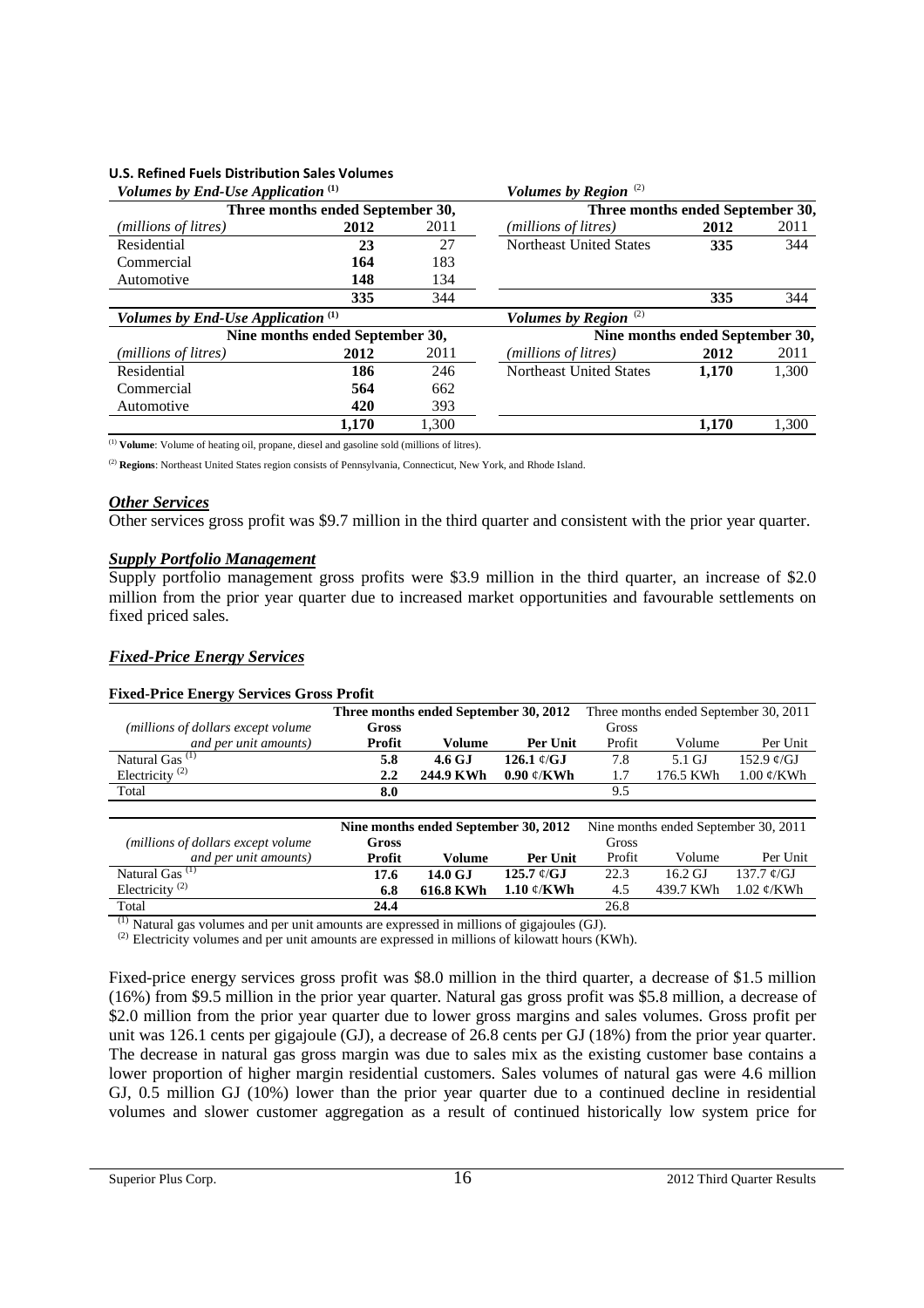**U.S. Refined Fuels Distribution Sales Volumes**

| *Volumes by End-Use Application* [(1)] | | | *Volumes by Region* [(2)] | | |
|---|---|---|---|---|---|
| Three months ended September 30, | | | Three months ended September 30, | | |
| *(millions of litres)* | **2012** | 2011 | *(millions of litres)* | **2012** | 2011 |
| Residential | **23** | 27 | Northeast United States | **335** | 344 |
| Commercial | **164** | 183 | | | |
| Automotive | **148** | 134 | | | |
| | **335** | 344 | | **335** | 344 |

| *Volumes by End-Use Application* [(1)] | | | *Volumes by Region* [(2)] | | |
|---|---|---|---|---|---|
| Nine months ended September 30, | | | Nine months ended September 30, | | |
| *(millions of litres)* | **2012** | 2011 | *(millions of litres)* | **2012** | 2011 |
| Residential | **186** | 246 | Northeast United States | **1,170** | 1,300 |
| Commercial | **564** | 662 | | | |
| Automotive | **420** | 393 | | | |
| | **1,170** | 1,300 | | **1,170** | 1,300 |

(1) **Volume**: Volume of heating oil, propane, diesel and gasoline sold (millions of litres).

(2) **Regions**: Northeast United States region consists of Pennsylvania, Connecticut, New York, and Rhode Island.

### *Other Services*

Other services gross profit was $9.7 million in the third quarter and consistent with the prior year quarter.

### *Supply Portfolio Management*

Supply portfolio management gross profits were $3.9 million in the third quarter, an increase of $2.0 million from the prior year quarter due to increased market opportunities and favourable settlements on fixed priced sales.

### *Fixed-Price Energy Services*

**Fixed-Price Energy Services Gross Profit**

| | **Three months ended September 30, 2012** | | | Three months ended September 30, 2011 | | |
|---|---|---|---|---|---|---|
| *(millions of dollars except volume and per unit amounts)* | **Gross Profit** | **Volume** | **Per Unit** | Gross Profit | Volume | Per Unit |
| Natural Gas [(1)] | **5.8** | **4.6 GJ** | **126.1 ¢/GJ** | 7.8 | 5.1 GJ | 152.9 ¢/GJ |
| Electricity [(2)] | **2.2** | **244.9 KWh** | **0.90 ¢/KWh** | 1.7 | 176.5 KWh | 1.00 ¢/KWh |
| Total | **8.0** | | | 9.5 | | |

| | **Nine months ended September 30, 2012** | | | Nine months ended September 30, 2011 | | |
|---|---|---|---|---|---|---|
| *(millions of dollars except volume and per unit amounts)* | **Gross Profit** | **Volume** | **Per Unit** | Gross Profit | Volume | Per Unit |
| Natural Gas [(1)] | **17.6** | **14.0 GJ** | **125.7 ¢/GJ** | 22.3 | 16.2 GJ | 137.7 ¢/GJ |
| Electricity [(2)] | **6.8** | **616.8 KWh** | **1.10 ¢/KWh** | 4.5 | 439.7 KWh | 1.02 ¢/KWh |
| Total | **24.4** | | | 26.8 | | |

(1) Natural gas volumes and per unit amounts are expressed in millions of gigajoules (GJ).
(2) Electricity volumes and per unit amounts are expressed in millions of kilowatt hours (KWh).

Fixed-price energy services gross profit was $8.0 million in the third quarter, a decrease of $1.5 million (16%) from $9.5 million in the prior year quarter. Natural gas gross profit was $5.8 million, a decrease of $2.0 million from the prior year quarter due to lower gross margins and sales volumes. Gross profit per unit was 126.1 cents per gigajoule (GJ), a decrease of 26.8 cents per GJ (18%) from the prior year quarter. The decrease in natural gas gross margin was due to sales mix as the existing customer base contains a lower proportion of higher margin residential customers. Sales volumes of natural gas were 4.6 million GJ, 0.5 million GJ (10%) lower than the prior year quarter due to a continued decline in residential volumes and slower customer aggregation as a result of continued historically low system price for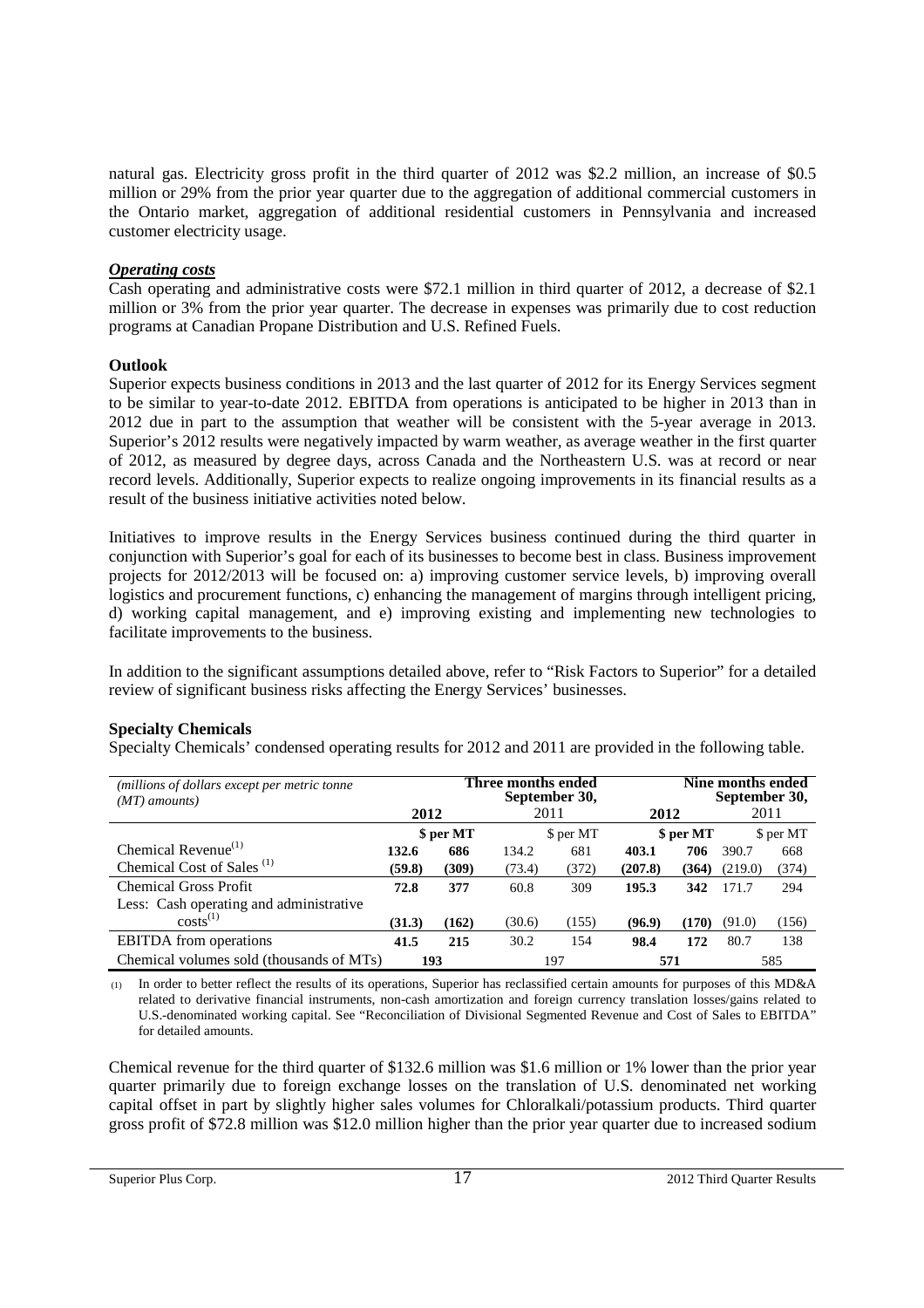natural gas. Electricity gross profit in the third quarter of 2012 was $2.2 million, an increase of $0.5 million or 29% from the prior year quarter due to the aggregation of additional commercial customers in the Ontario market, aggregation of additional residential customers in Pennsylvania and increased customer electricity usage.

***Operating costs***

Cash operating and administrative costs were $72.1 million in third quarter of 2012, a decrease of $2.1 million or 3% from the prior year quarter. The decrease in expenses was primarily due to cost reduction programs at Canadian Propane Distribution and U.S. Refined Fuels.

**Outlook**

Superior expects business conditions in 2013 and the last quarter of 2012 for its Energy Services segment to be similar to year-to-date 2012. EBITDA from operations is anticipated to be higher in 2013 than in 2012 due in part to the assumption that weather will be consistent with the 5-year average in 2013. Superior's 2012 results were negatively impacted by warm weather, as average weather in the first quarter of 2012, as measured by degree days, across Canada and the Northeastern U.S. was at record or near record levels. Additionally, Superior expects to realize ongoing improvements in its financial results as a result of the business initiative activities noted below.

Initiatives to improve results in the Energy Services business continued during the third quarter in conjunction with Superior's goal for each of its businesses to become best in class. Business improvement projects for 2012/2013 will be focused on: a) improving customer service levels, b) improving overall logistics and procurement functions, c) enhancing the management of margins through intelligent pricing, d) working capital management, and e) improving existing and implementing new technologies to facilitate improvements to the business.

In addition to the significant assumptions detailed above, refer to "Risk Factors to Superior" for a detailed review of significant business risks affecting the Energy Services' businesses.

**Specialty Chemicals**

Specialty Chemicals' condensed operating results for 2012 and 2011 are provided in the following table.

| *(millions of dollars except per metric tonne (MT) amounts)* | **Three months ended September 30,** | | | | **Nine months ended September 30,** | | | |
|---|---|---|---|---|---|---|---|---|
| | **2012** | | 2011 | | **2012** | | 2011 | |
| | | **$ per MT** | | $ per MT | | **$ per MT** | | $ per MT |
| Chemical Revenue[(1)] | **132.6** | **686** | 134.2 | 681 | **403.1** | **706** | 390.7 | 668 |
| Chemical Cost of Sales [(1)] | **(59.8)** | **(309)** | (73.4) | (372) | **(207.8)** | **(364)** | (219.0) | (374) |
| Chemical Gross Profit | **72.8** | **377** | 60.8 | 309 | **195.3** | **342** | 171.7 | 294 |
| Less: Cash operating and administrative costs[(1)] | **(31.3)** | **(162)** | (30.6) | (155) | **(96.9)** | **(170)** | (91.0) | (156) |
| EBITDA from operations | **41.5** | **215** | 30.2 | 154 | **98.4** | **172** | 80.7 | 138 |
| Chemical volumes sold (thousands of MTs) | **193** | | 197 | | **571** | | 585 | |

(1) In order to better reflect the results of its operations, Superior has reclassified certain amounts for purposes of this MD&A related to derivative financial instruments, non-cash amortization and foreign currency translation losses/gains related to U.S.-denominated working capital. See "Reconciliation of Divisional Segmented Revenue and Cost of Sales to EBITDA" for detailed amounts.

Chemical revenue for the third quarter of $132.6 million was $1.6 million or 1% lower than the prior year quarter primarily due to foreign exchange losses on the translation of U.S. denominated net working capital offset in part by slightly higher sales volumes for Chloralkali/potassium products. Third quarter gross profit of $72.8 million was $12.0 million higher than the prior year quarter due to increased sodium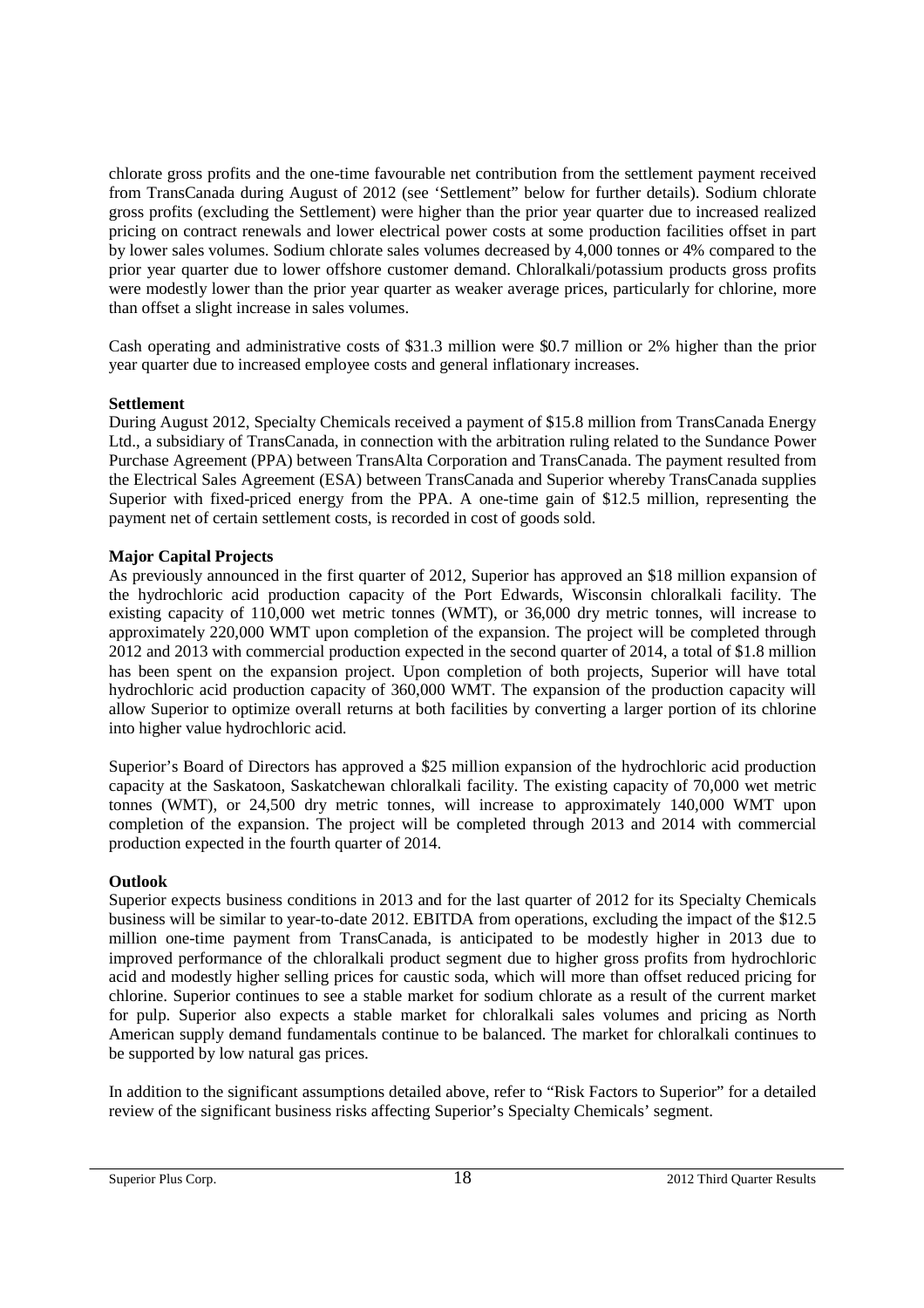chlorate gross profits and the one-time favourable net contribution from the settlement payment received from TransCanada during August of 2012 (see 'Settlement" below for further details). Sodium chlorate gross profits (excluding the Settlement) were higher than the prior year quarter due to increased realized pricing on contract renewals and lower electrical power costs at some production facilities offset in part by lower sales volumes. Sodium chlorate sales volumes decreased by 4,000 tonnes or 4% compared to the prior year quarter due to lower offshore customer demand. Chloralkali/potassium products gross profits were modestly lower than the prior year quarter as weaker average prices, particularly for chlorine, more than offset a slight increase in sales volumes.

Cash operating and administrative costs of $31.3 million were $0.7 million or 2% higher than the prior year quarter due to increased employee costs and general inflationary increases.

**Settlement**

During August 2012, Specialty Chemicals received a payment of $15.8 million from TransCanada Energy Ltd., a subsidiary of TransCanada, in connection with the arbitration ruling related to the Sundance Power Purchase Agreement (PPA) between TransAlta Corporation and TransCanada. The payment resulted from the Electrical Sales Agreement (ESA) between TransCanada and Superior whereby TransCanada supplies Superior with fixed-priced energy from the PPA. A one-time gain of $12.5 million, representing the payment net of certain settlement costs, is recorded in cost of goods sold.

**Major Capital Projects**

As previously announced in the first quarter of 2012, Superior has approved an $18 million expansion of the hydrochloric acid production capacity of the Port Edwards, Wisconsin chloralkali facility. The existing capacity of 110,000 wet metric tonnes (WMT), or 36,000 dry metric tonnes, will increase to approximately 220,000 WMT upon completion of the expansion. The project will be completed through 2012 and 2013 with commercial production expected in the second quarter of 2014, a total of $1.8 million has been spent on the expansion project. Upon completion of both projects, Superior will have total hydrochloric acid production capacity of 360,000 WMT. The expansion of the production capacity will allow Superior to optimize overall returns at both facilities by converting a larger portion of its chlorine into higher value hydrochloric acid.

Superior's Board of Directors has approved a $25 million expansion of the hydrochloric acid production capacity at the Saskatoon, Saskatchewan chloralkali facility. The existing capacity of 70,000 wet metric tonnes (WMT), or 24,500 dry metric tonnes, will increase to approximately 140,000 WMT upon completion of the expansion. The project will be completed through 2013 and 2014 with commercial production expected in the fourth quarter of 2014.

**Outlook**

Superior expects business conditions in 2013 and for the last quarter of 2012 for its Specialty Chemicals business will be similar to year-to-date 2012. EBITDA from operations, excluding the impact of the $12.5 million one-time payment from TransCanada, is anticipated to be modestly higher in 2013 due to improved performance of the chloralkali product segment due to higher gross profits from hydrochloric acid and modestly higher selling prices for caustic soda, which will more than offset reduced pricing for chlorine. Superior continues to see a stable market for sodium chlorate as a result of the current market for pulp. Superior also expects a stable market for chloralkali sales volumes and pricing as North American supply demand fundamentals continue to be balanced. The market for chloralkali continues to be supported by low natural gas prices.

In addition to the significant assumptions detailed above, refer to "Risk Factors to Superior" for a detailed review of the significant business risks affecting Superior's Specialty Chemicals' segment.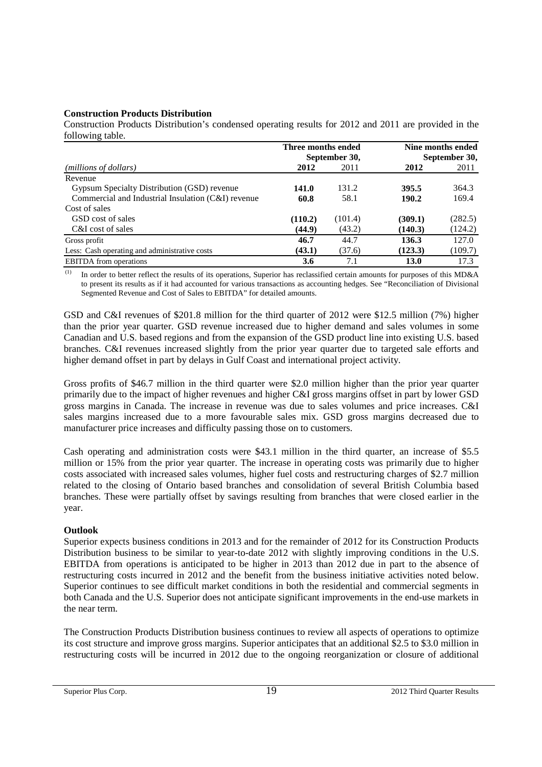**Construction Products Distribution**

Construction Products Distribution's condensed operating results for 2012 and 2011 are provided in the following table.

| *(millions of dollars)* | Three months ended September 30, 2012 | Three months ended September 30, 2011 | Nine months ended September 30, 2012 | Nine months ended September 30, 2011 |
|---|---|---|---|---|
| Revenue | | | | |
| Gypsum Specialty Distribution (GSD) revenue | **141.0** | 131.2 | **395.5** | 364.3 |
| Commercial and Industrial Insulation (C&I) revenue | **60.8** | 58.1 | **190.2** | 169.4 |
| Cost of sales | | | | |
| GSD cost of sales | **(110.2)** | (101.4) | **(309.1)** | (282.5) |
| C&I cost of sales | **(44.9)** | (43.2) | **(140.3)** | (124.2) |
| Gross profit | **46.7** | 44.7 | **136.3** | 127.0 |
| Less: Cash operating and administrative costs | **(43.1)** | (37.6) | **(123.3)** | (109.7) |
| EBITDA from operations | **3.6** | 7.1 | **13.0** | 17.3 |

(1) In order to better reflect the results of its operations, Superior has reclassified certain amounts for purposes of this MD&A to present its results as if it had accounted for various transactions as accounting hedges. See "Reconciliation of Divisional Segmented Revenue and Cost of Sales to EBITDA" for detailed amounts.

GSD and C&I revenues of $201.8 million for the third quarter of 2012 were $12.5 million (7%) higher than the prior year quarter. GSD revenue increased due to higher demand and sales volumes in some Canadian and U.S. based regions and from the expansion of the GSD product line into existing U.S. based branches. C&I revenues increased slightly from the prior year quarter due to targeted sale efforts and higher demand offset in part by delays in Gulf Coast and international project activity.

Gross profits of $46.7 million in the third quarter were $2.0 million higher than the prior year quarter primarily due to the impact of higher revenues and higher C&I gross margins offset in part by lower GSD gross margins in Canada. The increase in revenue was due to sales volumes and price increases. C&I sales margins increased due to a more favourable sales mix. GSD gross margins decreased due to manufacturer price increases and difficulty passing those on to customers.

Cash operating and administration costs were $43.1 million in the third quarter, an increase of $5.5 million or 15% from the prior year quarter. The increase in operating costs was primarily due to higher costs associated with increased sales volumes, higher fuel costs and restructuring charges of $2.7 million related to the closing of Ontario based branches and consolidation of several British Columbia based branches. These were partially offset by savings resulting from branches that were closed earlier in the year.

**Outlook**

Superior expects business conditions in 2013 and for the remainder of 2012 for its Construction Products Distribution business to be similar to year-to-date 2012 with slightly improving conditions in the U.S. EBITDA from operations is anticipated to be higher in 2013 than 2012 due in part to the absence of restructuring costs incurred in 2012 and the benefit from the business initiative activities noted below. Superior continues to see difficult market conditions in both the residential and commercial segments in both Canada and the U.S. Superior does not anticipate significant improvements in the end-use markets in the near term.

The Construction Products Distribution business continues to review all aspects of operations to optimize its cost structure and improve gross margins. Superior anticipates that an additional $2.5 to $3.0 million in restructuring costs will be incurred in 2012 due to the ongoing reorganization or closure of additional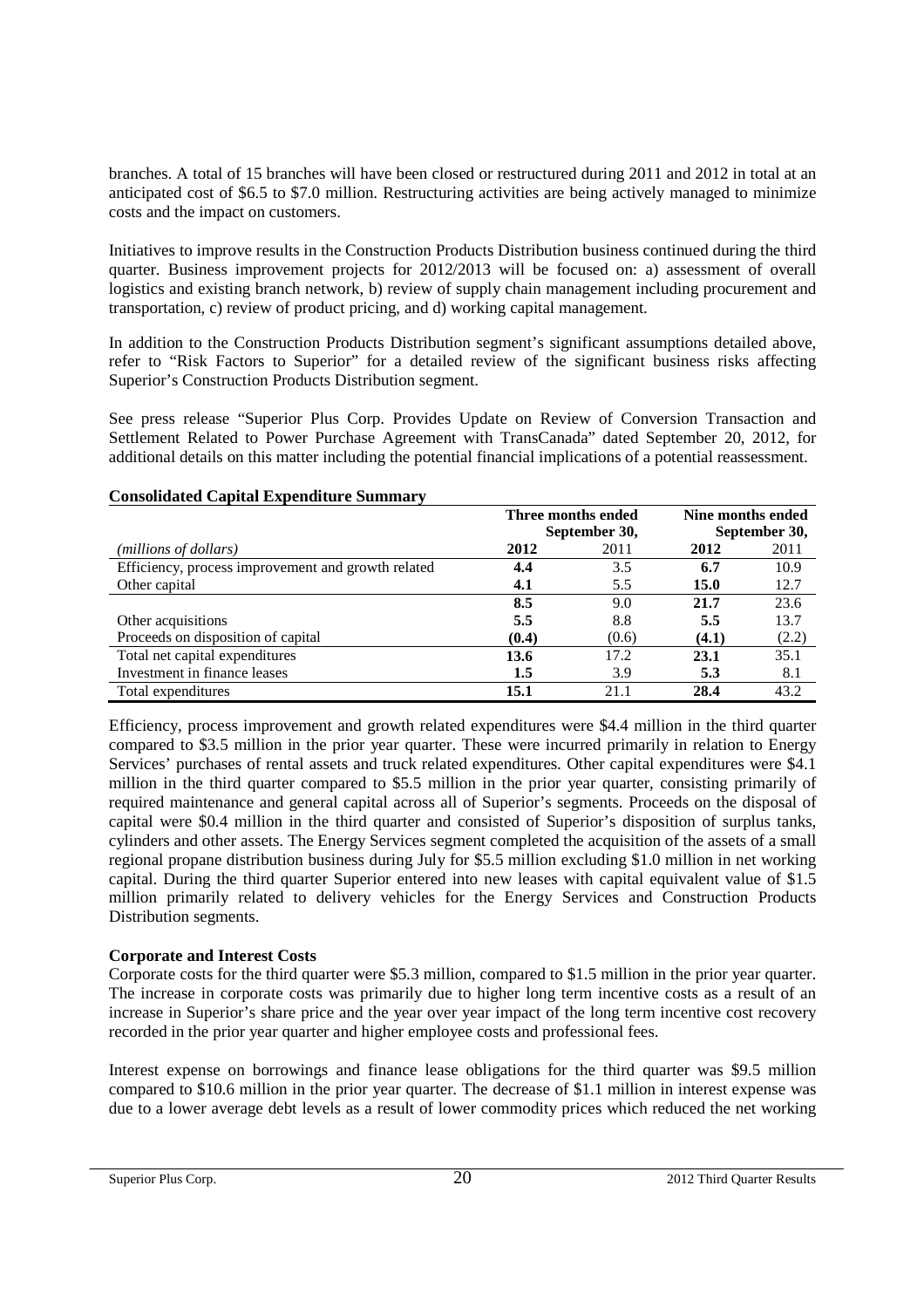branches. A total of 15 branches will have been closed or restructured during 2011 and 2012 in total at an anticipated cost of $6.5 to $7.0 million. Restructuring activities are being actively managed to minimize costs and the impact on customers.

Initiatives to improve results in the Construction Products Distribution business continued during the third quarter. Business improvement projects for 2012/2013 will be focused on: a) assessment of overall logistics and existing branch network, b) review of supply chain management including procurement and transportation, c) review of product pricing, and d) working capital management.

In addition to the Construction Products Distribution segment's significant assumptions detailed above, refer to "Risk Factors to Superior" for a detailed review of the significant business risks affecting Superior's Construction Products Distribution segment.

See press release "Superior Plus Corp. Provides Update on Review of Conversion Transaction and Settlement Related to Power Purchase Agreement with TransCanada" dated September 20, 2012, for additional details on this matter including the potential financial implications of a potential reassessment.

**Consolidated Capital Expenditure Summary**

| | Three months ended September 30, | | Nine months ended September 30, | |
|---|---|---|---|---|
| *(millions of dollars)* | **2012** | 2011 | **2012** | 2011 |
| Efficiency, process improvement and growth related | **4.4** | 3.5 | **6.7** | 10.9 |
| Other capital | **4.1** | 5.5 | **15.0** | 12.7 |
| | **8.5** | 9.0 | **21.7** | 23.6 |
| Other acquisitions | **5.5** | 8.8 | **5.5** | 13.7 |
| Proceeds on disposition of capital | **(0.4)** | (0.6) | **(4.1)** | (2.2) |
| Total net capital expenditures | **13.6** | 17.2 | **23.1** | 35.1 |
| Investment in finance leases | **1.5** | 3.9 | **5.3** | 8.1 |
| Total expenditures | **15.1** | 21.1 | **28.4** | 43.2 |

Efficiency, process improvement and growth related expenditures were $4.4 million in the third quarter compared to $3.5 million in the prior year quarter. These were incurred primarily in relation to Energy Services' purchases of rental assets and truck related expenditures. Other capital expenditures were $4.1 million in the third quarter compared to $5.5 million in the prior year quarter, consisting primarily of required maintenance and general capital across all of Superior's segments. Proceeds on the disposal of capital were $0.4 million in the third quarter and consisted of Superior's disposition of surplus tanks, cylinders and other assets. The Energy Services segment completed the acquisition of the assets of a small regional propane distribution business during July for $5.5 million excluding $1.0 million in net working capital. During the third quarter Superior entered into new leases with capital equivalent value of $1.5 million primarily related to delivery vehicles for the Energy Services and Construction Products Distribution segments.

**Corporate and Interest Costs**

Corporate costs for the third quarter were $5.3 million, compared to $1.5 million in the prior year quarter. The increase in corporate costs was primarily due to higher long term incentive costs as a result of an increase in Superior's share price and the year over year impact of the long term incentive cost recovery recorded in the prior year quarter and higher employee costs and professional fees.

Interest expense on borrowings and finance lease obligations for the third quarter was $9.5 million compared to $10.6 million in the prior year quarter. The decrease of $1.1 million in interest expense was due to a lower average debt levels as a result of lower commodity prices which reduced the net working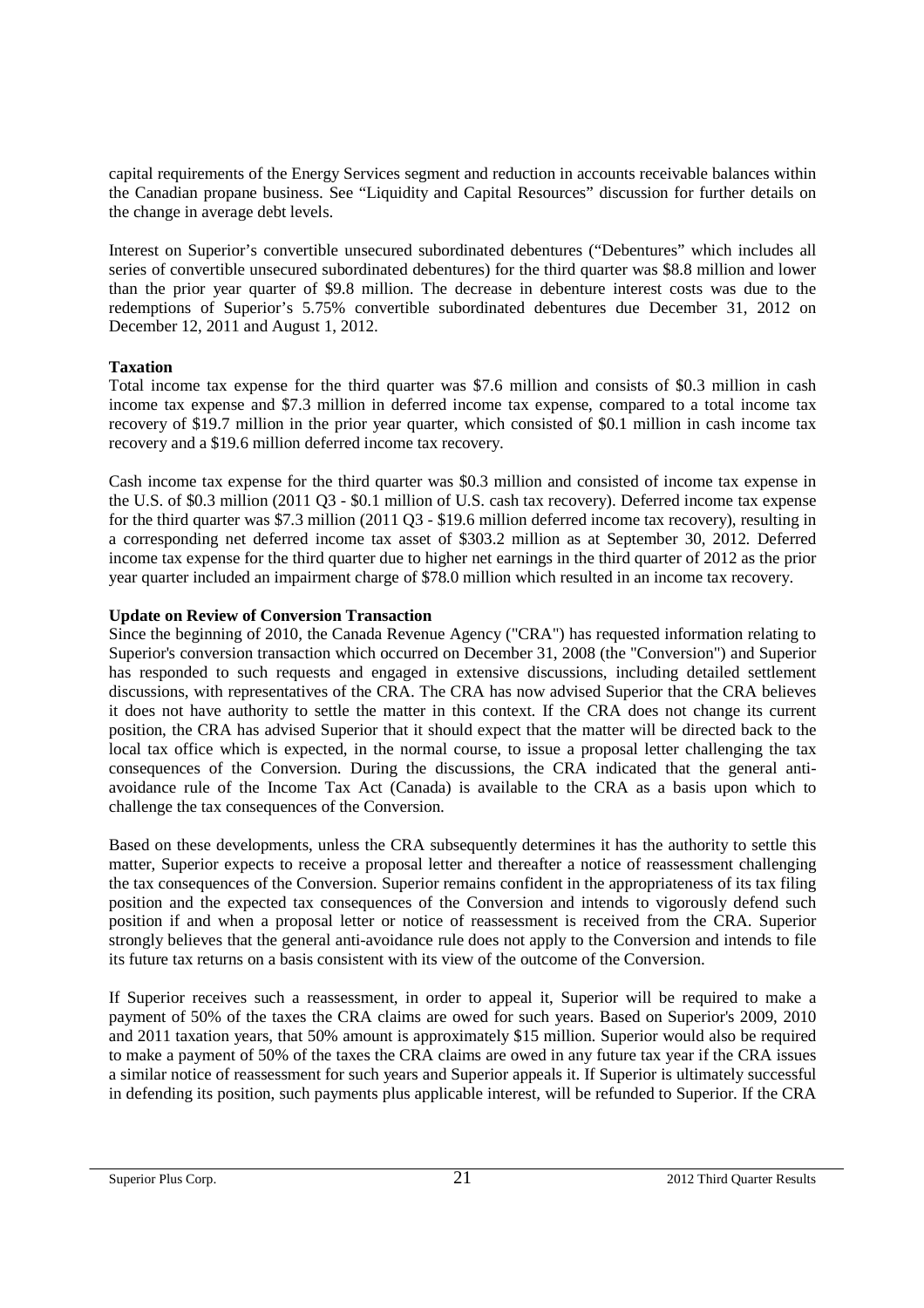capital requirements of the Energy Services segment and reduction in accounts receivable balances within the Canadian propane business. See "Liquidity and Capital Resources" discussion for further details on the change in average debt levels.

Interest on Superior's convertible unsecured subordinated debentures ("Debentures" which includes all series of convertible unsecured subordinated debentures) for the third quarter was $8.8 million and lower than the prior year quarter of $9.8 million. The decrease in debenture interest costs was due to the redemptions of Superior's 5.75% convertible subordinated debentures due December 31, 2012 on December 12, 2011 and August 1, 2012.

**Taxation**

Total income tax expense for the third quarter was $7.6 million and consists of $0.3 million in cash income tax expense and $7.3 million in deferred income tax expense, compared to a total income tax recovery of $19.7 million in the prior year quarter, which consisted of $0.1 million in cash income tax recovery and a $19.6 million deferred income tax recovery.

Cash income tax expense for the third quarter was $0.3 million and consisted of income tax expense in the U.S. of $0.3 million (2011 Q3 - $0.1 million of U.S. cash tax recovery). Deferred income tax expense for the third quarter was $7.3 million (2011 Q3 - $19.6 million deferred income tax recovery), resulting in a corresponding net deferred income tax asset of $303.2 million as at September 30, 2012. Deferred income tax expense for the third quarter due to higher net earnings in the third quarter of 2012 as the prior year quarter included an impairment charge of $78.0 million which resulted in an income tax recovery.

**Update on Review of Conversion Transaction**

Since the beginning of 2010, the Canada Revenue Agency ("CRA") has requested information relating to Superior's conversion transaction which occurred on December 31, 2008 (the "Conversion") and Superior has responded to such requests and engaged in extensive discussions, including detailed settlement discussions, with representatives of the CRA. The CRA has now advised Superior that the CRA believes it does not have authority to settle the matter in this context. If the CRA does not change its current position, the CRA has advised Superior that it should expect that the matter will be directed back to the local tax office which is expected, in the normal course, to issue a proposal letter challenging the tax consequences of the Conversion. During the discussions, the CRA indicated that the general anti-avoidance rule of the Income Tax Act (Canada) is available to the CRA as a basis upon which to challenge the tax consequences of the Conversion.

Based on these developments, unless the CRA subsequently determines it has the authority to settle this matter, Superior expects to receive a proposal letter and thereafter a notice of reassessment challenging the tax consequences of the Conversion. Superior remains confident in the appropriateness of its tax filing position and the expected tax consequences of the Conversion and intends to vigorously defend such position if and when a proposal letter or notice of reassessment is received from the CRA. Superior strongly believes that the general anti-avoidance rule does not apply to the Conversion and intends to file its future tax returns on a basis consistent with its view of the outcome of the Conversion.

If Superior receives such a reassessment, in order to appeal it, Superior will be required to make a payment of 50% of the taxes the CRA claims are owed for such years. Based on Superior's 2009, 2010 and 2011 taxation years, that 50% amount is approximately $15 million. Superior would also be required to make a payment of 50% of the taxes the CRA claims are owed in any future tax year if the CRA issues a similar notice of reassessment for such years and Superior appeals it. If Superior is ultimately successful in defending its position, such payments plus applicable interest, will be refunded to Superior. If the CRA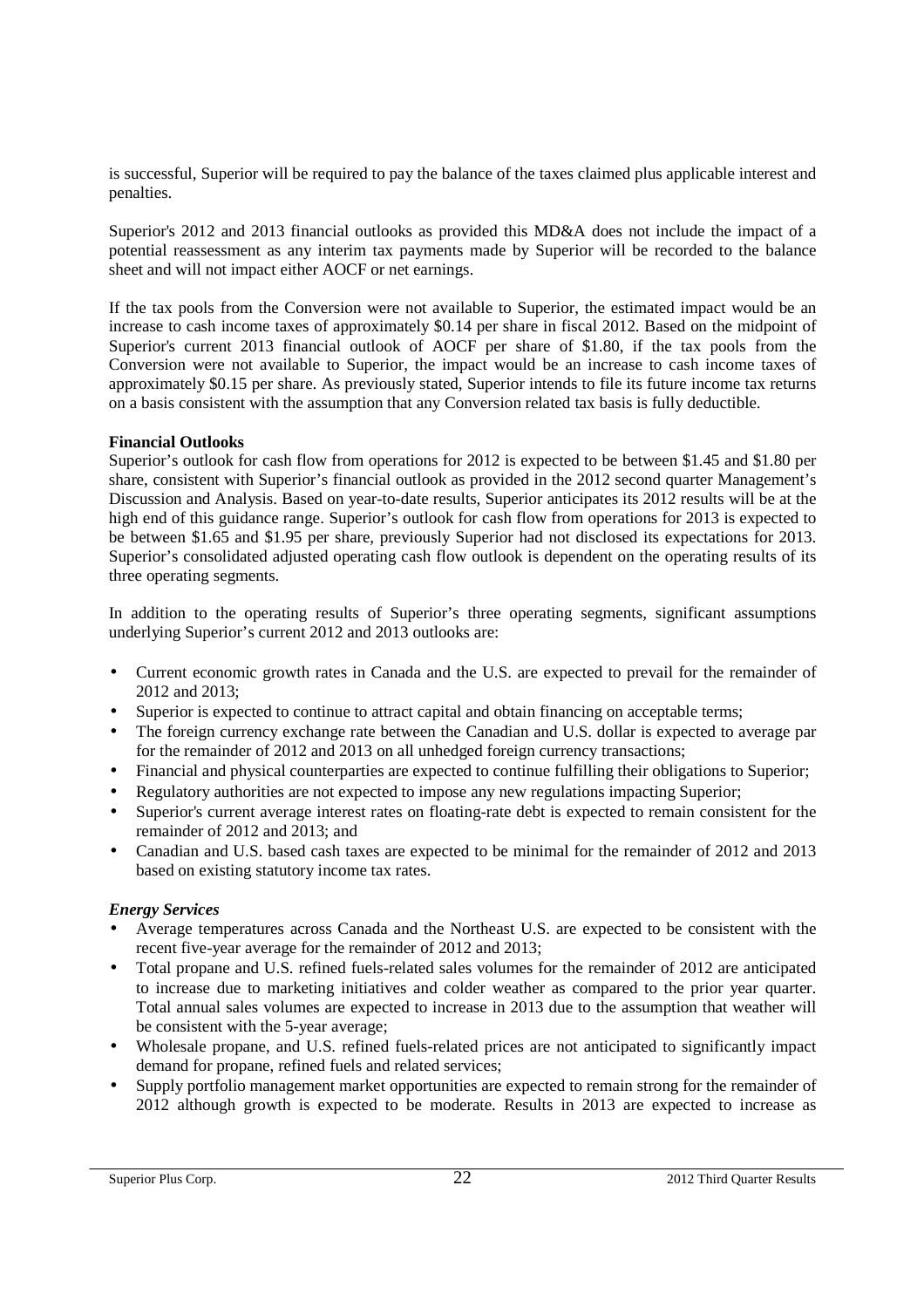is successful, Superior will be required to pay the balance of the taxes claimed plus applicable interest and penalties.

Superior's 2012 and 2013 financial outlooks as provided this MD&A does not include the impact of a potential reassessment as any interim tax payments made by Superior will be recorded to the balance sheet and will not impact either AOCF or net earnings.

If the tax pools from the Conversion were not available to Superior, the estimated impact would be an increase to cash income taxes of approximately $0.14 per share in fiscal 2012. Based on the midpoint of Superior's current 2013 financial outlook of AOCF per share of $1.80, if the tax pools from the Conversion were not available to Superior, the impact would be an increase to cash income taxes of approximately $0.15 per share. As previously stated, Superior intends to file its future income tax returns on a basis consistent with the assumption that any Conversion related tax basis is fully deductible.

**Financial Outlooks**

Superior's outlook for cash flow from operations for 2012 is expected to be between $1.45 and $1.80 per share, consistent with Superior's financial outlook as provided in the 2012 second quarter Management's Discussion and Analysis. Based on year-to-date results, Superior anticipates its 2012 results will be at the high end of this guidance range. Superior's outlook for cash flow from operations for 2013 is expected to be between $1.65 and $1.95 per share, previously Superior had not disclosed its expectations for 2013. Superior's consolidated adjusted operating cash flow outlook is dependent on the operating results of its three operating segments.

In addition to the operating results of Superior's three operating segments, significant assumptions underlying Superior's current 2012 and 2013 outlooks are:

- Current economic growth rates in Canada and the U.S. are expected to prevail for the remainder of 2012 and 2013;
- Superior is expected to continue to attract capital and obtain financing on acceptable terms;
- The foreign currency exchange rate between the Canadian and U.S. dollar is expected to average par for the remainder of 2012 and 2013 on all unhedged foreign currency transactions;
- Financial and physical counterparties are expected to continue fulfilling their obligations to Superior;
- Regulatory authorities are not expected to impose any new regulations impacting Superior;
- Superior's current average interest rates on floating-rate debt is expected to remain consistent for the remainder of 2012 and 2013; and
- Canadian and U.S. based cash taxes are expected to be minimal for the remainder of 2012 and 2013 based on existing statutory income tax rates.

***Energy Services***

- Average temperatures across Canada and the Northeast U.S. are expected to be consistent with the recent five-year average for the remainder of 2012 and 2013;
- Total propane and U.S. refined fuels-related sales volumes for the remainder of 2012 are anticipated to increase due to marketing initiatives and colder weather as compared to the prior year quarter. Total annual sales volumes are expected to increase in 2013 due to the assumption that weather will be consistent with the 5-year average;
- Wholesale propane, and U.S. refined fuels-related prices are not anticipated to significantly impact demand for propane, refined fuels and related services;
- Supply portfolio management market opportunities are expected to remain strong for the remainder of 2012 although growth is expected to be moderate. Results in 2013 are expected to increase as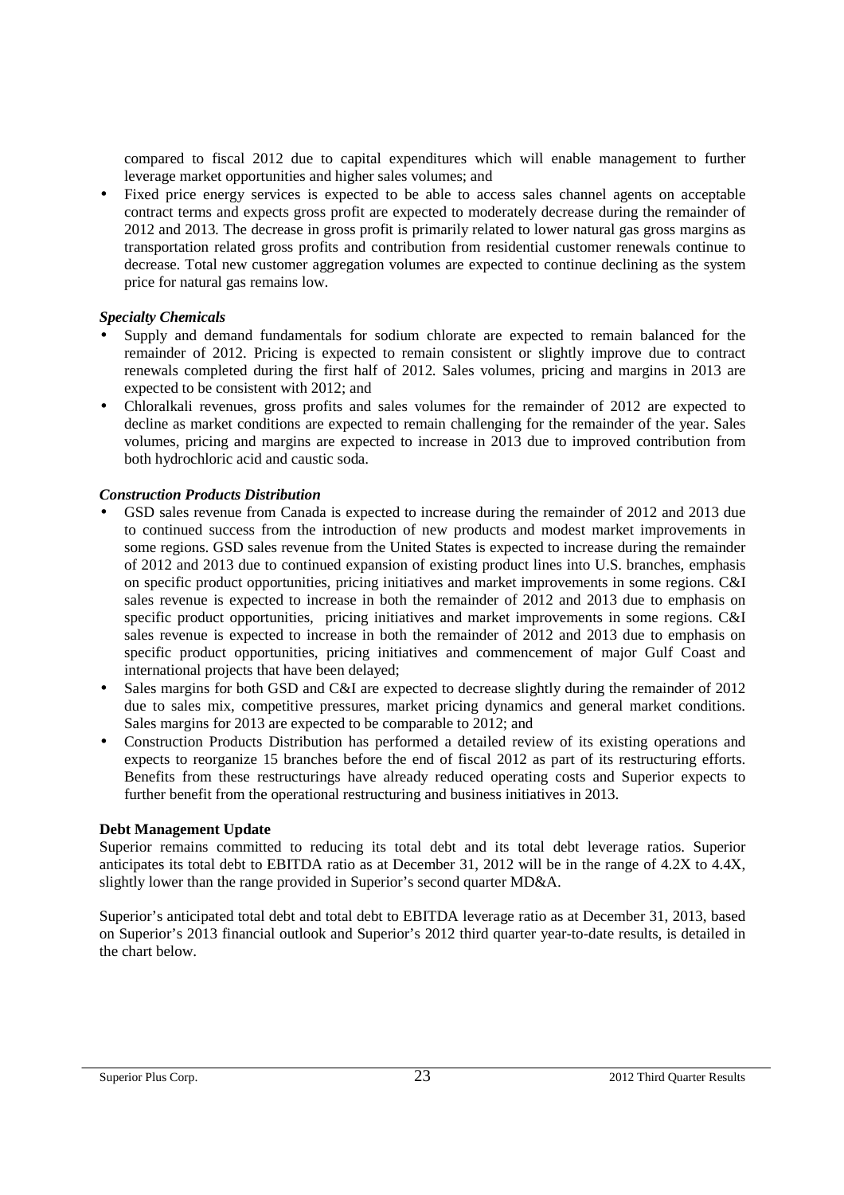compared to fiscal 2012 due to capital expenditures which will enable management to further leverage market opportunities and higher sales volumes; and

- Fixed price energy services is expected to be able to access sales channel agents on acceptable contract terms and expects gross profit are expected to moderately decrease during the remainder of 2012 and 2013. The decrease in gross profit is primarily related to lower natural gas gross margins as transportation related gross profits and contribution from residential customer renewals continue to decrease. Total new customer aggregation volumes are expected to continue declining as the system price for natural gas remains low.

***Specialty Chemicals***

- Supply and demand fundamentals for sodium chlorate are expected to remain balanced for the remainder of 2012. Pricing is expected to remain consistent or slightly improve due to contract renewals completed during the first half of 2012. Sales volumes, pricing and margins in 2013 are expected to be consistent with 2012; and
- Chloralkali revenues, gross profits and sales volumes for the remainder of 2012 are expected to decline as market conditions are expected to remain challenging for the remainder of the year. Sales volumes, pricing and margins are expected to increase in 2013 due to improved contribution from both hydrochloric acid and caustic soda.

***Construction Products Distribution***

- GSD sales revenue from Canada is expected to increase during the remainder of 2012 and 2013 due to continued success from the introduction of new products and modest market improvements in some regions. GSD sales revenue from the United States is expected to increase during the remainder of 2012 and 2013 due to continued expansion of existing product lines into U.S. branches, emphasis on specific product opportunities, pricing initiatives and market improvements in some regions. C&I sales revenue is expected to increase in both the remainder of 2012 and 2013 due to emphasis on specific product opportunities, pricing initiatives and market improvements in some regions. C&I sales revenue is expected to increase in both the remainder of 2012 and 2013 due to emphasis on specific product opportunities, pricing initiatives and commencement of major Gulf Coast and international projects that have been delayed;
- Sales margins for both GSD and C&I are expected to decrease slightly during the remainder of 2012 due to sales mix, competitive pressures, market pricing dynamics and general market conditions. Sales margins for 2013 are expected to be comparable to 2012; and
- Construction Products Distribution has performed a detailed review of its existing operations and expects to reorganize 15 branches before the end of fiscal 2012 as part of its restructuring efforts. Benefits from these restructurings have already reduced operating costs and Superior expects to further benefit from the operational restructuring and business initiatives in 2013.

**Debt Management Update**

Superior remains committed to reducing its total debt and its total debt leverage ratios. Superior anticipates its total debt to EBITDA ratio as at December 31, 2012 will be in the range of 4.2X to 4.4X, slightly lower than the range provided in Superior's second quarter MD&A.

Superior's anticipated total debt and total debt to EBITDA leverage ratio as at December 31, 2013, based on Superior's 2013 financial outlook and Superior's 2012 third quarter year-to-date results, is detailed in the chart below.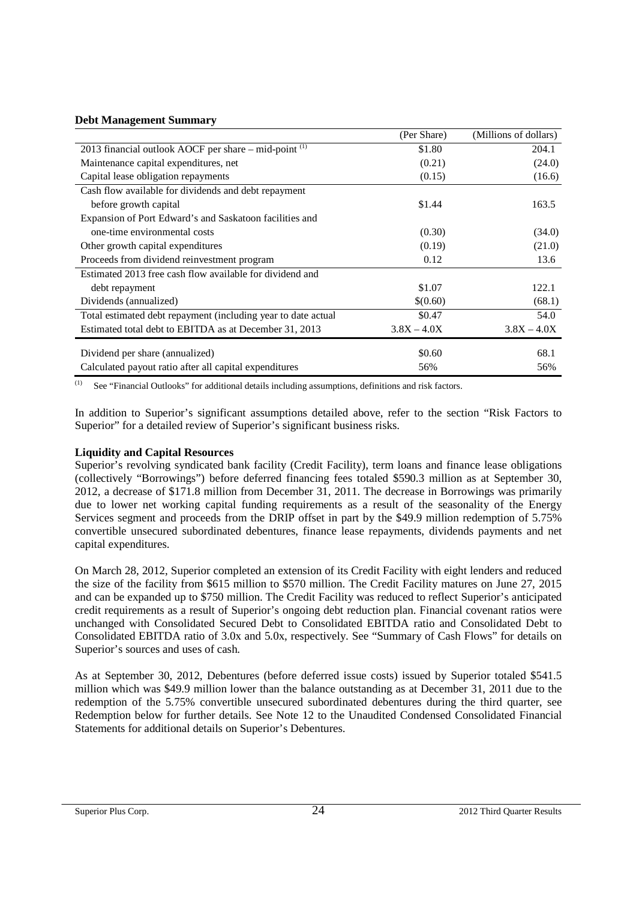**Debt Management Summary**

| | (Per Share) | (Millions of dollars) |
|---|---|---|
| 2013 financial outlook AOCF per share – mid-point [(1)] | $1.80 | 204.1 |
| Maintenance capital expenditures, net | (0.21) | (24.0) |
| Capital lease obligation repayments | (0.15) | (16.6) |
| Cash flow available for dividends and debt repayment before growth capital | $1.44 | 163.5 |
| Expansion of Port Edward's and Saskatoon facilities and one-time environmental costs | (0.30) | (34.0) |
| Other growth capital expenditures | (0.19) | (21.0) |
| Proceeds from dividend reinvestment program | 0.12 | 13.6 |
| Estimated 2013 free cash flow available for dividend and debt repayment | $1.07 | 122.1 |
| Dividends (annualized) | $(0.60) | (68.1) |
| Total estimated debt repayment (including year to date actual | $0.47 | 54.0 |
| Estimated total debt to EBITDA as at December 31, 2013 | 3.8X – 4.0X | 3.8X – 4.0X |
| Dividend per share (annualized) | $0.60 | 68.1 |
| Calculated payout ratio after all capital expenditures | 56% | 56% |

(1) See "Financial Outlooks" for additional details including assumptions, definitions and risk factors.

In addition to Superior's significant assumptions detailed above, refer to the section "Risk Factors to Superior" for a detailed review of Superior's significant business risks.

**Liquidity and Capital Resources**

Superior's revolving syndicated bank facility (Credit Facility), term loans and finance lease obligations (collectively "Borrowings") before deferred financing fees totaled $590.3 million as at September 30, 2012, a decrease of $171.8 million from December 31, 2011. The decrease in Borrowings was primarily due to lower net working capital funding requirements as a result of the seasonality of the Energy Services segment and proceeds from the DRIP offset in part by the $49.9 million redemption of 5.75% convertible unsecured subordinated debentures, finance lease repayments, dividends payments and net capital expenditures.

On March 28, 2012, Superior completed an extension of its Credit Facility with eight lenders and reduced the size of the facility from $615 million to $570 million. The Credit Facility matures on June 27, 2015 and can be expanded up to $750 million. The Credit Facility was reduced to reflect Superior's anticipated credit requirements as a result of Superior's ongoing debt reduction plan. Financial covenant ratios were unchanged with Consolidated Secured Debt to Consolidated EBITDA ratio and Consolidated Debt to Consolidated EBITDA ratio of 3.0x and 5.0x, respectively. See "Summary of Cash Flows" for details on Superior's sources and uses of cash.

As at September 30, 2012, Debentures (before deferred issue costs) issued by Superior totaled $541.5 million which was $49.9 million lower than the balance outstanding as at December 31, 2011 due to the redemption of the 5.75% convertible unsecured subordinated debentures during the third quarter, see Redemption below for further details. See Note 12 to the Unaudited Condensed Consolidated Financial Statements for additional details on Superior's Debentures.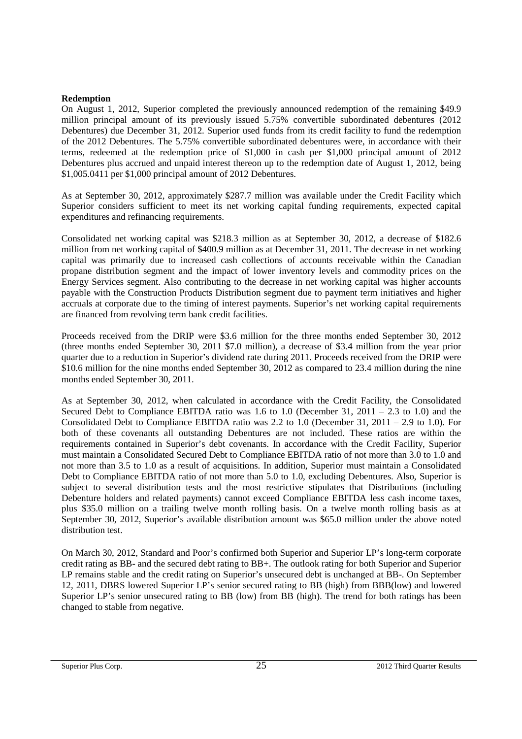**Redemption**

On August 1, 2012, Superior completed the previously announced redemption of the remaining $49.9 million principal amount of its previously issued 5.75% convertible subordinated debentures (2012 Debentures) due December 31, 2012. Superior used funds from its credit facility to fund the redemption of the 2012 Debentures. The 5.75% convertible subordinated debentures were, in accordance with their terms, redeemed at the redemption price of $1,000 in cash per $1,000 principal amount of 2012 Debentures plus accrued and unpaid interest thereon up to the redemption date of August 1, 2012, being $1,005.0411 per $1,000 principal amount of 2012 Debentures.

As at September 30, 2012, approximately $287.7 million was available under the Credit Facility which Superior considers sufficient to meet its net working capital funding requirements, expected capital expenditures and refinancing requirements.

Consolidated net working capital was $218.3 million as at September 30, 2012, a decrease of $182.6 million from net working capital of $400.9 million as at December 31, 2011. The decrease in net working capital was primarily due to increased cash collections of accounts receivable within the Canadian propane distribution segment and the impact of lower inventory levels and commodity prices on the Energy Services segment. Also contributing to the decrease in net working capital was higher accounts payable with the Construction Products Distribution segment due to payment term initiatives and higher accruals at corporate due to the timing of interest payments. Superior's net working capital requirements are financed from revolving term bank credit facilities.

Proceeds received from the DRIP were $3.6 million for the three months ended September 30, 2012 (three months ended September 30, 2011 $7.0 million), a decrease of $3.4 million from the year prior quarter due to a reduction in Superior's dividend rate during 2011. Proceeds received from the DRIP were $10.6 million for the nine months ended September 30, 2012 as compared to 23.4 million during the nine months ended September 30, 2011.

As at September 30, 2012, when calculated in accordance with the Credit Facility, the Consolidated Secured Debt to Compliance EBITDA ratio was 1.6 to 1.0 (December 31, 2011 – 2.3 to 1.0) and the Consolidated Debt to Compliance EBITDA ratio was 2.2 to 1.0 (December 31, 2011 – 2.9 to 1.0). For both of these covenants all outstanding Debentures are not included. These ratios are within the requirements contained in Superior's debt covenants. In accordance with the Credit Facility, Superior must maintain a Consolidated Secured Debt to Compliance EBITDA ratio of not more than 3.0 to 1.0 and not more than 3.5 to 1.0 as a result of acquisitions. In addition, Superior must maintain a Consolidated Debt to Compliance EBITDA ratio of not more than 5.0 to 1.0, excluding Debentures. Also, Superior is subject to several distribution tests and the most restrictive stipulates that Distributions (including Debenture holders and related payments) cannot exceed Compliance EBITDA less cash income taxes, plus $35.0 million on a trailing twelve month rolling basis. On a twelve month rolling basis as at September 30, 2012, Superior's available distribution amount was $65.0 million under the above noted distribution test.

On March 30, 2012, Standard and Poor's confirmed both Superior and Superior LP's long-term corporate credit rating as BB- and the secured debt rating to BB+. The outlook rating for both Superior and Superior LP remains stable and the credit rating on Superior's unsecured debt is unchanged at BB-. On September 12, 2011, DBRS lowered Superior LP's senior secured rating to BB (high) from BBB(low) and lowered Superior LP's senior unsecured rating to BB (low) from BB (high). The trend for both ratings has been changed to stable from negative.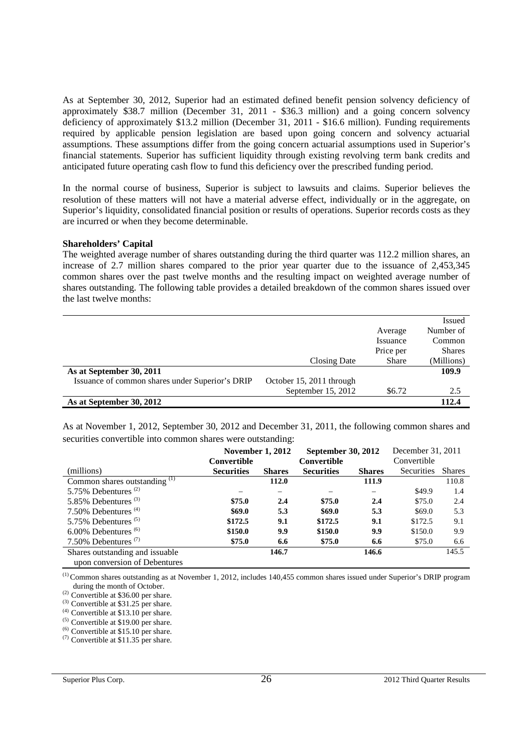As at September 30, 2012, Superior had an estimated defined benefit pension solvency deficiency of approximately $38.7 million (December 31, 2011 - $36.3 million) and a going concern solvency deficiency of approximately $13.2 million (December 31, 2011 - $16.6 million). Funding requirements required by applicable pension legislation are based upon going concern and solvency actuarial assumptions. These assumptions differ from the going concern actuarial assumptions used in Superior's financial statements. Superior has sufficient liquidity through existing revolving term bank credits and anticipated future operating cash flow to fund this deficiency over the prescribed funding period.

In the normal course of business, Superior is subject to lawsuits and claims. Superior believes the resolution of these matters will not have a material adverse effect, individually or in the aggregate, on Superior's liquidity, consolidated financial position or results of operations. Superior records costs as they are incurred or when they become determinable.

**Shareholders' Capital**

The weighted average number of shares outstanding during the third quarter was 112.2 million shares, an increase of 2.7 million shares compared to the prior year quarter due to the issuance of 2,453,345 common shares over the past twelve months and the resulting impact on weighted average number of shares outstanding. The following table provides a detailed breakdown of the common shares issued over the last twelve months:

| | Closing Date | Average Issuance Price per Share | Issued Number of Common Shares (Millions) |
|---|---|---|---|
| **As at September 30, 2011** | | | **109.9** |
| Issuance of common shares under Superior's DRIP | October 15, 2011 through September 15, 2012 | $6.72 | 2.5 |
| **As at September 30, 2012** | | | **112.4** |

As at November 1, 2012, September 30, 2012 and December 31, 2011, the following common shares and securities convertible into common shares were outstanding:

| | **November 1, 2012** | | **September 30, 2012** | | December 31, 2011 | |
|---|---|---|---|---|---|---|
| (millions) | **Convertible Securities** | **Shares** | **Convertible Securities** | **Shares** | Convertible Securities | Shares |
| Common shares outstanding [(1)] | | **112.0** | | **111.9** | | 110.8 |
| 5.75% Debentures [(2)] | – | – | – | – | $49.9 | 1.4 |
| 5.85% Debentures [(3)] | **$75.0** | **2.4** | **$75.0** | **2.4** | $75.0 | 2.4 |
| 7.50% Debentures [(4)] | **$69.0** | **5.3** | **$69.0** | **5.3** | $69.0 | 5.3 |
| 5.75% Debentures [(5)] | **$172.5** | **9.1** | **$172.5** | **9.1** | $172.5 | 9.1 |
| 6.00% Debentures [(6)] | **$150.0** | **9.9** | **$150.0** | **9.9** | $150.0 | 9.9 |
| 7.50% Debentures [(7)] | **$75.0** | **6.6** | **$75.0** | **6.6** | $75.0 | 6.6 |
| Shares outstanding and issuable upon conversion of Debentures | | **146.7** | | **146.6** | | 145.5 |

(1) Common shares outstanding as at November 1, 2012, includes 140,455 common shares issued under Superior's DRIP program during the month of October.
(2) Convertible at $36.00 per share.
(3) Convertible at $31.25 per share.
(4) Convertible at $13.10 per share.
(5) Convertible at $19.00 per share.
(6) Convertible at $15.10 per share.
(7) Convertible at $11.35 per share.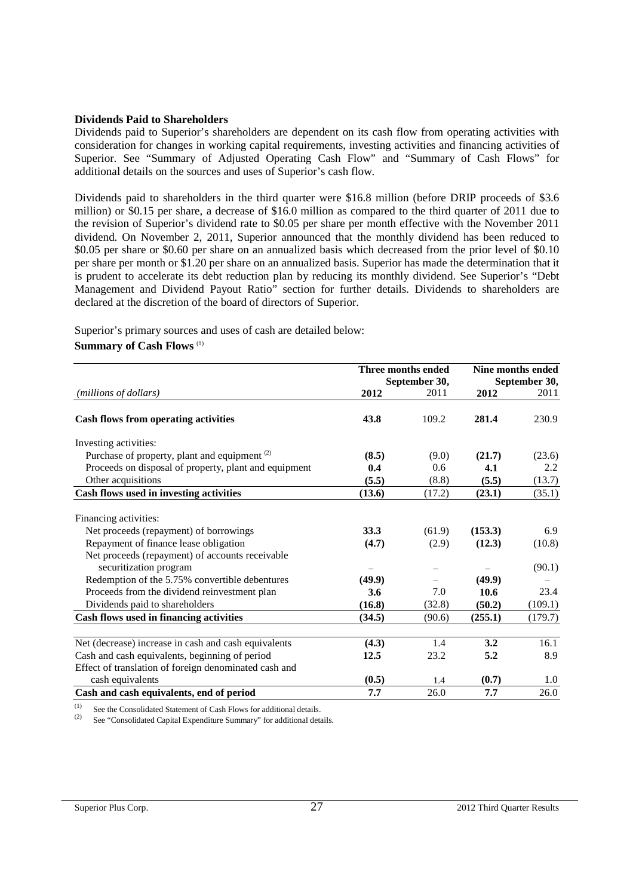**Dividends Paid to Shareholders**

Dividends paid to Superior's shareholders are dependent on its cash flow from operating activities with consideration for changes in working capital requirements, investing activities and financing activities of Superior. See "Summary of Adjusted Operating Cash Flow" and "Summary of Cash Flows" for additional details on the sources and uses of Superior's cash flow.

Dividends paid to shareholders in the third quarter were $16.8 million (before DRIP proceeds of $3.6 million) or $0.15 per share, a decrease of $16.0 million as compared to the third quarter of 2011 due to the revision of Superior's dividend rate to $0.05 per share per month effective with the November 2011 dividend. On November 2, 2011, Superior announced that the monthly dividend has been reduced to $0.05 per share or $0.60 per share on an annualized basis which decreased from the prior level of $0.10 per share per month or $1.20 per share on an annualized basis. Superior has made the determination that it is prudent to accelerate its debt reduction plan by reducing its monthly dividend. See Superior's "Debt Management and Dividend Payout Ratio" section for further details. Dividends to shareholders are declared at the discretion of the board of directors of Superior.

Superior's primary sources and uses of cash are detailed below:

**Summary of Cash Flows** [(1)]

| | Three months ended September 30, | | Nine months ended September 30, | |
|---|---|---|---|---|
| *(millions of dollars)* | **2012** | 2011 | **2012** | 2011 |
| **Cash flows from operating activities** | **43.8** | 109.2 | **281.4** | 230.9 |
| Investing activities: | | | | |
| Purchase of property, plant and equipment [(2)] | **(8.5)** | (9.0) | **(21.7)** | (23.6) |
| Proceeds on disposal of property, plant and equipment | **0.4** | 0.6 | **4.1** | 2.2 |
| Other acquisitions | **(5.5)** | (8.8) | **(5.5)** | (13.7) |
| **Cash flows used in investing activities** | **(13.6)** | (17.2) | **(23.1)** | (35.1) |
| Financing activities: | | | | |
| Net proceeds (repayment) of borrowings | **33.3** | (61.9) | **(153.3)** | 6.9 |
| Repayment of finance lease obligation | **(4.7)** | (2.9) | **(12.3)** | (10.8) |
| Net proceeds (repayment) of accounts receivable securitization program | – | – | – | (90.1) |
| Redemption of the 5.75% convertible debentures | **(49.9)** | – | **(49.9)** | – |
| Proceeds from the dividend reinvestment plan | **3.6** | 7.0 | **10.6** | 23.4 |
| Dividends paid to shareholders | **(16.8)** | (32.8) | **(50.2)** | (109.1) |
| **Cash flows used in financing activities** | **(34.5)** | (90.6) | **(255.1)** | (179.7) |
| Net (decrease) increase in cash and cash equivalents | **(4.3)** | 1.4 | **3.2** | 16.1 |
| Cash and cash equivalents, beginning of period | **12.5** | 23.2 | **5.2** | 8.9 |
| Effect of translation of foreign denominated cash and cash equivalents | **(0.5)** | 1.4 | **(0.7)** | 1.0 |
| **Cash and cash equivalents, end of period** | **7.7** | 26.0 | **7.7** | 26.0 |

(1) See the Consolidated Statement of Cash Flows for additional details.

(2) See "Consolidated Capital Expenditure Summary" for additional details.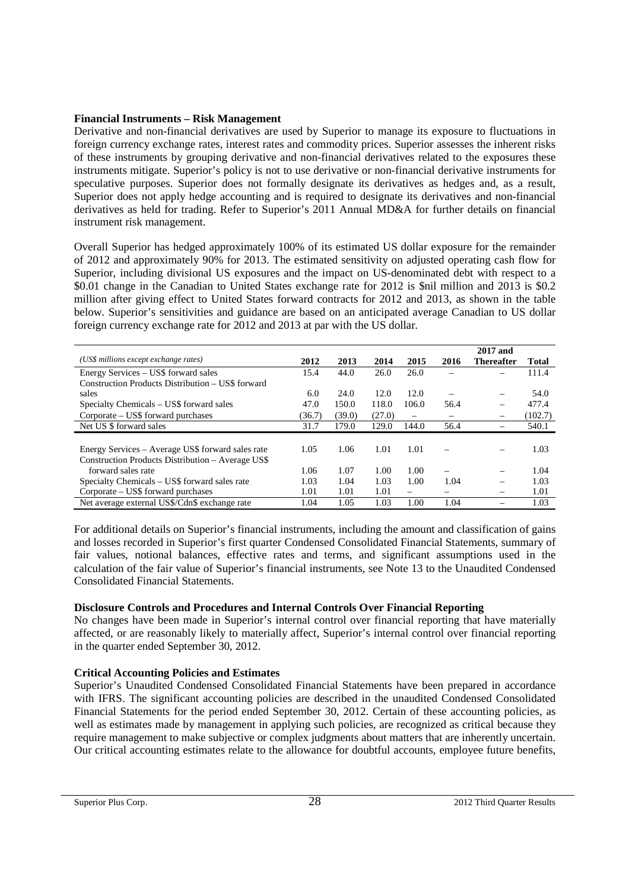**Financial Instruments – Risk Management**

Derivative and non-financial derivatives are used by Superior to manage its exposure to fluctuations in foreign currency exchange rates, interest rates and commodity prices. Superior assesses the inherent risks of these instruments by grouping derivative and non-financial derivatives related to the exposures these instruments mitigate. Superior's policy is not to use derivative or non-financial derivative instruments for speculative purposes. Superior does not formally designate its derivatives as hedges and, as a result, Superior does not apply hedge accounting and is required to designate its derivatives and non-financial derivatives as held for trading. Refer to Superior's 2011 Annual MD&A for further details on financial instrument risk management.

Overall Superior has hedged approximately 100% of its estimated US dollar exposure for the remainder of 2012 and approximately 90% for 2013. The estimated sensitivity on adjusted operating cash flow for Superior, including divisional US exposures and the impact on US-denominated debt with respect to a \$0.01 change in the Canadian to United States exchange rate for 2012 is \$nil million and 2013 is \$0.2 million after giving effect to United States forward contracts for 2012 and 2013, as shown in the table below. Superior's sensitivities and guidance are based on an anticipated average Canadian to US dollar foreign currency exchange rate for 2012 and 2013 at par with the US dollar.

| *(US\$ millions except exchange rates)* | 2012 | 2013 | 2014 | 2015 | 2016 | 2017 and Thereafter | Total |
|---|---|---|---|---|---|---|---|
| Energy Services – US\$ forward sales | 15.4 | 44.0 | 26.0 | 26.0 | – | – | 111.4 |
| Construction Products Distribution – US\$ forward sales | 6.0 | 24.0 | 12.0 | 12.0 | – | – | 54.0 |
| Specialty Chemicals – US\$ forward sales | 47.0 | 150.0 | 118.0 | 106.0 | 56.4 | – | 477.4 |
| Corporate – US\$ forward purchases | (36.7) | (39.0) | (27.0) | – | – | – | (102.7) |
| Net US \$ forward sales | 31.7 | 179.0 | 129.0 | 144.0 | 56.4 | – | 540.1 |
| | | | | | | | |
| Energy Services – Average US\$ forward sales rate | 1.05 | 1.06 | 1.01 | 1.01 | – | – | 1.03 |
| Construction Products Distribution – Average US\$ forward sales rate | 1.06 | 1.07 | 1.00 | 1.00 | – | – | 1.04 |
| Specialty Chemicals – US\$ forward sales rate | 1.03 | 1.04 | 1.03 | 1.00 | 1.04 | – | 1.03 |
| Corporate – US\$ forward purchases | 1.01 | 1.01 | 1.01 | – | – | – | 1.01 |
| Net average external US\$/Cdn\$ exchange rate | 1.04 | 1.05 | 1.03 | 1.00 | 1.04 | – | 1.03 |

For additional details on Superior's financial instruments, including the amount and classification of gains and losses recorded in Superior's first quarter Condensed Consolidated Financial Statements, summary of fair values, notional balances, effective rates and terms, and significant assumptions used in the calculation of the fair value of Superior's financial instruments, see Note 13 to the Unaudited Condensed Consolidated Financial Statements.

**Disclosure Controls and Procedures and Internal Controls Over Financial Reporting**

No changes have been made in Superior's internal control over financial reporting that have materially affected, or are reasonably likely to materially affect, Superior's internal control over financial reporting in the quarter ended September 30, 2012.

**Critical Accounting Policies and Estimates**

Superior's Unaudited Condensed Consolidated Financial Statements have been prepared in accordance with IFRS. The significant accounting policies are described in the unaudited Condensed Consolidated Financial Statements for the period ended September 30, 2012. Certain of these accounting policies, as well as estimates made by management in applying such policies, are recognized as critical because they require management to make subjective or complex judgments about matters that are inherently uncertain. Our critical accounting estimates relate to the allowance for doubtful accounts, employee future benefits,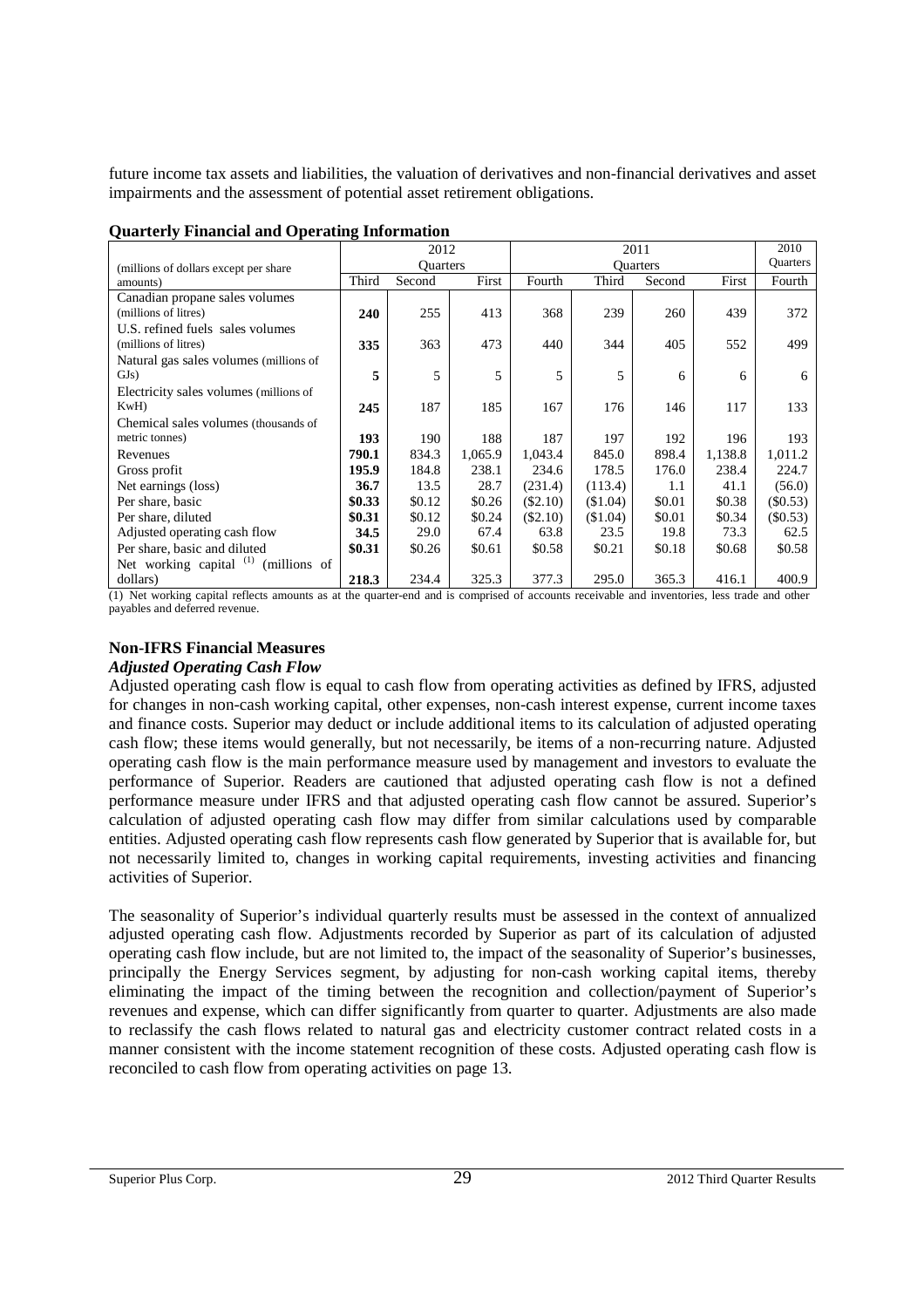future income tax assets and liabilities, the valuation of derivatives and non-financial derivatives and asset impairments and the assessment of potential asset retirement obligations.

**Quarterly Financial and Operating Information**

| (millions of dollars except per share amounts) | 2012 Quarters | | | 2011 Quarters | | | | 2010 Quarters |
|---|---|---|---|---|---|---|---|---|
| | Third | Second | First | Fourth | Third | Second | First | Fourth |
| Canadian propane sales volumes (millions of litres) | **240** | 255 | 413 | 368 | 239 | 260 | 439 | 372 |
| U.S. refined fuels sales volumes (millions of litres) | **335** | 363 | 473 | 440 | 344 | 405 | 552 | 499 |
| Natural gas sales volumes (millions of GJs) | **5** | 5 | 5 | 5 | 5 | 6 | 6 | 6 |
| Electricity sales volumes (millions of KwH) | **245** | 187 | 185 | 167 | 176 | 146 | 117 | 133 |
| Chemical sales volumes (thousands of metric tonnes) | **193** | 190 | 188 | 187 | 197 | 192 | 196 | 193 |
| Revenues | **790.1** | 834.3 | 1,065.9 | 1,043.4 | 845.0 | 898.4 | 1,138.8 | 1,011.2 |
| Gross profit | **195.9** | 184.8 | 238.1 | 234.6 | 178.5 | 176.0 | 238.4 | 224.7 |
| Net earnings (loss) | **36.7** | 13.5 | 28.7 | (231.4) | (113.4) | 1.1 | 41.1 | (56.0) |
| Per share, basic | **$0.33** | $0.12 | $0.26 | ($2.10) | ($1.04) | $0.01 | $0.38 | ($0.53) |
| Per share, diluted | **$0.31** | $0.12 | $0.24 | ($2.10) | ($1.04) | $0.01 | $0.34 | ($0.53) |
| Adjusted operating cash flow | **34.5** | 29.0 | 67.4 | 63.8 | 23.5 | 19.8 | 73.3 | 62.5 |
| Per share, basic and diluted | **$0.31** | $0.26 | $0.61 | $0.58 | $0.21 | $0.18 | $0.68 | $0.58 |
| Net working capital [(1)] (millions of dollars) | **218.3** | 234.4 | 325.3 | 377.3 | 295.0 | 365.3 | 416.1 | 400.9 |

(1) Net working capital reflects amounts as at the quarter-end and is comprised of accounts receivable and inventories, less trade and other payables and deferred revenue.

## Non-IFRS Financial Measures

### *Adjusted Operating Cash Flow*

Adjusted operating cash flow is equal to cash flow from operating activities as defined by IFRS, adjusted for changes in non-cash working capital, other expenses, non-cash interest expense, current income taxes and finance costs. Superior may deduct or include additional items to its calculation of adjusted operating cash flow; these items would generally, but not necessarily, be items of a non-recurring nature. Adjusted operating cash flow is the main performance measure used by management and investors to evaluate the performance of Superior. Readers are cautioned that adjusted operating cash flow is not a defined performance measure under IFRS and that adjusted operating cash flow cannot be assured. Superior's calculation of adjusted operating cash flow may differ from similar calculations used by comparable entities. Adjusted operating cash flow represents cash flow generated by Superior that is available for, but not necessarily limited to, changes in working capital requirements, investing activities and financing activities of Superior.

The seasonality of Superior's individual quarterly results must be assessed in the context of annualized adjusted operating cash flow. Adjustments recorded by Superior as part of its calculation of adjusted operating cash flow include, but are not limited to, the impact of the seasonality of Superior's businesses, principally the Energy Services segment, by adjusting for non-cash working capital items, thereby eliminating the impact of the timing between the recognition and collection/payment of Superior's revenues and expense, which can differ significantly from quarter to quarter. Adjustments are also made to reclassify the cash flows related to natural gas and electricity customer contract related costs in a manner consistent with the income statement recognition of these costs. Adjusted operating cash flow is reconciled to cash flow from operating activities on page 13.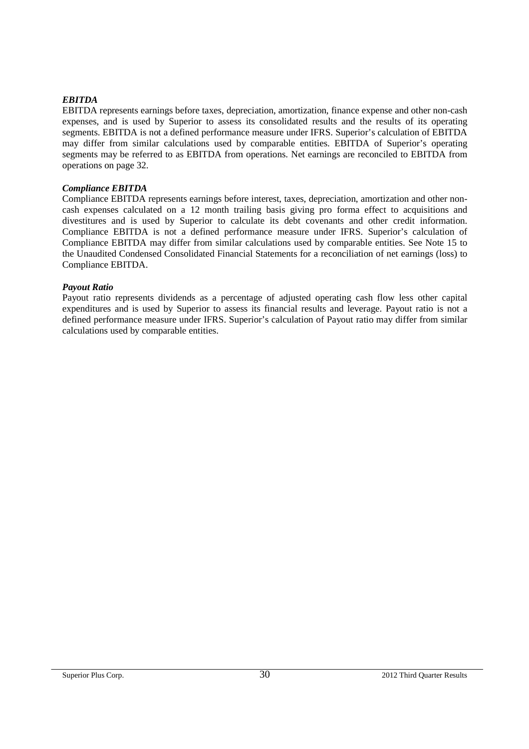***EBITDA***

EBITDA represents earnings before taxes, depreciation, amortization, finance expense and other non-cash expenses, and is used by Superior to assess its consolidated results and the results of its operating segments. EBITDA is not a defined performance measure under IFRS. Superior's calculation of EBITDA may differ from similar calculations used by comparable entities. EBITDA of Superior's operating segments may be referred to as EBITDA from operations. Net earnings are reconciled to EBITDA from operations on page 32.

***Compliance EBITDA***

Compliance EBITDA represents earnings before interest, taxes, depreciation, amortization and other non-cash expenses calculated on a 12 month trailing basis giving pro forma effect to acquisitions and divestitures and is used by Superior to calculate its debt covenants and other credit information. Compliance EBITDA is not a defined performance measure under IFRS. Superior's calculation of Compliance EBITDA may differ from similar calculations used by comparable entities. See Note 15 to the Unaudited Condensed Consolidated Financial Statements for a reconciliation of net earnings (loss) to Compliance EBITDA.

***Payout Ratio***

Payout ratio represents dividends as a percentage of adjusted operating cash flow less other capital expenditures and is used by Superior to assess its financial results and leverage. Payout ratio is not a defined performance measure under IFRS. Superior's calculation of Payout ratio may differ from similar calculations used by comparable entities.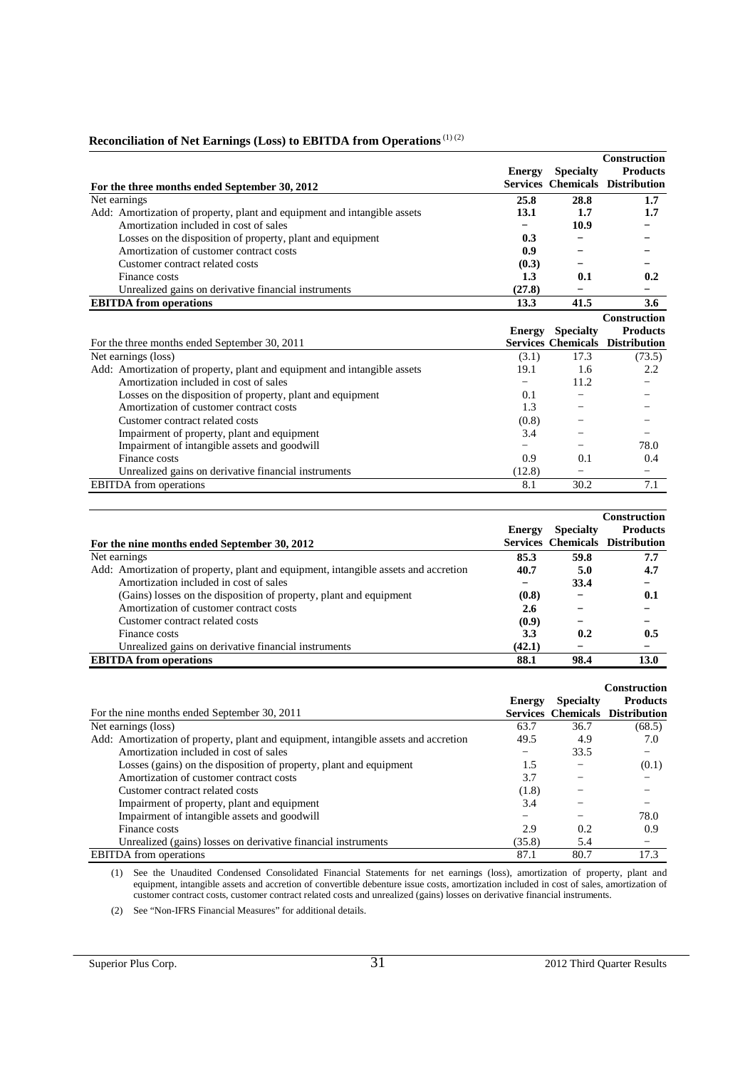## Reconciliation of Net Earnings (Loss) to EBITDA from Operations [(1) (2)]

| **For the three months ended September 30, 2012** | **Energy Services** | **Specialty Chemicals** | **Construction Products Distribution** |
|---|---|---|---|
| Net earnings | **25.8** | **28.8** | **1.7** |
| Add: Amortization of property, plant and equipment and intangible assets | **13.1** | **1.7** | **1.7** |
| Amortization included in cost of sales | **–** | **10.9** | **–** |
| Losses on the disposition of property, plant and equipment | **0.3** | **–** | **–** |
| Amortization of customer contract costs | **0.9** | **–** | **–** |
| Customer contract related costs | **(0.3)** | **–** | **–** |
| Finance costs | **1.3** | **0.1** | **0.2** |
| Unrealized gains on derivative financial instruments | **(27.8)** | **–** | **–** |
| **EBITDA from operations** | **13.3** | **41.5** | **3.6** |

| For the three months ended September 30, 2011 | Energy Services | Specialty Chemicals | Construction Products Distribution |
|---|---|---|---|
| Net earnings (loss) | (3.1) | 17.3 | (73.5) |
| Add: Amortization of property, plant and equipment and intangible assets | 19.1 | 1.6 | 2.2 |
| Amortization included in cost of sales | – | 11.2 | – |
| Losses on the disposition of property, plant and equipment | 0.1 | – | – |
| Amortization of customer contract costs | 1.3 | – | – |
| Customer contract related costs | (0.8) | – | – |
| Impairment of property, plant and equipment | 3.4 | – | – |
| Impairment of intangible assets and goodwill | – | – | 78.0 |
| Finance costs | 0.9 | 0.1 | 0.4 |
| Unrealized gains on derivative financial instruments | (12.8) | – | – |
| EBITDA from operations | 8.1 | 30.2 | 7.1 |

| **For the nine months ended September 30, 2012** | **Energy Services** | **Specialty Chemicals** | **Construction Products Distribution** |
|---|---|---|---|
| Net earnings | **85.3** | **59.8** | **7.7** |
| Add: Amortization of property, plant and equipment, intangible assets and accretion | **40.7** | **5.0** | **4.7** |
| Amortization included in cost of sales | **–** | **33.4** | **–** |
| (Gains) losses on the disposition of property, plant and equipment | **(0.8)** | **–** | **0.1** |
| Amortization of customer contract costs | **2.6** | **–** | **–** |
| Customer contract related costs | **(0.9)** | **–** | **–** |
| Finance costs | **3.3** | **0.2** | **0.5** |
| Unrealized gains on derivative financial instruments | **(42.1)** | **–** | **–** |
| **EBITDA from operations** | **88.1** | **98.4** | **13.0** |

| For the nine months ended September 30, 2011 | Energy Services | Specialty Chemicals | Construction Products Distribution |
|---|---|---|---|
| Net earnings (loss) | 63.7 | 36.7 | (68.5) |
| Add: Amortization of property, plant and equipment, intangible assets and accretion | 49.5 | 4.9 | 7.0 |
| Amortization included in cost of sales | – | 33.5 | – |
| Losses (gains) on the disposition of property, plant and equipment | 1.5 | – | (0.1) |
| Amortization of customer contract costs | 3.7 | – | – |
| Customer contract related costs | (1.8) | – | – |
| Impairment of property, plant and equipment | 3.4 | – | – |
| Impairment of intangible assets and goodwill | – | – | 78.0 |
| Finance costs | 2.9 | 0.2 | 0.9 |
| Unrealized (gains) losses on derivative financial instruments | (35.8) | 5.4 | – |
| EBITDA from operations | 87.1 | 80.7 | 17.3 |

(1) See the Unaudited Condensed Consolidated Financial Statements for net earnings (loss), amortization of property, plant and equipment, intangible assets and accretion of convertible debenture issue costs, amortization included in cost of sales, amortization of customer contract costs, customer contract related costs and unrealized (gains) losses on derivative financial instruments.

(2) See "Non-IFRS Financial Measures" for additional details.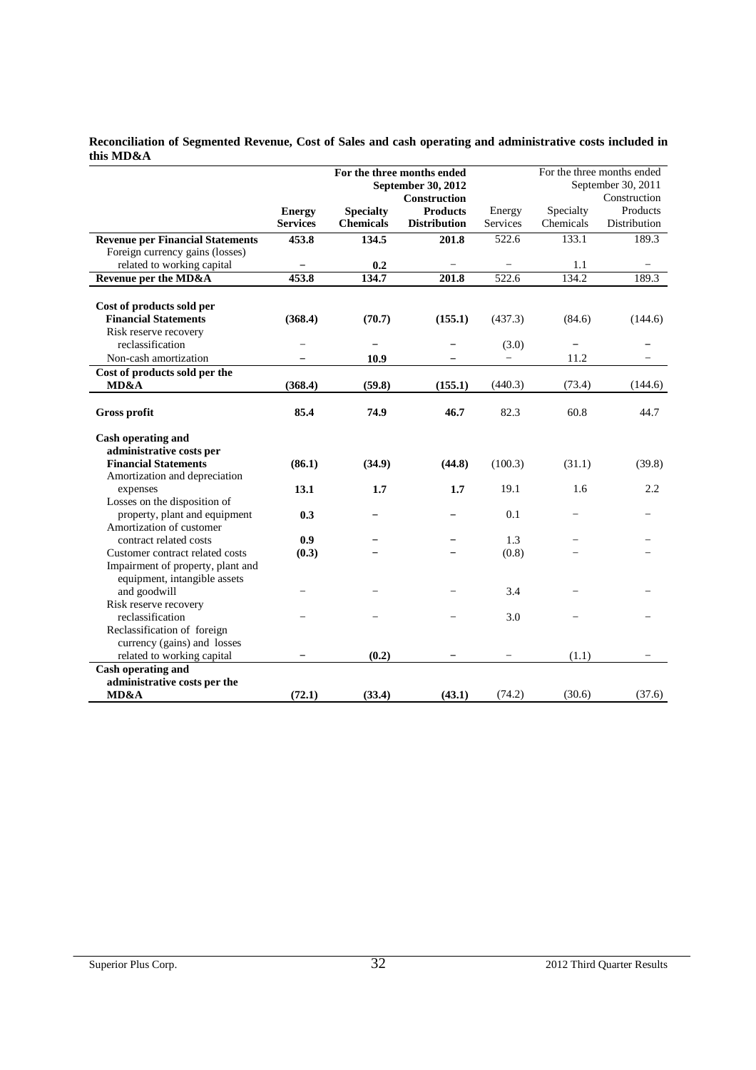**Reconciliation of Segmented Revenue, Cost of Sales and cash operating and administrative costs included in this MD&A**

| | For the three months ended September 30, 2012 | | | For the three months ended September 30, 2011 | | |
|---|---|---|---|---|---|---|
| | **Energy Services** | **Specialty Chemicals** | **Construction Products Distribution** | Energy Services | Specialty Chemicals | Construction Products Distribution |
| **Revenue per Financial Statements** | **453.8** | **134.5** | **201.8** | 522.6 | 133.1 | 189.3 |
| Foreign currency gains (losses) related to working capital | – | **0.2** | – | – | 1.1 | – |
| **Revenue per the MD&A** | **453.8** | **134.7** | **201.8** | 522.6 | 134.2 | 189.3 |
| **Cost of products sold per Financial Statements** | **(368.4)** | **(70.7)** | **(155.1)** | (437.3) | (84.6) | (144.6) |
| Risk reserve recovery reclassification | – | – | – | (3.0) | – | – |
| Non-cash amortization | – | **10.9** | – | – | 11.2 | – |
| **Cost of products sold per the MD&A** | **(368.4)** | **(59.8)** | **(155.1)** | (440.3) | (73.4) | (144.6) |
| **Gross profit** | **85.4** | **74.9** | **46.7** | 82.3 | 60.8 | 44.7 |
| **Cash operating and administrative costs per Financial Statements** | **(86.1)** | **(34.9)** | **(44.8)** | (100.3) | (31.1) | (39.8) |
| Amortization and depreciation expenses | **13.1** | **1.7** | **1.7** | 19.1 | 1.6 | 2.2 |
| Losses on the disposition of property, plant and equipment | **0.3** | – | – | 0.1 | – | – |
| Amortization of customer contract related costs | **0.9** | – | – | 1.3 | – | – |
| Customer contract related costs | **(0.3)** | – | – | (0.8) | – | – |
| Impairment of property, plant and equipment, intangible assets and goodwill | – | – | – | 3.4 | – | – |
| Risk reserve recovery reclassification | – | – | – | 3.0 | – | – |
| Reclassification of foreign currency (gains) and losses related to working capital | – | **(0.2)** | – | – | (1.1) | – |
| **Cash operating and administrative costs per the MD&A** | **(72.1)** | **(33.4)** | **(43.1)** | (74.2) | (30.6) | (37.6) |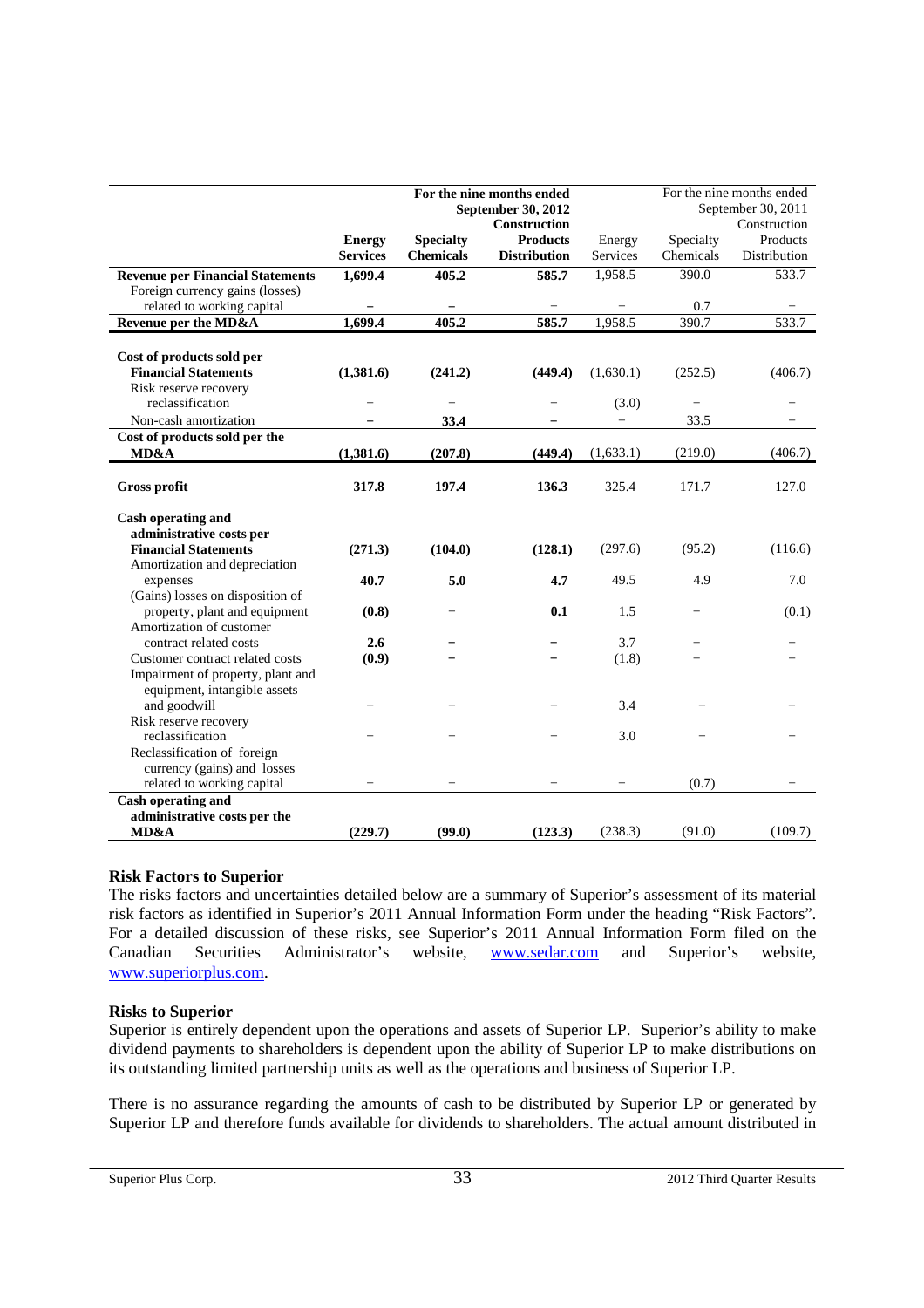| | For the nine months ended September 30, 2012 | | | For the nine months ended September 30, 2011 | | |
|---|---|---|---|---|---|---|
| | **Energy Services** | **Specialty Chemicals** | **Construction Products Distribution** | Energy Services | Specialty Chemicals | Construction Products Distribution |
| **Revenue per Financial Statements** | **1,699.4** | **405.2** | **585.7** | 1,958.5 | 390.0 | 533.7 |
| Foreign currency gains (losses) related to working capital | – | – | – | – | 0.7 | – |
| **Revenue per the MD&A** | **1,699.4** | **405.2** | **585.7** | 1,958.5 | 390.7 | 533.7 |
| **Cost of products sold per Financial Statements** | **(1,381.6)** | **(241.2)** | **(449.4)** | (1,630.1) | (252.5) | (406.7) |
| Risk reserve recovery reclassification | – | – | – | (3.0) | – | – |
| Non-cash amortization | – | **33.4** | – | – | 33.5 | – |
| **Cost of products sold per the MD&A** | **(1,381.6)** | **(207.8)** | **(449.4)** | (1,633.1) | (219.0) | (406.7) |
| **Gross profit** | **317.8** | **197.4** | **136.3** | 325.4 | 171.7 | 127.0 |
| **Cash operating and administrative costs per Financial Statements** | **(271.3)** | **(104.0)** | **(128.1)** | (297.6) | (95.2) | (116.6) |
| Amortization and depreciation expenses | **40.7** | **5.0** | **4.7** | 49.5 | 4.9 | 7.0 |
| (Gains) losses on disposition of property, plant and equipment | **(0.8)** | – | **0.1** | 1.5 | – | (0.1) |
| Amortization of customer contract related costs | **2.6** | – | – | 3.7 | – | – |
| Customer contract related costs | **(0.9)** | – | – | (1.8) | – | – |
| Impairment of property, plant and equipment, intangible assets and goodwill | – | – | – | 3.4 | – | – |
| Risk reserve recovery reclassification | – | – | – | 3.0 | – | – |
| Reclassification of foreign currency (gains) and losses related to working capital | – | – | – | – | (0.7) | – |
| **Cash operating and administrative costs per the MD&A** | **(229.7)** | **(99.0)** | **(123.3)** | (238.3) | (91.0) | (109.7) |

**Risk Factors to Superior**

The risks factors and uncertainties detailed below are a summary of Superior's assessment of its material risk factors as identified in Superior's 2011 Annual Information Form under the heading "Risk Factors". For a detailed discussion of these risks, see Superior's 2011 Annual Information Form filed on the Canadian Securities Administrator's website, www.sedar.com and Superior's website, www.superiorplus.com.

**Risks to Superior**

Superior is entirely dependent upon the operations and assets of Superior LP. Superior's ability to make dividend payments to shareholders is dependent upon the ability of Superior LP to make distributions on its outstanding limited partnership units as well as the operations and business of Superior LP.

There is no assurance regarding the amounts of cash to be distributed by Superior LP or generated by Superior LP and therefore funds available for dividends to shareholders. The actual amount distributed in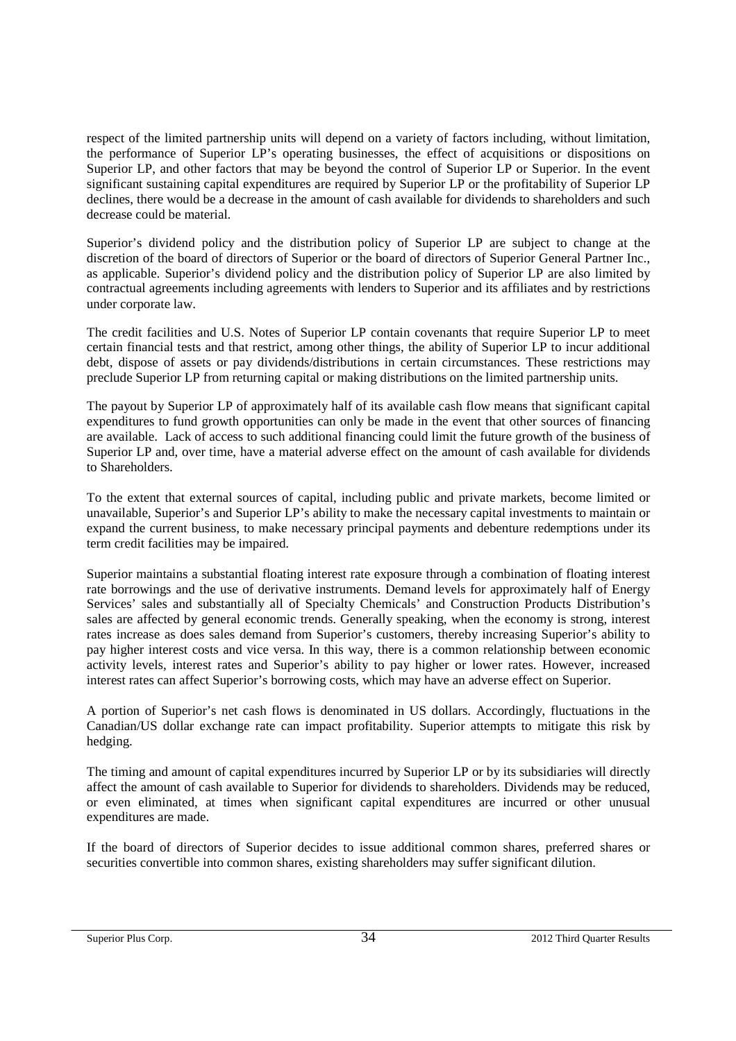respect of the limited partnership units will depend on a variety of factors including, without limitation, the performance of Superior LP's operating businesses, the effect of acquisitions or dispositions on Superior LP, and other factors that may be beyond the control of Superior LP or Superior. In the event significant sustaining capital expenditures are required by Superior LP or the profitability of Superior LP declines, there would be a decrease in the amount of cash available for dividends to shareholders and such decrease could be material.

Superior's dividend policy and the distribution policy of Superior LP are subject to change at the discretion of the board of directors of Superior or the board of directors of Superior General Partner Inc., as applicable. Superior's dividend policy and the distribution policy of Superior LP are also limited by contractual agreements including agreements with lenders to Superior and its affiliates and by restrictions under corporate law.

The credit facilities and U.S. Notes of Superior LP contain covenants that require Superior LP to meet certain financial tests and that restrict, among other things, the ability of Superior LP to incur additional debt, dispose of assets or pay dividends/distributions in certain circumstances. These restrictions may preclude Superior LP from returning capital or making distributions on the limited partnership units.

The payout by Superior LP of approximately half of its available cash flow means that significant capital expenditures to fund growth opportunities can only be made in the event that other sources of financing are available. Lack of access to such additional financing could limit the future growth of the business of Superior LP and, over time, have a material adverse effect on the amount of cash available for dividends to Shareholders.

To the extent that external sources of capital, including public and private markets, become limited or unavailable, Superior's and Superior LP's ability to make the necessary capital investments to maintain or expand the current business, to make necessary principal payments and debenture redemptions under its term credit facilities may be impaired.

Superior maintains a substantial floating interest rate exposure through a combination of floating interest rate borrowings and the use of derivative instruments. Demand levels for approximately half of Energy Services' sales and substantially all of Specialty Chemicals' and Construction Products Distribution's sales are affected by general economic trends. Generally speaking, when the economy is strong, interest rates increase as does sales demand from Superior's customers, thereby increasing Superior's ability to pay higher interest costs and vice versa. In this way, there is a common relationship between economic activity levels, interest rates and Superior's ability to pay higher or lower rates. However, increased interest rates can affect Superior's borrowing costs, which may have an adverse effect on Superior.

A portion of Superior's net cash flows is denominated in US dollars. Accordingly, fluctuations in the Canadian/US dollar exchange rate can impact profitability. Superior attempts to mitigate this risk by hedging.

The timing and amount of capital expenditures incurred by Superior LP or by its subsidiaries will directly affect the amount of cash available to Superior for dividends to shareholders. Dividends may be reduced, or even eliminated, at times when significant capital expenditures are incurred or other unusual expenditures are made.

If the board of directors of Superior decides to issue additional common shares, preferred shares or securities convertible into common shares, existing shareholders may suffer significant dilution.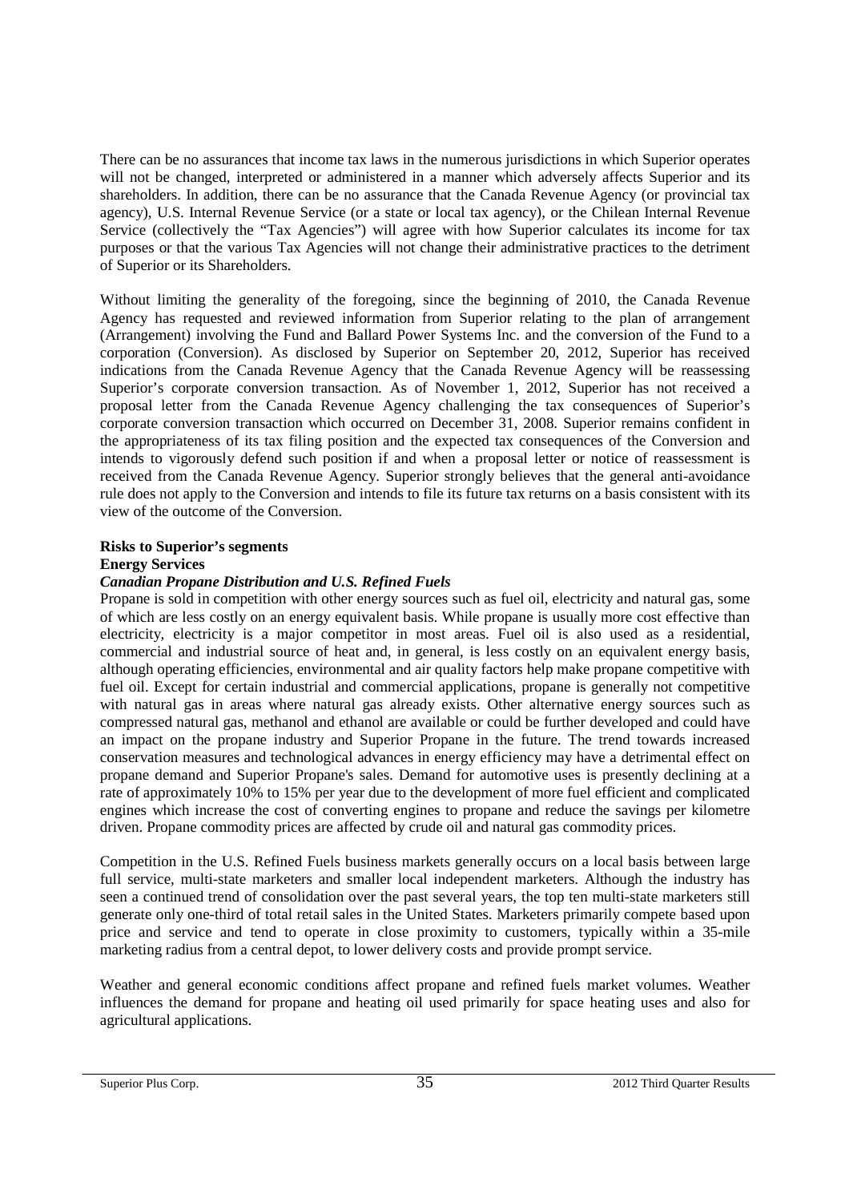There can be no assurances that income tax laws in the numerous jurisdictions in which Superior operates will not be changed, interpreted or administered in a manner which adversely affects Superior and its shareholders. In addition, there can be no assurance that the Canada Revenue Agency (or provincial tax agency), U.S. Internal Revenue Service (or a state or local tax agency), or the Chilean Internal Revenue Service (collectively the "Tax Agencies") will agree with how Superior calculates its income for tax purposes or that the various Tax Agencies will not change their administrative practices to the detriment of Superior or its Shareholders.

Without limiting the generality of the foregoing, since the beginning of 2010, the Canada Revenue Agency has requested and reviewed information from Superior relating to the plan of arrangement (Arrangement) involving the Fund and Ballard Power Systems Inc. and the conversion of the Fund to a corporation (Conversion). As disclosed by Superior on September 20, 2012, Superior has received indications from the Canada Revenue Agency that the Canada Revenue Agency will be reassessing Superior's corporate conversion transaction. As of November 1, 2012, Superior has not received a proposal letter from the Canada Revenue Agency challenging the tax consequences of Superior's corporate conversion transaction which occurred on December 31, 2008. Superior remains confident in the appropriateness of its tax filing position and the expected tax consequences of the Conversion and intends to vigorously defend such position if and when a proposal letter or notice of reassessment is received from the Canada Revenue Agency. Superior strongly believes that the general anti-avoidance rule does not apply to the Conversion and intends to file its future tax returns on a basis consistent with its view of the outcome of the Conversion.

**Risks to Superior's segments**

**Energy Services**

***Canadian Propane Distribution and U.S. Refined Fuels***

Propane is sold in competition with other energy sources such as fuel oil, electricity and natural gas, some of which are less costly on an energy equivalent basis. While propane is usually more cost effective than electricity, electricity is a major competitor in most areas. Fuel oil is also used as a residential, commercial and industrial source of heat and, in general, is less costly on an equivalent energy basis, although operating efficiencies, environmental and air quality factors help make propane competitive with fuel oil. Except for certain industrial and commercial applications, propane is generally not competitive with natural gas in areas where natural gas already exists. Other alternative energy sources such as compressed natural gas, methanol and ethanol are available or could be further developed and could have an impact on the propane industry and Superior Propane in the future. The trend towards increased conservation measures and technological advances in energy efficiency may have a detrimental effect on propane demand and Superior Propane's sales. Demand for automotive uses is presently declining at a rate of approximately 10% to 15% per year due to the development of more fuel efficient and complicated engines which increase the cost of converting engines to propane and reduce the savings per kilometre driven. Propane commodity prices are affected by crude oil and natural gas commodity prices.

Competition in the U.S. Refined Fuels business markets generally occurs on a local basis between large full service, multi-state marketers and smaller local independent marketers. Although the industry has seen a continued trend of consolidation over the past several years, the top ten multi-state marketers still generate only one-third of total retail sales in the United States. Marketers primarily compete based upon price and service and tend to operate in close proximity to customers, typically within a 35-mile marketing radius from a central depot, to lower delivery costs and provide prompt service.

Weather and general economic conditions affect propane and refined fuels market volumes. Weather influences the demand for propane and heating oil used primarily for space heating uses and also for agricultural applications.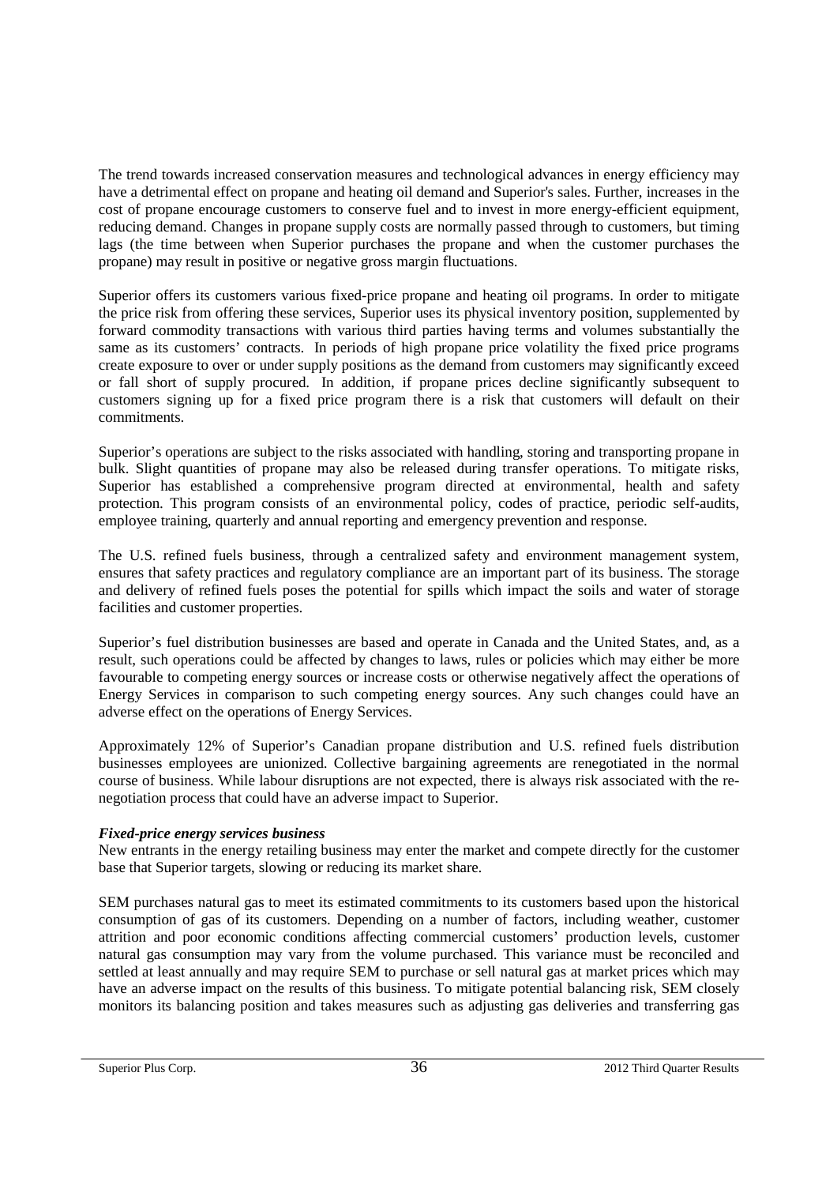The trend towards increased conservation measures and technological advances in energy efficiency may have a detrimental effect on propane and heating oil demand and Superior's sales. Further, increases in the cost of propane encourage customers to conserve fuel and to invest in more energy-efficient equipment, reducing demand. Changes in propane supply costs are normally passed through to customers, but timing lags (the time between when Superior purchases the propane and when the customer purchases the propane) may result in positive or negative gross margin fluctuations.

Superior offers its customers various fixed-price propane and heating oil programs. In order to mitigate the price risk from offering these services, Superior uses its physical inventory position, supplemented by forward commodity transactions with various third parties having terms and volumes substantially the same as its customers' contracts. In periods of high propane price volatility the fixed price programs create exposure to over or under supply positions as the demand from customers may significantly exceed or fall short of supply procured. In addition, if propane prices decline significantly subsequent to customers signing up for a fixed price program there is a risk that customers will default on their commitments.

Superior's operations are subject to the risks associated with handling, storing and transporting propane in bulk. Slight quantities of propane may also be released during transfer operations. To mitigate risks, Superior has established a comprehensive program directed at environmental, health and safety protection. This program consists of an environmental policy, codes of practice, periodic self-audits, employee training, quarterly and annual reporting and emergency prevention and response.

The U.S. refined fuels business, through a centralized safety and environment management system, ensures that safety practices and regulatory compliance are an important part of its business. The storage and delivery of refined fuels poses the potential for spills which impact the soils and water of storage facilities and customer properties.

Superior's fuel distribution businesses are based and operate in Canada and the United States, and, as a result, such operations could be affected by changes to laws, rules or policies which may either be more favourable to competing energy sources or increase costs or otherwise negatively affect the operations of Energy Services in comparison to such competing energy sources. Any such changes could have an adverse effect on the operations of Energy Services.

Approximately 12% of Superior's Canadian propane distribution and U.S. refined fuels distribution businesses employees are unionized. Collective bargaining agreements are renegotiated in the normal course of business. While labour disruptions are not expected, there is always risk associated with the re-negotiation process that could have an adverse impact to Superior.

***Fixed-price energy services business***

New entrants in the energy retailing business may enter the market and compete directly for the customer base that Superior targets, slowing or reducing its market share.

SEM purchases natural gas to meet its estimated commitments to its customers based upon the historical consumption of gas of its customers. Depending on a number of factors, including weather, customer attrition and poor economic conditions affecting commercial customers' production levels, customer natural gas consumption may vary from the volume purchased. This variance must be reconciled and settled at least annually and may require SEM to purchase or sell natural gas at market prices which may have an adverse impact on the results of this business. To mitigate potential balancing risk, SEM closely monitors its balancing position and takes measures such as adjusting gas deliveries and transferring gas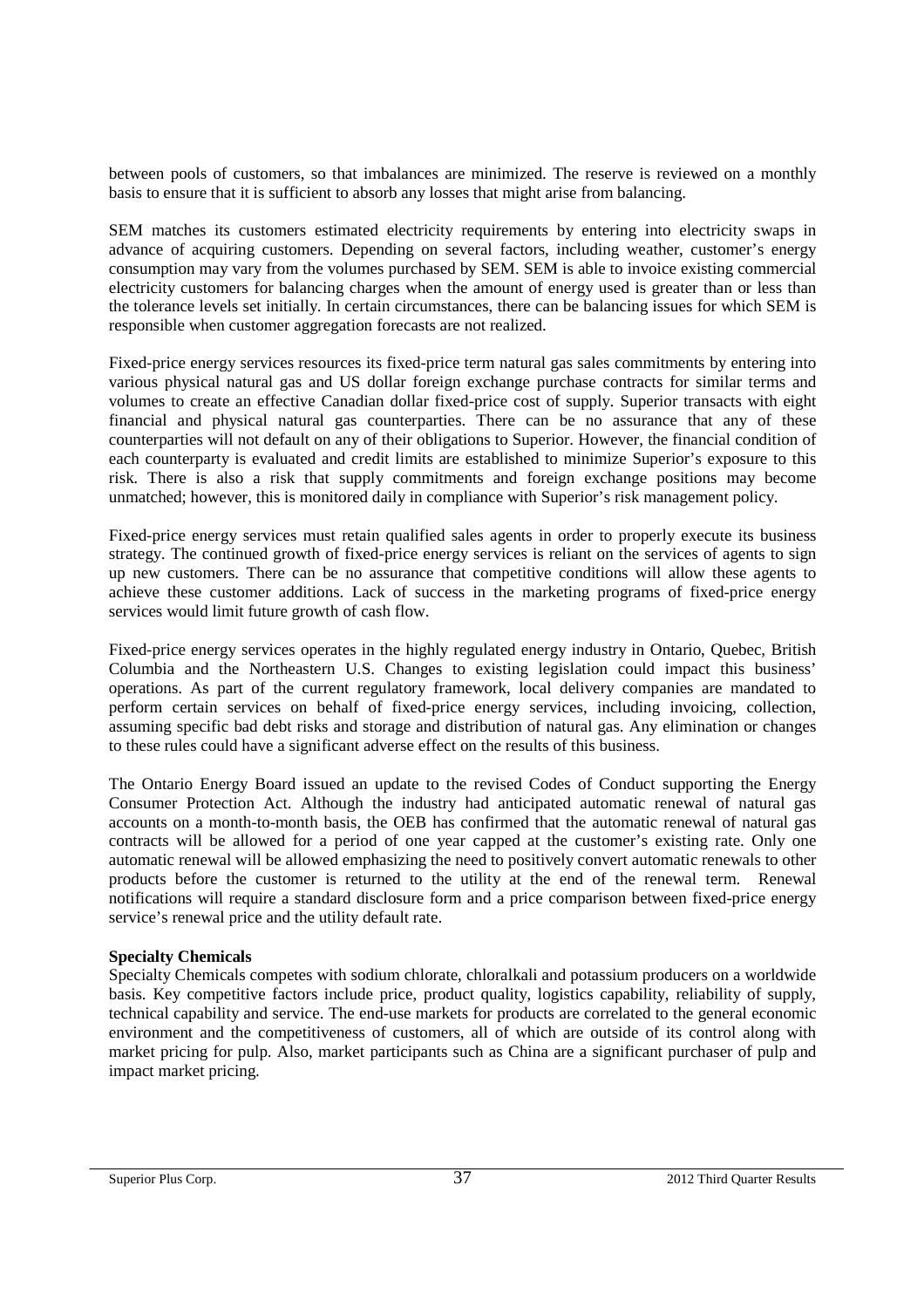between pools of customers, so that imbalances are minimized. The reserve is reviewed on a monthly basis to ensure that it is sufficient to absorb any losses that might arise from balancing.

SEM matches its customers estimated electricity requirements by entering into electricity swaps in advance of acquiring customers. Depending on several factors, including weather, customer's energy consumption may vary from the volumes purchased by SEM. SEM is able to invoice existing commercial electricity customers for balancing charges when the amount of energy used is greater than or less than the tolerance levels set initially. In certain circumstances, there can be balancing issues for which SEM is responsible when customer aggregation forecasts are not realized.

Fixed-price energy services resources its fixed-price term natural gas sales commitments by entering into various physical natural gas and US dollar foreign exchange purchase contracts for similar terms and volumes to create an effective Canadian dollar fixed-price cost of supply. Superior transacts with eight financial and physical natural gas counterparties. There can be no assurance that any of these counterparties will not default on any of their obligations to Superior. However, the financial condition of each counterparty is evaluated and credit limits are established to minimize Superior's exposure to this risk. There is also a risk that supply commitments and foreign exchange positions may become unmatched; however, this is monitored daily in compliance with Superior's risk management policy.

Fixed-price energy services must retain qualified sales agents in order to properly execute its business strategy. The continued growth of fixed-price energy services is reliant on the services of agents to sign up new customers. There can be no assurance that competitive conditions will allow these agents to achieve these customer additions. Lack of success in the marketing programs of fixed-price energy services would limit future growth of cash flow.

Fixed-price energy services operates in the highly regulated energy industry in Ontario, Quebec, British Columbia and the Northeastern U.S. Changes to existing legislation could impact this business' operations. As part of the current regulatory framework, local delivery companies are mandated to perform certain services on behalf of fixed-price energy services, including invoicing, collection, assuming specific bad debt risks and storage and distribution of natural gas. Any elimination or changes to these rules could have a significant adverse effect on the results of this business.

The Ontario Energy Board issued an update to the revised Codes of Conduct supporting the Energy Consumer Protection Act. Although the industry had anticipated automatic renewal of natural gas accounts on a month-to-month basis, the OEB has confirmed that the automatic renewal of natural gas contracts will be allowed for a period of one year capped at the customer's existing rate. Only one automatic renewal will be allowed emphasizing the need to positively convert automatic renewals to other products before the customer is returned to the utility at the end of the renewal term. Renewal notifications will require a standard disclosure form and a price comparison between fixed-price energy service's renewal price and the utility default rate.

**Specialty Chemicals**

Specialty Chemicals competes with sodium chlorate, chloralkali and potassium producers on a worldwide basis. Key competitive factors include price, product quality, logistics capability, reliability of supply, technical capability and service. The end-use markets for products are correlated to the general economic environment and the competitiveness of customers, all of which are outside of its control along with market pricing for pulp. Also, market participants such as China are a significant purchaser of pulp and impact market pricing.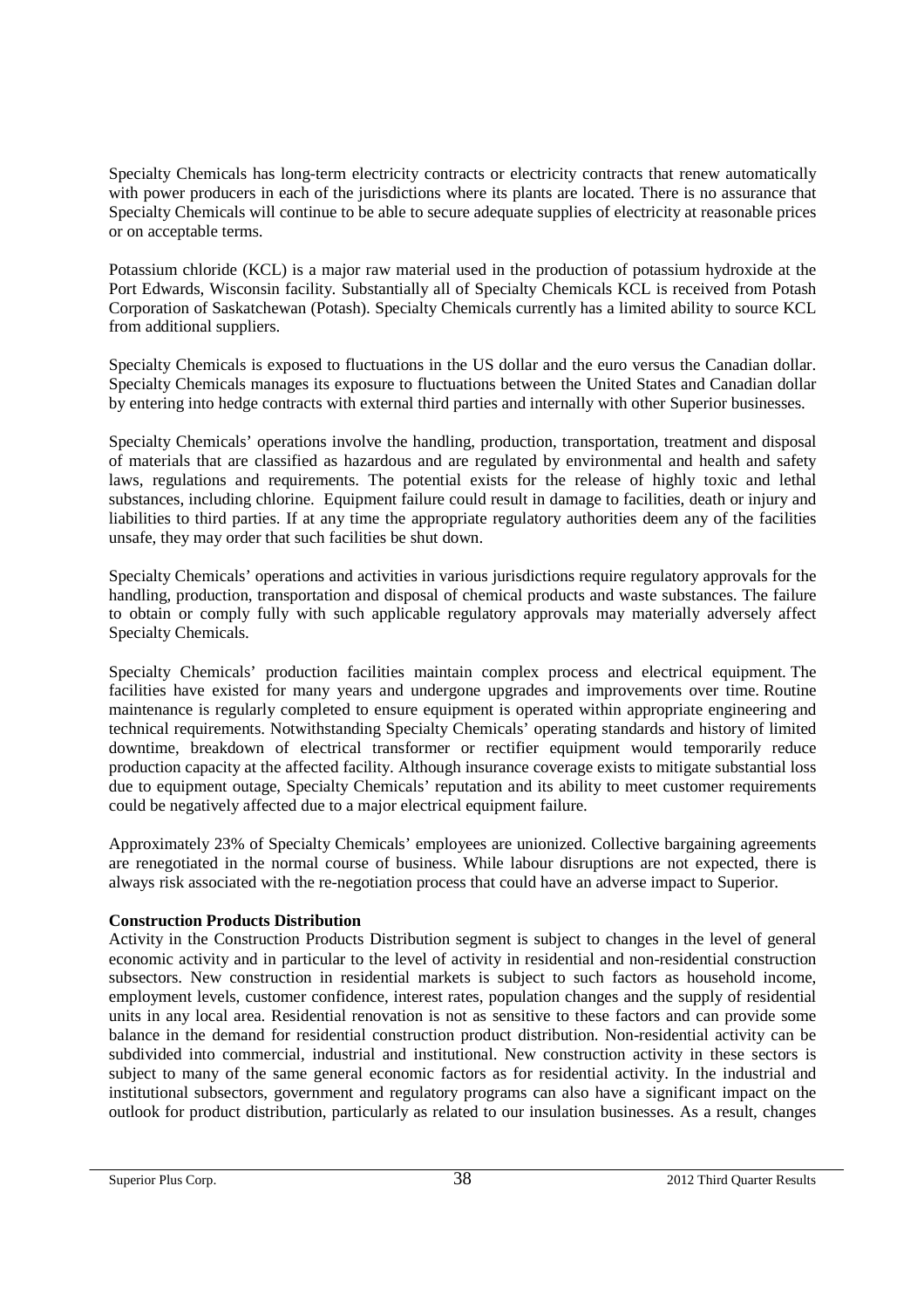Specialty Chemicals has long-term electricity contracts or electricity contracts that renew automatically with power producers in each of the jurisdictions where its plants are located. There is no assurance that Specialty Chemicals will continue to be able to secure adequate supplies of electricity at reasonable prices or on acceptable terms.

Potassium chloride (KCL) is a major raw material used in the production of potassium hydroxide at the Port Edwards, Wisconsin facility. Substantially all of Specialty Chemicals KCL is received from Potash Corporation of Saskatchewan (Potash). Specialty Chemicals currently has a limited ability to source KCL from additional suppliers.

Specialty Chemicals is exposed to fluctuations in the US dollar and the euro versus the Canadian dollar. Specialty Chemicals manages its exposure to fluctuations between the United States and Canadian dollar by entering into hedge contracts with external third parties and internally with other Superior businesses.

Specialty Chemicals' operations involve the handling, production, transportation, treatment and disposal of materials that are classified as hazardous and are regulated by environmental and health and safety laws, regulations and requirements. The potential exists for the release of highly toxic and lethal substances, including chlorine. Equipment failure could result in damage to facilities, death or injury and liabilities to third parties. If at any time the appropriate regulatory authorities deem any of the facilities unsafe, they may order that such facilities be shut down.

Specialty Chemicals' operations and activities in various jurisdictions require regulatory approvals for the handling, production, transportation and disposal of chemical products and waste substances. The failure to obtain or comply fully with such applicable regulatory approvals may materially adversely affect Specialty Chemicals.

Specialty Chemicals' production facilities maintain complex process and electrical equipment. The facilities have existed for many years and undergone upgrades and improvements over time. Routine maintenance is regularly completed to ensure equipment is operated within appropriate engineering and technical requirements. Notwithstanding Specialty Chemicals' operating standards and history of limited downtime, breakdown of electrical transformer or rectifier equipment would temporarily reduce production capacity at the affected facility. Although insurance coverage exists to mitigate substantial loss due to equipment outage, Specialty Chemicals' reputation and its ability to meet customer requirements could be negatively affected due to a major electrical equipment failure.

Approximately 23% of Specialty Chemicals' employees are unionized. Collective bargaining agreements are renegotiated in the normal course of business. While labour disruptions are not expected, there is always risk associated with the re-negotiation process that could have an adverse impact to Superior.

**Construction Products Distribution**

Activity in the Construction Products Distribution segment is subject to changes in the level of general economic activity and in particular to the level of activity in residential and non-residential construction subsectors. New construction in residential markets is subject to such factors as household income, employment levels, customer confidence, interest rates, population changes and the supply of residential units in any local area. Residential renovation is not as sensitive to these factors and can provide some balance in the demand for residential construction product distribution. Non-residential activity can be subdivided into commercial, industrial and institutional. New construction activity in these sectors is subject to many of the same general economic factors as for residential activity. In the industrial and institutional subsectors, government and regulatory programs can also have a significant impact on the outlook for product distribution, particularly as related to our insulation businesses. As a result, changes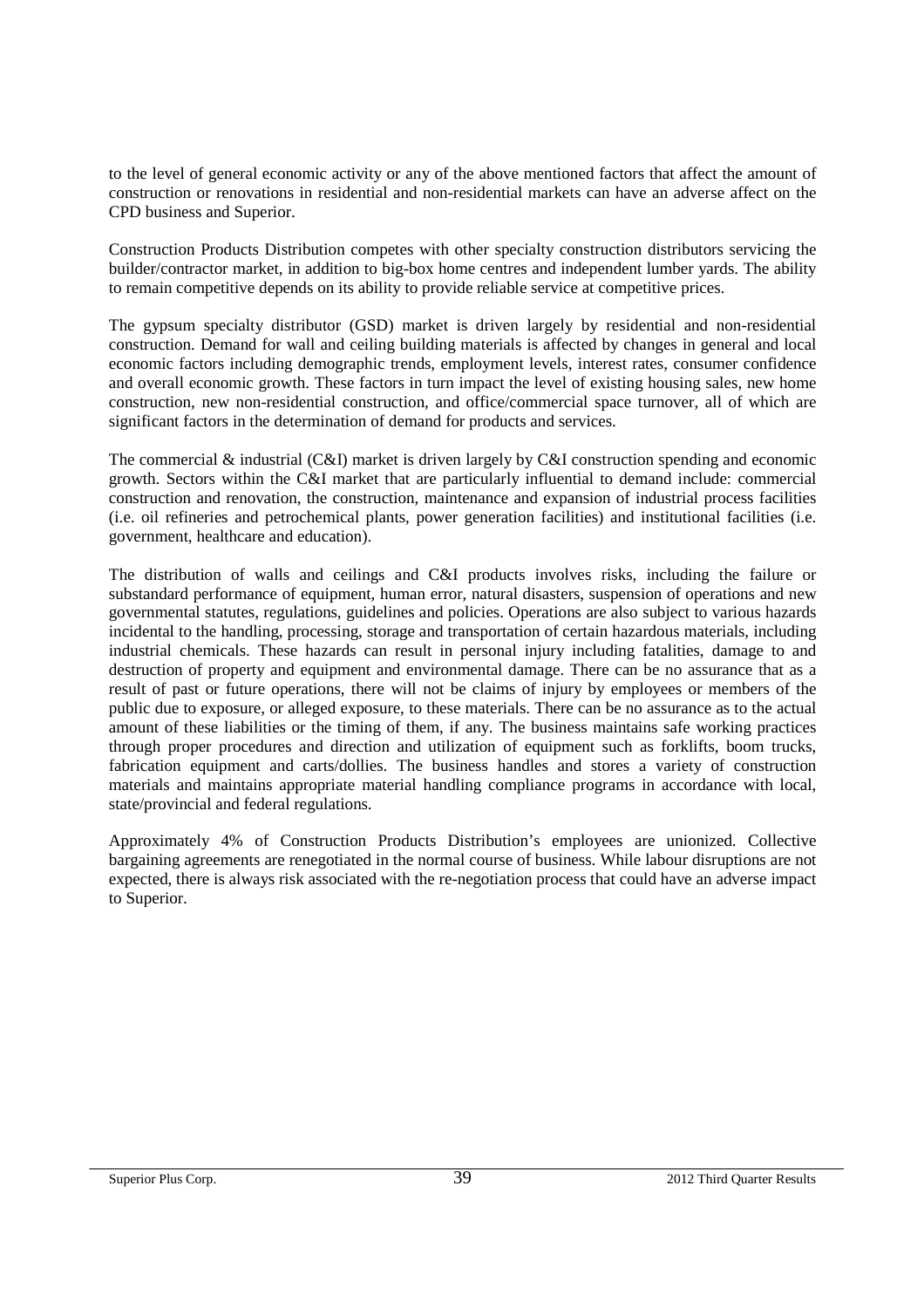to the level of general economic activity or any of the above mentioned factors that affect the amount of construction or renovations in residential and non-residential markets can have an adverse affect on the CPD business and Superior.

Construction Products Distribution competes with other specialty construction distributors servicing the builder/contractor market, in addition to big-box home centres and independent lumber yards. The ability to remain competitive depends on its ability to provide reliable service at competitive prices.

The gypsum specialty distributor (GSD) market is driven largely by residential and non-residential construction. Demand for wall and ceiling building materials is affected by changes in general and local economic factors including demographic trends, employment levels, interest rates, consumer confidence and overall economic growth. These factors in turn impact the level of existing housing sales, new home construction, new non-residential construction, and office/commercial space turnover, all of which are significant factors in the determination of demand for products and services.

The commercial & industrial (C&I) market is driven largely by C&I construction spending and economic growth. Sectors within the C&I market that are particularly influential to demand include: commercial construction and renovation, the construction, maintenance and expansion of industrial process facilities (i.e. oil refineries and petrochemical plants, power generation facilities) and institutional facilities (i.e. government, healthcare and education).

The distribution of walls and ceilings and C&I products involves risks, including the failure or substandard performance of equipment, human error, natural disasters, suspension of operations and new governmental statutes, regulations, guidelines and policies. Operations are also subject to various hazards incidental to the handling, processing, storage and transportation of certain hazardous materials, including industrial chemicals. These hazards can result in personal injury including fatalities, damage to and destruction of property and equipment and environmental damage. There can be no assurance that as a result of past or future operations, there will not be claims of injury by employees or members of the public due to exposure, or alleged exposure, to these materials. There can be no assurance as to the actual amount of these liabilities or the timing of them, if any. The business maintains safe working practices through proper procedures and direction and utilization of equipment such as forklifts, boom trucks, fabrication equipment and carts/dollies. The business handles and stores a variety of construction materials and maintains appropriate material handling compliance programs in accordance with local, state/provincial and federal regulations.

Approximately 4% of Construction Products Distribution's employees are unionized. Collective bargaining agreements are renegotiated in the normal course of business. While labour disruptions are not expected, there is always risk associated with the re-negotiation process that could have an adverse impact to Superior.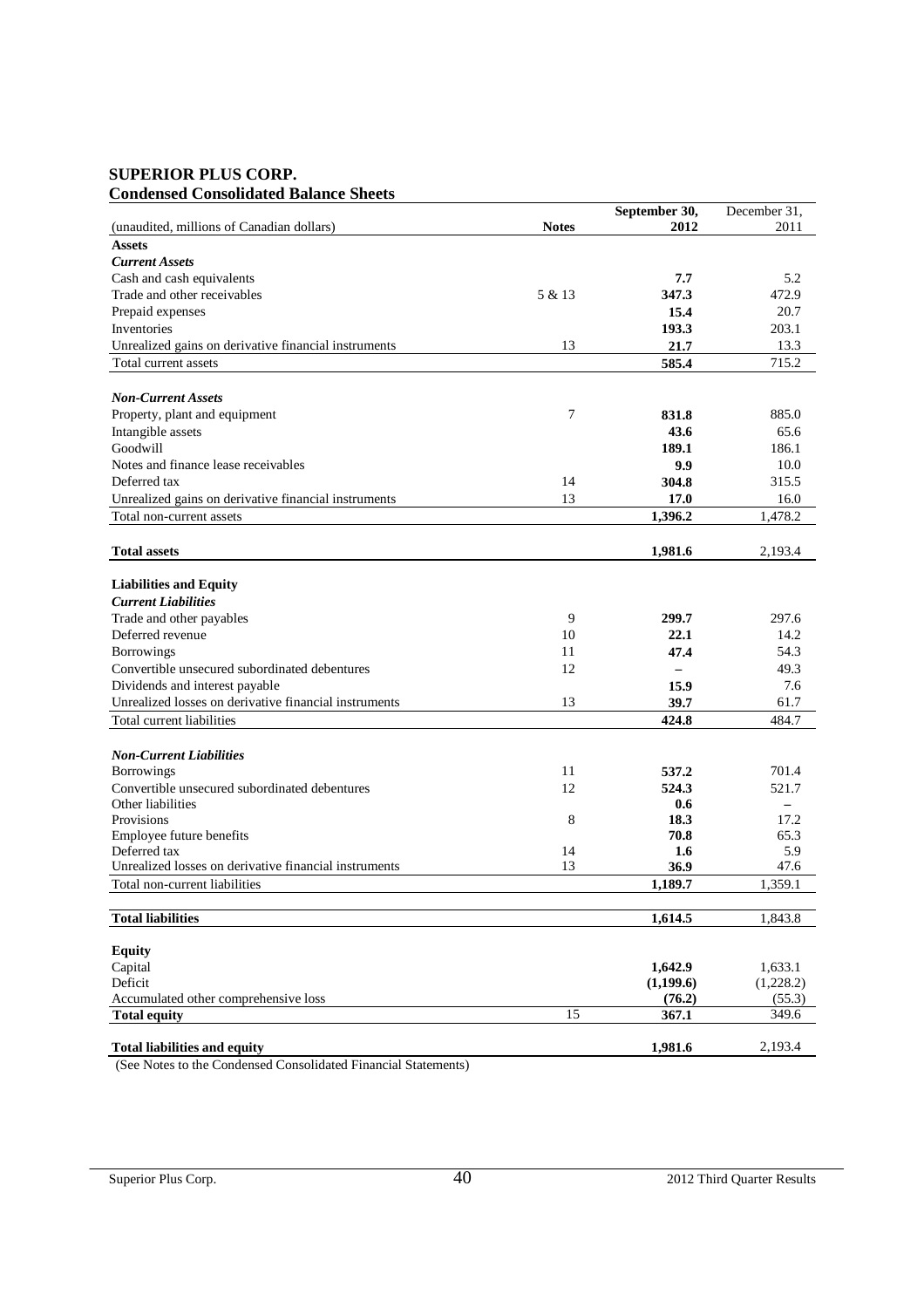## SUPERIOR PLUS CORP.
### Condensed Consolidated Balance Sheets

| (unaudited, millions of Canadian dollars) | Notes | September 30, 2012 | December 31, 2011 |
|---|---|---|---|
| **Assets** | | | |
| ***Current Assets*** | | | |
| Cash and cash equivalents | | **7.7** | 5.2 |
| Trade and other receivables | 5 & 13 | **347.3** | 472.9 |
| Prepaid expenses | | **15.4** | 20.7 |
| Inventories | | **193.3** | 203.1 |
| Unrealized gains on derivative financial instruments | 13 | **21.7** | 13.3 |
| Total current assets | | **585.4** | 715.2 |
| ***Non-Current Assets*** | | | |
| Property, plant and equipment | 7 | **831.8** | 885.0 |
| Intangible assets | | **43.6** | 65.6 |
| Goodwill | | **189.1** | 186.1 |
| Notes and finance lease receivables | | **9.9** | 10.0 |
| Deferred tax | 14 | **304.8** | 315.5 |
| Unrealized gains on derivative financial instruments | 13 | **17.0** | 16.0 |
| Total non-current assets | | **1,396.2** | 1,478.2 |
| **Total assets** | | **1,981.6** | 2,193.4 |
| **Liabilities and Equity** | | | |
| ***Current Liabilities*** | | | |
| Trade and other payables | 9 | **299.7** | 297.6 |
| Deferred revenue | 10 | **22.1** | 14.2 |
| Borrowings | 11 | **47.4** | 54.3 |
| Convertible unsecured subordinated debentures | 12 | **–** | 49.3 |
| Dividends and interest payable | | **15.9** | 7.6 |
| Unrealized losses on derivative financial instruments | 13 | **39.7** | 61.7 |
| Total current liabilities | | **424.8** | 484.7 |
| ***Non-Current Liabilities*** | | | |
| Borrowings | 11 | **537.2** | 701.4 |
| Convertible unsecured subordinated debentures | 12 | **524.3** | 521.7 |
| Other liabilities | | **0.6** | – |
| Provisions | 8 | **18.3** | 17.2 |
| Employee future benefits | | **70.8** | 65.3 |
| Deferred tax | 14 | **1.6** | 5.9 |
| Unrealized losses on derivative financial instruments | 13 | **36.9** | 47.6 |
| Total non-current liabilities | | **1,189.7** | 1,359.1 |
| **Total liabilities** | | **1,614.5** | 1,843.8 |
| **Equity** | | | |
| Capital | | **1,642.9** | 1,633.1 |
| Deficit | | **(1,199.6)** | (1,228.2) |
| Accumulated other comprehensive loss | | **(76.2)** | (55.3) |
| **Total equity** | 15 | **367.1** | 349.6 |
| **Total liabilities and equity** | | **1,981.6** | 2,193.4 |

(See Notes to the Condensed Consolidated Financial Statements)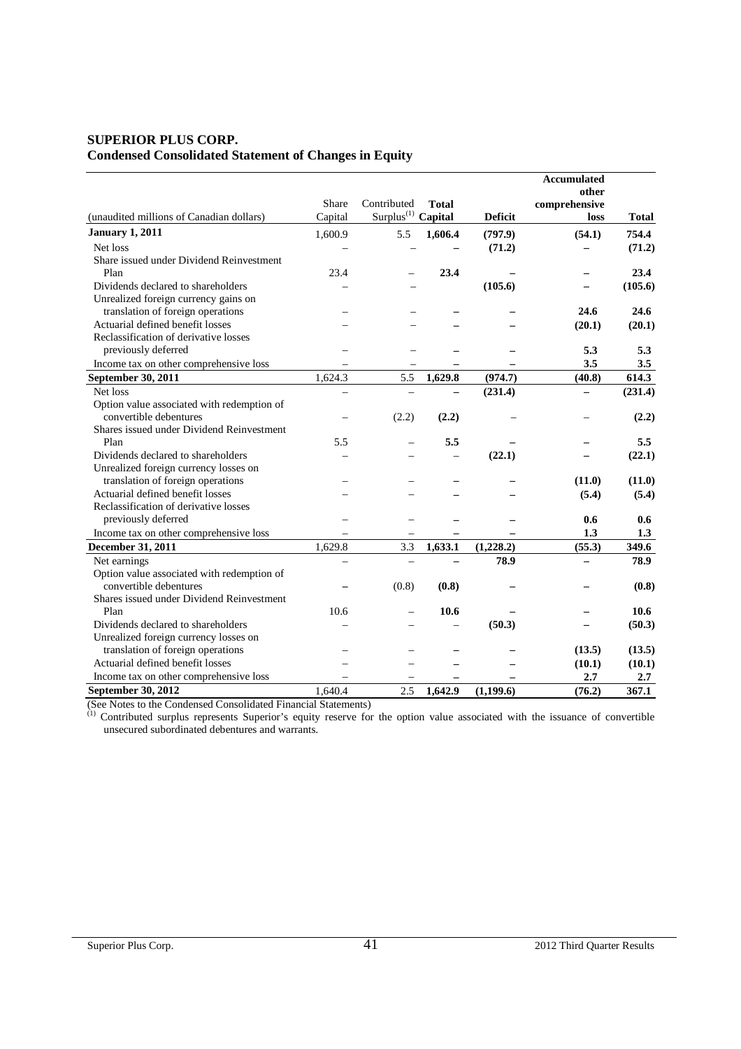**SUPERIOR PLUS CORP.**
**Condensed Consolidated Statement of Changes in Equity**

| (unaudited millions of Canadian dollars) | Share Capital | Contributed Surplus[(1)] | Total Capital | Deficit | Accumulated other comprehensive loss | Total |
|---|---|---|---|---|---|---|
| **January 1, 2011** | 1,600.9 | 5.5 | **1,606.4** | **(797.9)** | **(54.1)** | **754.4** |
| Net loss | – | – | – | **(71.2)** | – | **(71.2)** |
| Share issued under Dividend Reinvestment Plan | 23.4 | – | **23.4** | – | – | **23.4** |
| Dividends declared to shareholders | – | – | | **(105.6)** | – | **(105.6)** |
| Unrealized foreign currency gains on translation of foreign operations | – | – | – | – | **24.6** | **24.6** |
| Actuarial defined benefit losses | – | – | – | – | **(20.1)** | **(20.1)** |
| Reclassification of derivative losses previously deferred | – | – | – | – | **5.3** | **5.3** |
| Income tax on other comprehensive loss | – | – | – | – | **3.5** | **3.5** |
| **September 30, 2011** | 1,624.3 | 5.5 | **1,629.8** | **(974.7)** | **(40.8)** | **614.3** |
| Net loss | – | – | – | **(231.4)** | – | **(231.4)** |
| Option value associated with redemption of convertible debentures | – | (2.2) | **(2.2)** | – | – | **(2.2)** |
| Shares issued under Dividend Reinvestment Plan | 5.5 | – | **5.5** | – | – | **5.5** |
| Dividends declared to shareholders | – | – | – | **(22.1)** | – | **(22.1)** |
| Unrealized foreign currency losses on translation of foreign operations | – | – | – | – | **(11.0)** | **(11.0)** |
| Actuarial defined benefit losses | – | – | – | – | **(5.4)** | **(5.4)** |
| Reclassification of derivative losses previously deferred | – | – | – | – | **0.6** | **0.6** |
| Income tax on other comprehensive loss | – | – | – | – | **1.3** | **1.3** |
| **December 31, 2011** | 1,629.8 | 3.3 | **1,633.1** | **(1,228.2)** | **(55.3)** | **349.6** |
| Net earnings | – | – | – | **78.9** | – | **78.9** |
| Option value associated with redemption of convertible debentures | – | (0.8) | **(0.8)** | – | – | **(0.8)** |
| Shares issued under Dividend Reinvestment Plan | 10.6 | – | **10.6** | – | – | **10.6** |
| Dividends declared to shareholders | – | – | – | **(50.3)** | – | **(50.3)** |
| Unrealized foreign currency losses on translation of foreign operations | – | – | – | – | **(13.5)** | **(13.5)** |
| Actuarial defined benefit losses | – | – | – | – | **(10.1)** | **(10.1)** |
| Income tax on other comprehensive loss | – | – | – | – | **2.7** | **2.7** |
| **September 30, 2012** | 1,640.4 | 2.5 | **1,642.9** | **(1,199.6)** | **(76.2)** | **367.1** |

(See Notes to the Condensed Consolidated Financial Statements)

(1) Contributed surplus represents Superior's equity reserve for the option value associated with the issuance of convertible unsecured subordinated debentures and warrants.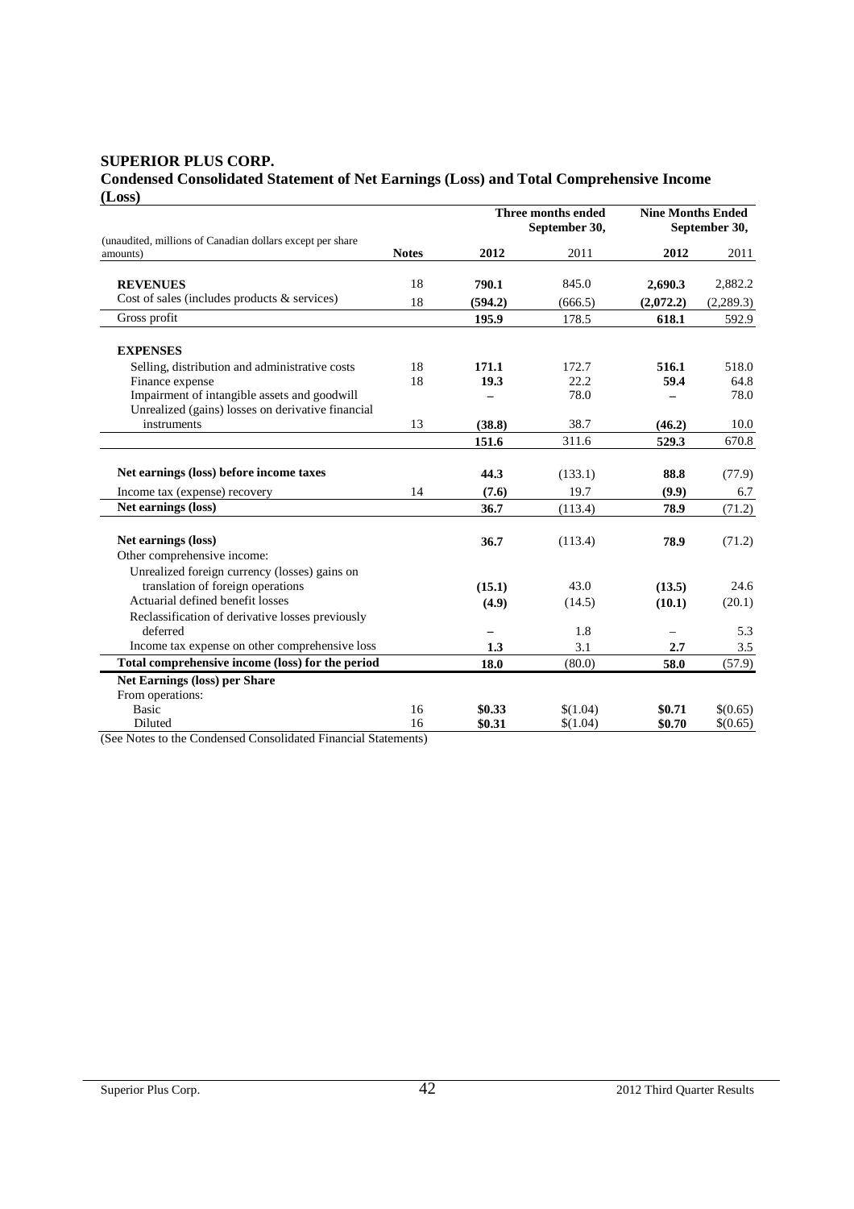**SUPERIOR PLUS CORP.**

**Condensed Consolidated Statement of Net Earnings (Loss) and Total Comprehensive Income (Loss)**

| (unaudited, millions of Canadian dollars except per share amounts) | Notes | Three months ended September 30, 2012 | Three months ended September 30, 2011 | Nine Months Ended September 30, 2012 | Nine Months Ended September 30, 2011 |
|---|---|---|---|---|---|
| **REVENUES** | 18 | **790.1** | 845.0 | **2,690.3** | 2,882.2 |
| Cost of sales (includes products & services) | 18 | **(594.2)** | (666.5) | **(2,072.2)** | (2,289.3) |
| Gross profit | | **195.9** | 178.5 | **618.1** | 592.9 |
| **EXPENSES** | | | | | |
| Selling, distribution and administrative costs | 18 | **171.1** | 172.7 | **516.1** | 518.0 |
| Finance expense | 18 | **19.3** | 22.2 | **59.4** | 64.8 |
| Impairment of intangible assets and goodwill | | **–** | 78.0 | **–** | 78.0 |
| Unrealized (gains) losses on derivative financial instruments | 13 | **(38.8)** | 38.7 | **(46.2)** | 10.0 |
| | | **151.6** | 311.6 | **529.3** | 670.8 |
| **Net earnings (loss) before income taxes** | | **44.3** | (133.1) | **88.8** | (77.9) |
| Income tax (expense) recovery | 14 | **(7.6)** | 19.7 | **(9.9)** | 6.7 |
| **Net earnings (loss)** | | **36.7** | (113.4) | **78.9** | (71.2) |
| **Net earnings (loss)** | | **36.7** | (113.4) | **78.9** | (71.2) |
| Other comprehensive income: | | | | | |
| Unrealized foreign currency (losses) gains on translation of foreign operations | | **(15.1)** | 43.0 | **(13.5)** | 24.6 |
| Actuarial defined benefit losses | | **(4.9)** | (14.5) | **(10.1)** | (20.1) |
| Reclassification of derivative losses previously deferred | | **–** | 1.8 | – | 5.3 |
| Income tax expense on other comprehensive loss | | **1.3** | 3.1 | **2.7** | 3.5 |
| **Total comprehensive income (loss) for the period** | | **18.0** | (80.0) | **58.0** | (57.9) |
| **Net Earnings (loss) per Share** | | | | | |
| From operations: | | | | | |
| Basic | 16 | **$0.33** | $(1.04) | **$0.71** | $(0.65) |
| Diluted | 16 | **$0.31** | $(1.04) | **$0.70** | $(0.65) |

(See Notes to the Condensed Consolidated Financial Statements)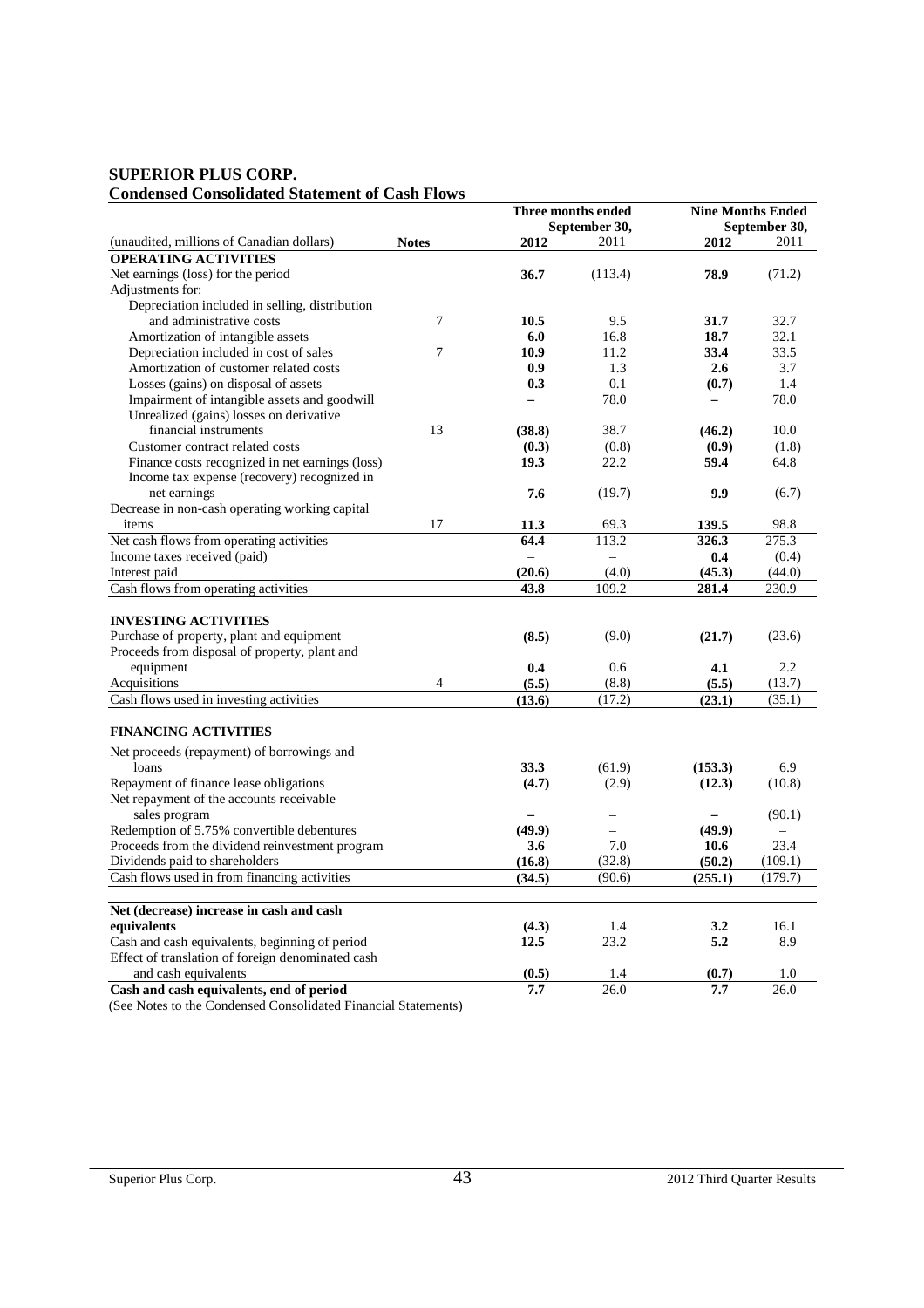# SUPERIOR PLUS CORP.

## Condensed Consolidated Statement of Cash Flows

| (unaudited, millions of Canadian dollars) | Notes | Three months ended September 30, 2012 | 2011 | Nine Months Ended September 30, 2012 | 2011 |
|---|---|---|---|---|---|
| **OPERATING ACTIVITIES** | | | | | |
| Net earnings (loss) for the period | | **36.7** | (113.4) | **78.9** | (71.2) |
| Adjustments for: | | | | | |
| Depreciation included in selling, distribution and administrative costs | 7 | **10.5** | 9.5 | **31.7** | 32.7 |
| Amortization of intangible assets | | **6.0** | 16.8 | **18.7** | 32.1 |
| Depreciation included in cost of sales | 7 | **10.9** | 11.2 | **33.4** | 33.5 |
| Amortization of customer related costs | | **0.9** | 1.3 | **2.6** | 3.7 |
| Losses (gains) on disposal of assets | | **0.3** | 0.1 | **(0.7)** | 1.4 |
| Impairment of intangible assets and goodwill | | **–** | 78.0 | **–** | 78.0 |
| Unrealized (gains) losses on derivative financial instruments | 13 | **(38.8)** | 38.7 | **(46.2)** | 10.0 |
| Customer contract related costs | | **(0.3)** | (0.8) | **(0.9)** | (1.8) |
| Finance costs recognized in net earnings (loss) | | **19.3** | 22.2 | **59.4** | 64.8 |
| Income tax expense (recovery) recognized in net earnings | | **7.6** | (19.7) | **9.9** | (6.7) |
| Decrease in non-cash operating working capital items | 17 | **11.3** | 69.3 | **139.5** | 98.8 |
| Net cash flows from operating activities | | **64.4** | 113.2 | **326.3** | 275.3 |
| Income taxes received (paid) | | **–** | – | **0.4** | (0.4) |
| Interest paid | | **(20.6)** | (4.0) | **(45.3)** | (44.0) |
| Cash flows from operating activities | | **43.8** | 109.2 | **281.4** | 230.9 |
| | | | | | |
| **INVESTING ACTIVITIES** | | | | | |
| Purchase of property, plant and equipment | | **(8.5)** | (9.0) | **(21.7)** | (23.6) |
| Proceeds from disposal of property, plant and equipment | | **0.4** | 0.6 | **4.1** | 2.2 |
| Acquisitions | 4 | **(5.5)** | (8.8) | **(5.5)** | (13.7) |
| Cash flows used in investing activities | | **(13.6)** | (17.2) | **(23.1)** | (35.1) |
| | | | | | |
| **FINANCING ACTIVITIES** | | | | | |
| Net proceeds (repayment) of borrowings and loans | | **33.3** | (61.9) | **(153.3)** | 6.9 |
| Repayment of finance lease obligations | | **(4.7)** | (2.9) | **(12.3)** | (10.8) |
| Net repayment of the accounts receivable sales program | | **–** | – | **–** | (90.1) |
| Redemption of 5.75% convertible debentures | | **(49.9)** | – | **(49.9)** | – |
| Proceeds from the dividend reinvestment program | | **3.6** | 7.0 | **10.6** | 23.4 |
| Dividends paid to shareholders | | **(16.8)** | (32.8) | **(50.2)** | (109.1) |
| Cash flows used in from financing activities | | **(34.5)** | (90.6) | **(255.1)** | (179.7) |
| | | | | | |
| **Net (decrease) increase in cash and cash equivalents** | | **(4.3)** | 1.4 | **3.2** | 16.1 |
| Cash and cash equivalents, beginning of period | | **12.5** | 23.2 | **5.2** | 8.9 |
| Effect of translation of foreign denominated cash and cash equivalents | | **(0.5)** | 1.4 | **(0.7)** | 1.0 |
| **Cash and cash equivalents, end of period** | | **7.7** | 26.0 | **7.7** | 26.0 |

(See Notes to the Condensed Consolidated Financial Statements)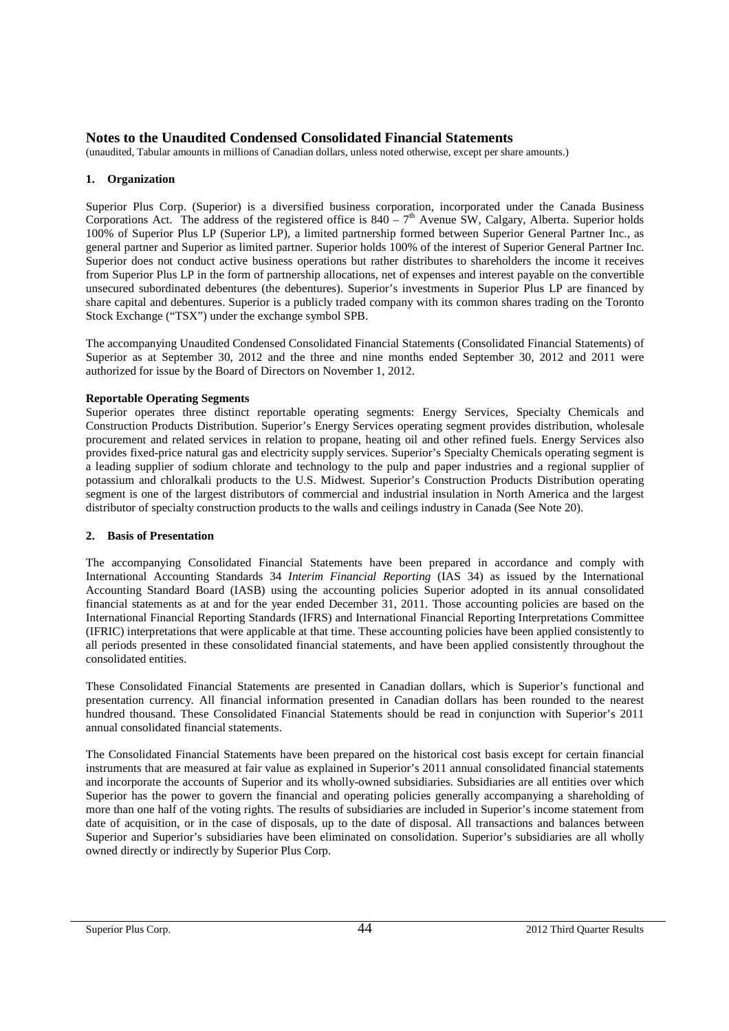# Notes to the Unaudited Condensed Consolidated Financial Statements

(unaudited, Tabular amounts in millions of Canadian dollars, unless noted otherwise, except per share amounts.)

## 1. Organization

Superior Plus Corp. (Superior) is a diversified business corporation, incorporated under the Canada Business Corporations Act. The address of the registered office is 840 – 7[th] Avenue SW, Calgary, Alberta. Superior holds 100% of Superior Plus LP (Superior LP), a limited partnership formed between Superior General Partner Inc., as general partner and Superior as limited partner. Superior holds 100% of the interest of Superior General Partner Inc. Superior does not conduct active business operations but rather distributes to shareholders the income it receives from Superior Plus LP in the form of partnership allocations, net of expenses and interest payable on the convertible unsecured subordinated debentures (the debentures). Superior's investments in Superior Plus LP are financed by share capital and debentures. Superior is a publicly traded company with its common shares trading on the Toronto Stock Exchange ("TSX") under the exchange symbol SPB.

The accompanying Unaudited Condensed Consolidated Financial Statements (Consolidated Financial Statements) of Superior as at September 30, 2012 and the three and nine months ended September 30, 2012 and 2011 were authorized for issue by the Board of Directors on November 1, 2012.

**Reportable Operating Segments**

Superior operates three distinct reportable operating segments: Energy Services, Specialty Chemicals and Construction Products Distribution. Superior's Energy Services operating segment provides distribution, wholesale procurement and related services in relation to propane, heating oil and other refined fuels. Energy Services also provides fixed-price natural gas and electricity supply services. Superior's Specialty Chemicals operating segment is a leading supplier of sodium chlorate and technology to the pulp and paper industries and a regional supplier of potassium and chloralkali products to the U.S. Midwest. Superior's Construction Products Distribution operating segment is one of the largest distributors of commercial and industrial insulation in North America and the largest distributor of specialty construction products to the walls and ceilings industry in Canada (See Note 20).

## 2. Basis of Presentation

The accompanying Consolidated Financial Statements have been prepared in accordance and comply with International Accounting Standards 34 *Interim Financial Reporting* (IAS 34) as issued by the International Accounting Standard Board (IASB) using the accounting policies Superior adopted in its annual consolidated financial statements as at and for the year ended December 31, 2011. Those accounting policies are based on the International Financial Reporting Standards (IFRS) and International Financial Reporting Interpretations Committee (IFRIC) interpretations that were applicable at that time. These accounting policies have been applied consistently to all periods presented in these consolidated financial statements, and have been applied consistently throughout the consolidated entities.

These Consolidated Financial Statements are presented in Canadian dollars, which is Superior's functional and presentation currency. All financial information presented in Canadian dollars has been rounded to the nearest hundred thousand. These Consolidated Financial Statements should be read in conjunction with Superior's 2011 annual consolidated financial statements.

The Consolidated Financial Statements have been prepared on the historical cost basis except for certain financial instruments that are measured at fair value as explained in Superior's 2011 annual consolidated financial statements and incorporate the accounts of Superior and its wholly-owned subsidiaries. Subsidiaries are all entities over which Superior has the power to govern the financial and operating policies generally accompanying a shareholding of more than one half of the voting rights. The results of subsidiaries are included in Superior's income statement from date of acquisition, or in the case of disposals, up to the date of disposal. All transactions and balances between Superior and Superior's subsidiaries have been eliminated on consolidation. Superior's subsidiaries are all wholly owned directly or indirectly by Superior Plus Corp.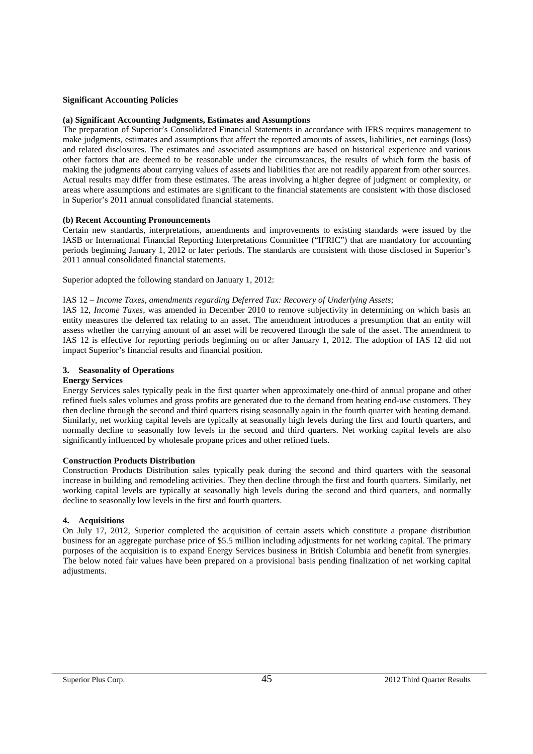**Significant Accounting Policies**

**(a) Significant Accounting Judgments, Estimates and Assumptions**

The preparation of Superior's Consolidated Financial Statements in accordance with IFRS requires management to make judgments, estimates and assumptions that affect the reported amounts of assets, liabilities, net earnings (loss) and related disclosures. The estimates and associated assumptions are based on historical experience and various other factors that are deemed to be reasonable under the circumstances, the results of which form the basis of making the judgments about carrying values of assets and liabilities that are not readily apparent from other sources. Actual results may differ from these estimates. The areas involving a higher degree of judgment or complexity, or areas where assumptions and estimates are significant to the financial statements are consistent with those disclosed in Superior's 2011 annual consolidated financial statements.

**(b) Recent Accounting Pronouncements**

Certain new standards, interpretations, amendments and improvements to existing standards were issued by the IASB or International Financial Reporting Interpretations Committee ("IFRIC") that are mandatory for accounting periods beginning January 1, 2012 or later periods. The standards are consistent with those disclosed in Superior's 2011 annual consolidated financial statements.

Superior adopted the following standard on January 1, 2012:

IAS 12 – *Income Taxes, amendments regarding Deferred Tax: Recovery of Underlying Assets;*

IAS 12, *Income Taxes,* was amended in December 2010 to remove subjectivity in determining on which basis an entity measures the deferred tax relating to an asset. The amendment introduces a presumption that an entity will assess whether the carrying amount of an asset will be recovered through the sale of the asset. The amendment to IAS 12 is effective for reporting periods beginning on or after January 1, 2012. The adoption of IAS 12 did not impact Superior's financial results and financial position.

## 3. Seasonality of Operations

**Energy Services**

Energy Services sales typically peak in the first quarter when approximately one-third of annual propane and other refined fuels sales volumes and gross profits are generated due to the demand from heating end-use customers. They then decline through the second and third quarters rising seasonally again in the fourth quarter with heating demand. Similarly, net working capital levels are typically at seasonally high levels during the first and fourth quarters, and normally decline to seasonally low levels in the second and third quarters. Net working capital levels are also significantly influenced by wholesale propane prices and other refined fuels.

**Construction Products Distribution**

Construction Products Distribution sales typically peak during the second and third quarters with the seasonal increase in building and remodeling activities. They then decline through the first and fourth quarters. Similarly, net working capital levels are typically at seasonally high levels during the second and third quarters, and normally decline to seasonally low levels in the first and fourth quarters.

## 4. Acquisitions

On July 17, 2012, Superior completed the acquisition of certain assets which constitute a propane distribution business for an aggregate purchase price of $5.5 million including adjustments for net working capital. The primary purposes of the acquisition is to expand Energy Services business in British Columbia and benefit from synergies. The below noted fair values have been prepared on a provisional basis pending finalization of net working capital adjustments.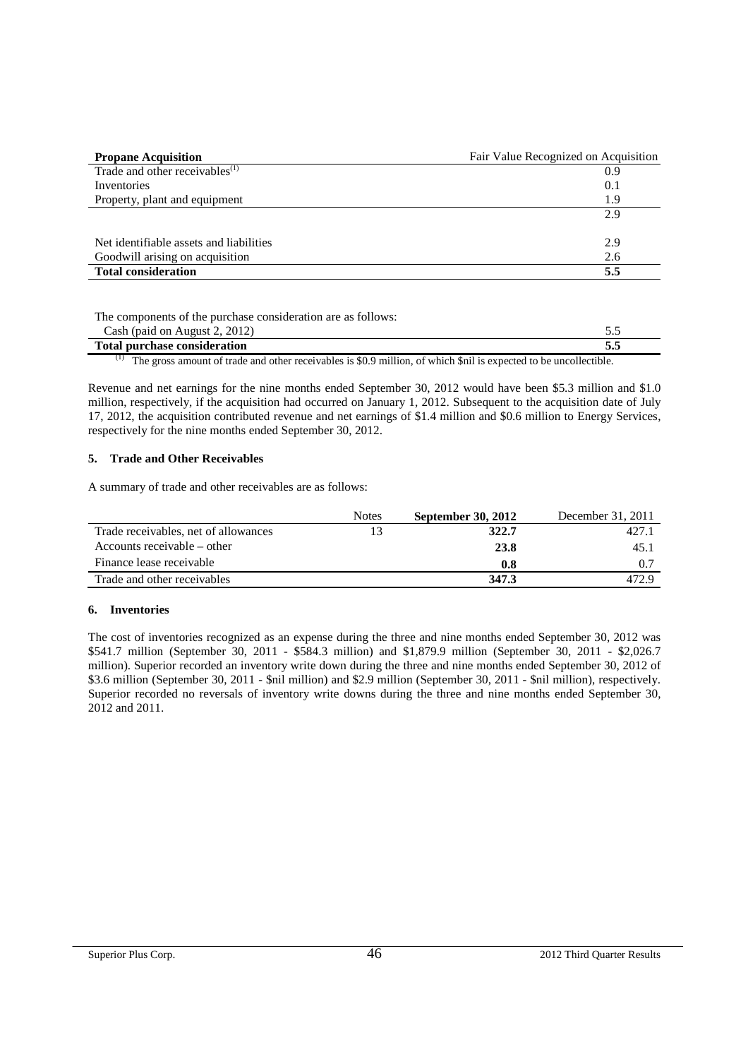| **Propane Acquisition** | Fair Value Recognized on Acquisition |
|---|---|
| Trade and other receivables[(1)] | 0.9 |
| Inventories | 0.1 |
| Property, plant and equipment | 1.9 |
| | 2.9 |
| | |
| Net identifiable assets and liabilities | 2.9 |
| Goodwill arising on acquisition | 2.6 |
| **Total consideration** | **5.5** |

| The components of the purchase consideration are as follows: | |
|---|---|
| Cash (paid on August 2, 2012) | 5.5 |
| **Total purchase consideration** | **5.5** |

(1) The gross amount of trade and other receivables is $0.9 million, of which $nil is expected to be uncollectible.

Revenue and net earnings for the nine months ended September 30, 2012 would have been $5.3 million and $1.0 million, respectively, if the acquisition had occurred on January 1, 2012. Subsequent to the acquisition date of July 17, 2012, the acquisition contributed revenue and net earnings of $1.4 million and $0.6 million to Energy Services, respectively for the nine months ended September 30, 2012.

### 5. Trade and Other Receivables

A summary of trade and other receivables are as follows:

| | Notes | **September 30, 2012** | December 31, 2011 |
|---|---|---|---|
| Trade receivables, net of allowances | 13 | **322.7** | 427.1 |
| Accounts receivable – other | | **23.8** | 45.1 |
| Finance lease receivable | | **0.8** | 0.7 |
| Trade and other receivables | | **347.3** | 472.9 |

### 6. Inventories

The cost of inventories recognized as an expense during the three and nine months ended September 30, 2012 was $541.7 million (September 30, 2011 - $584.3 million) and $1,879.9 million (September 30, 2011 - $2,026.7 million). Superior recorded an inventory write down during the three and nine months ended September 30, 2012 of $3.6 million (September 30, 2011 - $nil million) and $2.9 million (September 30, 2011 - $nil million), respectively. Superior recorded no reversals of inventory write downs during the three and nine months ended September 30, 2012 and 2011.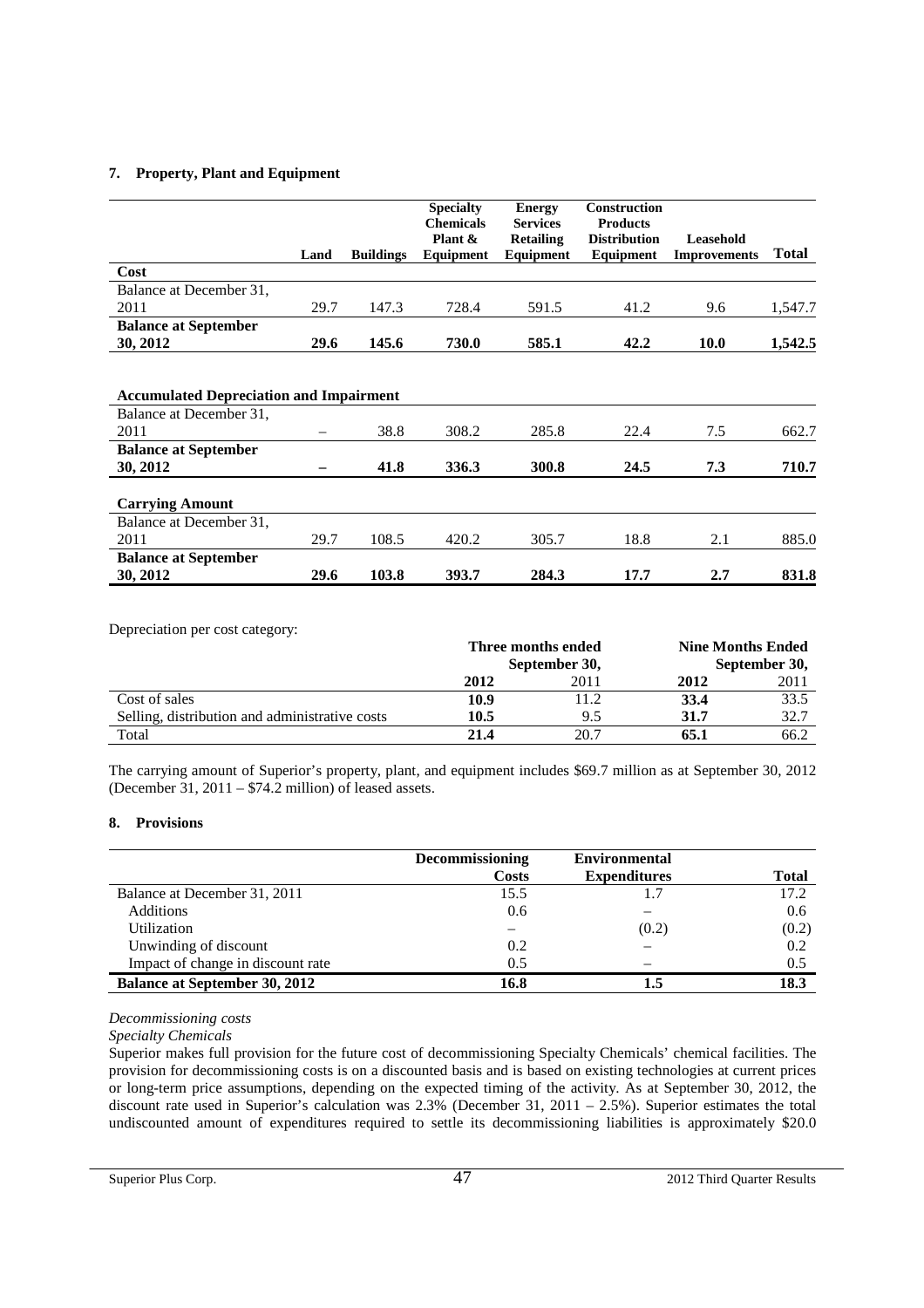## 7. Property, Plant and Equipment

| | Land | Buildings | Specialty Chemicals Plant & Equipment | Energy Services Retailing Equipment | Construction Products Distribution Equipment | Leasehold Improvements | Total |
|---|---|---|---|---|---|---|---|
| **Cost** | | | | | | | |
| Balance at December 31, 2011 | 29.7 | 147.3 | 728.4 | 591.5 | 41.2 | 9.6 | 1,547.7 |
| **Balance at September 30, 2012** | **29.6** | **145.6** | **730.0** | **585.1** | **42.2** | **10.0** | **1,542.5** |
| **Accumulated Depreciation and Impairment** | | | | | | | |
| Balance at December 31, 2011 | – | 38.8 | 308.2 | 285.8 | 22.4 | 7.5 | 662.7 |
| **Balance at September 30, 2012** | **–** | **41.8** | **336.3** | **300.8** | **24.5** | **7.3** | **710.7** |
| **Carrying Amount** | | | | | | | |
| Balance at December 31, 2011 | 29.7 | 108.5 | 420.2 | 305.7 | 18.8 | 2.1 | 885.0 |
| **Balance at September 30, 2012** | **29.6** | **103.8** | **393.7** | **284.3** | **17.7** | **2.7** | **831.8** |

Depreciation per cost category:

| | Three months ended September 30, | | Nine Months Ended September 30, | |
|---|---|---|---|---|
| | **2012** | 2011 | **2012** | 2011 |
| Cost of sales | **10.9** | 11.2 | **33.4** | 33.5 |
| Selling, distribution and administrative costs | **10.5** | 9.5 | **31.7** | 32.7 |
| Total | **21.4** | 20.7 | **65.1** | 66.2 |

The carrying amount of Superior's property, plant, and equipment includes $69.7 million as at September 30, 2012 (December 31, 2011 – $74.2 million) of leased assets.

## 8. Provisions

| | Decommissioning Costs | Environmental Expenditures | Total |
|---|---|---|---|
| Balance at December 31, 2011 | 15.5 | 1.7 | 17.2 |
| Additions | 0.6 | – | 0.6 |
| Utilization | – | (0.2) | (0.2) |
| Unwinding of discount | 0.2 | – | 0.2 |
| Impact of change in discount rate | 0.5 | – | 0.5 |
| **Balance at September 30, 2012** | **16.8** | **1.5** | **18.3** |

*Decommissioning costs*

*Specialty Chemicals*

Superior makes full provision for the future cost of decommissioning Specialty Chemicals' chemical facilities. The provision for decommissioning costs is on a discounted basis and is based on existing technologies at current prices or long-term price assumptions, depending on the expected timing of the activity. As at September 30, 2012, the discount rate used in Superior's calculation was 2.3% (December 31, 2011 – 2.5%). Superior estimates the total undiscounted amount of expenditures required to settle its decommissioning liabilities is approximately $20.0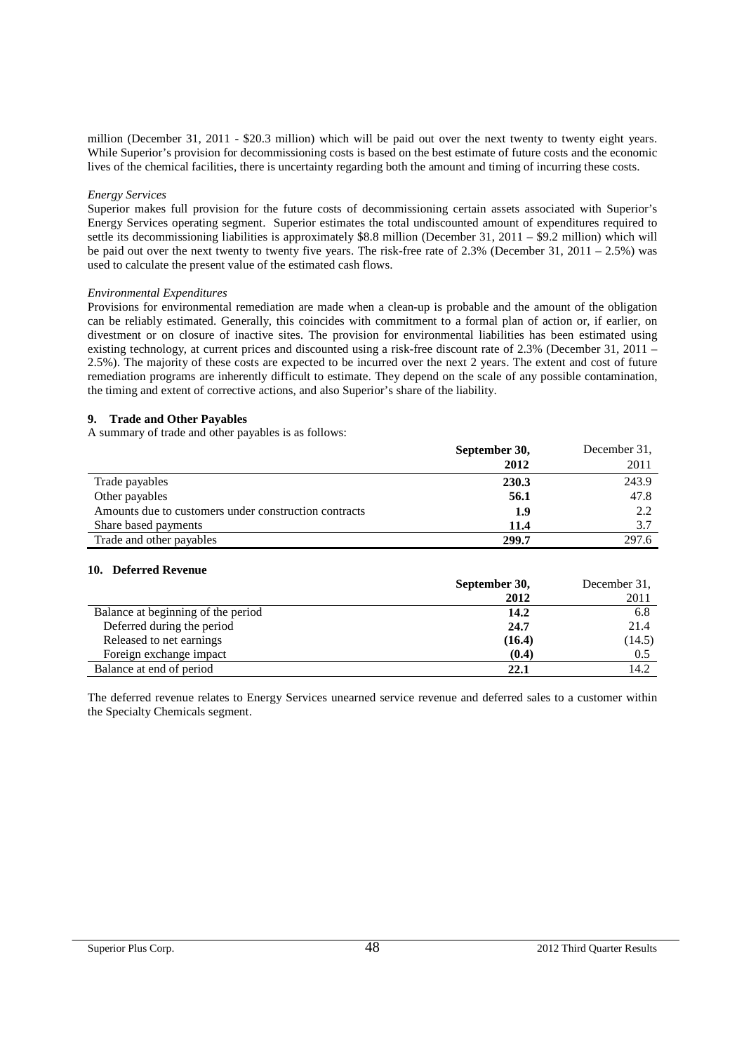million (December 31, 2011 - $20.3 million) which will be paid out over the next twenty to twenty eight years. While Superior's provision for decommissioning costs is based on the best estimate of future costs and the economic lives of the chemical facilities, there is uncertainty regarding both the amount and timing of incurring these costs.

*Energy Services*

Superior makes full provision for the future costs of decommissioning certain assets associated with Superior's Energy Services operating segment. Superior estimates the total undiscounted amount of expenditures required to settle its decommissioning liabilities is approximately $8.8 million (December 31, 2011 – $9.2 million) which will be paid out over the next twenty to twenty five years. The risk-free rate of 2.3% (December 31, 2011 – 2.5%) was used to calculate the present value of the estimated cash flows.

*Environmental Expenditures*

Provisions for environmental remediation are made when a clean-up is probable and the amount of the obligation can be reliably estimated. Generally, this coincides with commitment to a formal plan of action or, if earlier, on divestment or on closure of inactive sites. The provision for environmental liabilities has been estimated using existing technology, at current prices and discounted using a risk-free discount rate of 2.3% (December 31, 2011 – 2.5%). The majority of these costs are expected to be incurred over the next 2 years. The extent and cost of future remediation programs are inherently difficult to estimate. They depend on the scale of any possible contamination, the timing and extent of corrective actions, and also Superior's share of the liability.

## 9. Trade and Other Payables

A summary of trade and other payables is as follows:

| | **September 30, 2012** | December 31, 2011 |
|---|---|---|
| Trade payables | **230.3** | 243.9 |
| Other payables | **56.1** | 47.8 |
| Amounts due to customers under construction contracts | **1.9** | 2.2 |
| Share based payments | **11.4** | 3.7 |
| Trade and other payables | **299.7** | 297.6 |

## 10. Deferred Revenue

| | **September 30, 2012** | December 31, 2011 |
|---|---|---|
| Balance at beginning of the period | **14.2** | 6.8 |
| Deferred during the period | **24.7** | 21.4 |
| Released to net earnings | **(16.4)** | (14.5) |
| Foreign exchange impact | **(0.4)** | 0.5 |
| Balance at end of period | **22.1** | 14.2 |

The deferred revenue relates to Energy Services unearned service revenue and deferred sales to a customer within the Specialty Chemicals segment.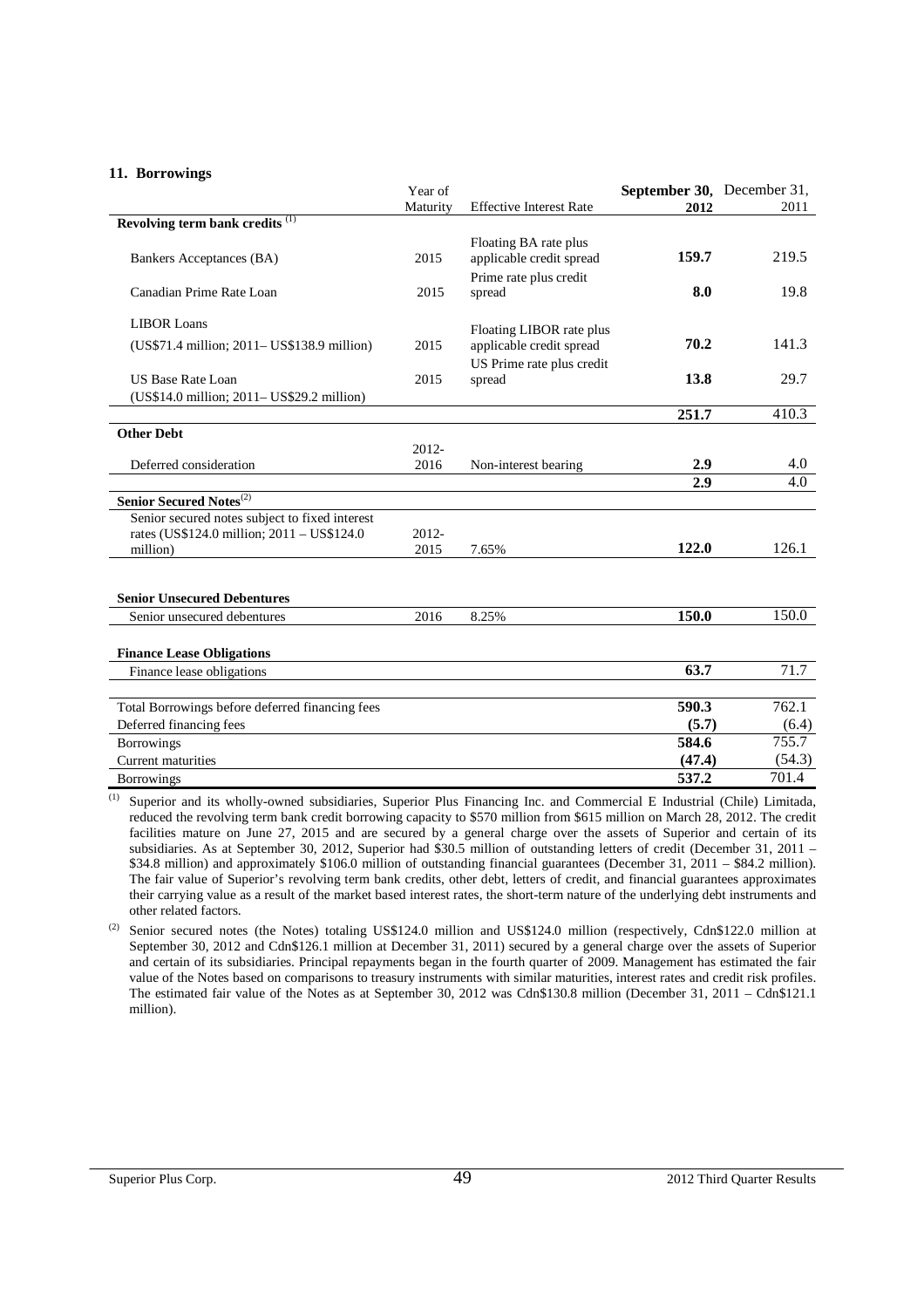## 11. Borrowings

| | Year of Maturity | Effective Interest Rate | September 30, 2012 | December 31, 2011 |
|---|---|---|---|---|
| **Revolving term bank credits** [(1)] | | | | |
| Bankers Acceptances (BA) | 2015 | Floating BA rate plus applicable credit spread | **159.7** | 219.5 |
| Canadian Prime Rate Loan | 2015 | Prime rate plus credit spread | **8.0** | 19.8 |
| LIBOR Loans (US$71.4 million; 2011– US$138.9 million) | 2015 | Floating LIBOR rate plus applicable credit spread | **70.2** | 141.3 |
| US Base Rate Loan (US$14.0 million; 2011– US$29.2 million) | 2015 | US Prime rate plus credit spread | **13.8** | 29.7 |
| | | | **251.7** | 410.3 |
| **Other Debt** | | | | |
| Deferred consideration | 2012-2016 | Non-interest bearing | **2.9** | 4.0 |
| | | | **2.9** | 4.0 |
| **Senior Secured Notes**[(2)] | | | | |
| Senior secured notes subject to fixed interest rates (US$124.0 million; 2011 – US$124.0 million) | 2012-2015 | 7.65% | **122.0** | 126.1 |
| **Senior Unsecured Debentures** | | | | |
| Senior unsecured debentures | 2016 | 8.25% | **150.0** | 150.0 |
| **Finance Lease Obligations** | | | | |
| Finance lease obligations | | | **63.7** | 71.7 |
| Total Borrowings before deferred financing fees | | | **590.3** | 762.1 |
| Deferred financing fees | | | **(5.7)** | (6.4) |
| Borrowings | | | **584.6** | 755.7 |
| Current maturities | | | **(47.4)** | (54.3) |
| Borrowings | | | **537.2** | 701.4 |

(1) Superior and its wholly-owned subsidiaries, Superior Plus Financing Inc. and Commercial E Industrial (Chile) Limitada, reduced the revolving term bank credit borrowing capacity to $570 million from $615 million on March 28, 2012. The credit facilities mature on June 27, 2015 and are secured by a general charge over the assets of Superior and certain of its subsidiaries. As at September 30, 2012, Superior had $30.5 million of outstanding letters of credit (December 31, 2011 – $34.8 million) and approximately $106.0 million of outstanding financial guarantees (December 31, 2011 – $84.2 million). The fair value of Superior's revolving term bank credits, other debt, letters of credit, and financial guarantees approximates their carrying value as a result of the market based interest rates, the short-term nature of the underlying debt instruments and other related factors.

(2) Senior secured notes (the Notes) totaling US$124.0 million and US$124.0 million (respectively, Cdn$122.0 million at September 30, 2012 and Cdn$126.1 million at December 31, 2011) secured by a general charge over the assets of Superior and certain of its subsidiaries. Principal repayments began in the fourth quarter of 2009. Management has estimated the fair value of the Notes based on comparisons to treasury instruments with similar maturities, interest rates and credit risk profiles. The estimated fair value of the Notes as at September 30, 2012 was Cdn$130.8 million (December 31, 2011 – Cdn$121.1 million).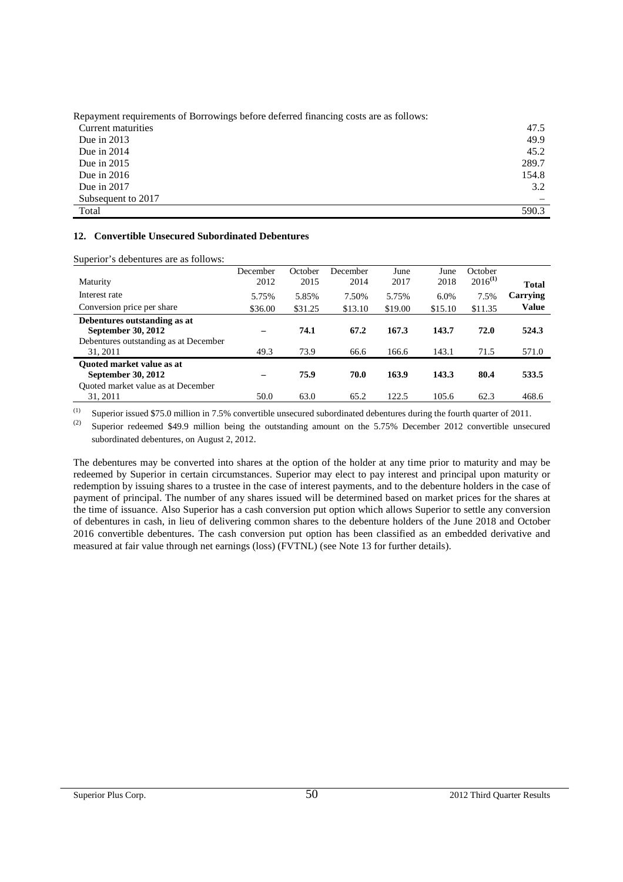Repayment requirements of Borrowings before deferred financing costs are as follows:

| | |
|---|---|
| Current maturities | 47.5 |
| Due in 2013 | 49.9 |
| Due in 2014 | 45.2 |
| Due in 2015 | 289.7 |
| Due in 2016 | 154.8 |
| Due in 2017 | 3.2 |
| Subsequent to 2017 | – |
| Total | 590.3 |

## 12. Convertible Unsecured Subordinated Debentures

Superior's debentures are as follows:

| Maturity | December 2012 | October 2015 | December 2014 | June 2017 | June 2018 | October 2016[(1)] | Total |
|---|---|---|---|---|---|---|---|
| Interest rate | 5.75% | 5.85% | 7.50% | 5.75% | 6.0% | 7.5% | Carrying |
| Conversion price per share | \$36.00 | \$31.25 | \$13.10 | \$19.00 | \$15.10 | \$11.35 | Value |
| **Debentures outstanding as at September 30, 2012** | **–** | **74.1** | **67.2** | **167.3** | **143.7** | **72.0** | **524.3** |
| Debentures outstanding as at December 31, 2011 | 49.3 | 73.9 | 66.6 | 166.6 | 143.1 | 71.5 | 571.0 |
| **Quoted market value as at September 30, 2012** | **–** | **75.9** | **70.0** | **163.9** | **143.3** | **80.4** | **533.5** |
| Quoted market value as at December 31, 2011 | 50.0 | 63.0 | 65.2 | 122.5 | 105.6 | 62.3 | 468.6 |

(1) Superior issued \$75.0 million in 7.5% convertible unsecured subordinated debentures during the fourth quarter of 2011.

(2) Superior redeemed \$49.9 million being the outstanding amount on the 5.75% December 2012 convertible unsecured subordinated debentures, on August 2, 2012.

The debentures may be converted into shares at the option of the holder at any time prior to maturity and may be redeemed by Superior in certain circumstances. Superior may elect to pay interest and principal upon maturity or redemption by issuing shares to a trustee in the case of interest payments, and to the debenture holders in the case of payment of principal. The number of any shares issued will be determined based on market prices for the shares at the time of issuance. Also Superior has a cash conversion put option which allows Superior to settle any conversion of debentures in cash, in lieu of delivering common shares to the debenture holders of the June 2018 and October 2016 convertible debentures. The cash conversion put option has been classified as an embedded derivative and measured at fair value through net earnings (loss) (FVTNL) (see Note 13 for further details).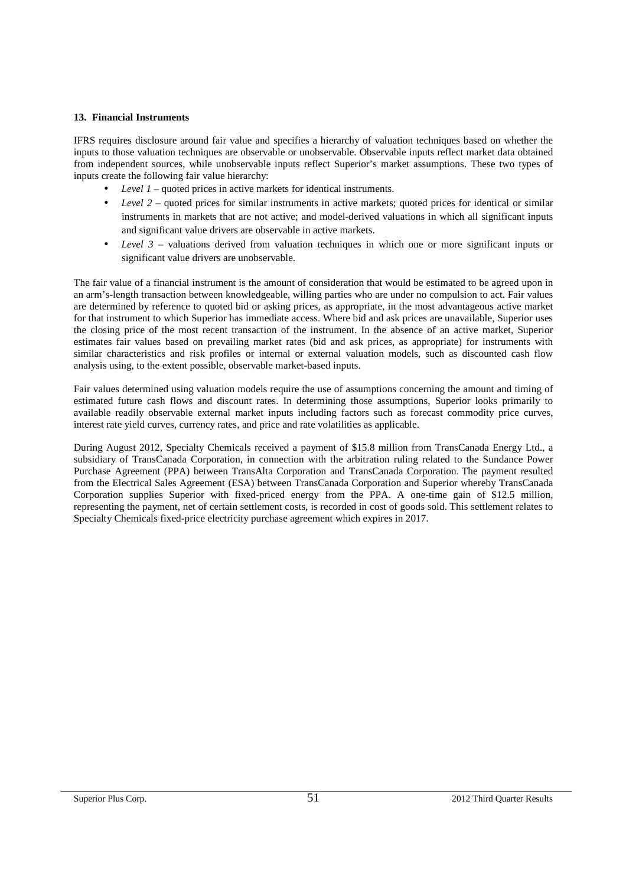**13. Financial Instruments**

IFRS requires disclosure around fair value and specifies a hierarchy of valuation techniques based on whether the inputs to those valuation techniques are observable or unobservable. Observable inputs reflect market data obtained from independent sources, while unobservable inputs reflect Superior's market assumptions. These two types of inputs create the following fair value hierarchy:

- *Level 1* – quoted prices in active markets for identical instruments.
- *Level 2* – quoted prices for similar instruments in active markets; quoted prices for identical or similar instruments in markets that are not active; and model-derived valuations in which all significant inputs and significant value drivers are observable in active markets.
- *Level 3* – valuations derived from valuation techniques in which one or more significant inputs or significant value drivers are unobservable.

The fair value of a financial instrument is the amount of consideration that would be estimated to be agreed upon in an arm's-length transaction between knowledgeable, willing parties who are under no compulsion to act. Fair values are determined by reference to quoted bid or asking prices, as appropriate, in the most advantageous active market for that instrument to which Superior has immediate access. Where bid and ask prices are unavailable, Superior uses the closing price of the most recent transaction of the instrument. In the absence of an active market, Superior estimates fair values based on prevailing market rates (bid and ask prices, as appropriate) for instruments with similar characteristics and risk profiles or internal or external valuation models, such as discounted cash flow analysis using, to the extent possible, observable market-based inputs.

Fair values determined using valuation models require the use of assumptions concerning the amount and timing of estimated future cash flows and discount rates. In determining those assumptions, Superior looks primarily to available readily observable external market inputs including factors such as forecast commodity price curves, interest rate yield curves, currency rates, and price and rate volatilities as applicable.

During August 2012, Specialty Chemicals received a payment of \$15.8 million from TransCanada Energy Ltd., a subsidiary of TransCanada Corporation, in connection with the arbitration ruling related to the Sundance Power Purchase Agreement (PPA) between TransAlta Corporation and TransCanada Corporation. The payment resulted from the Electrical Sales Agreement (ESA) between TransCanada Corporation and Superior whereby TransCanada Corporation supplies Superior with fixed-priced energy from the PPA. A one-time gain of \$12.5 million, representing the payment, net of certain settlement costs, is recorded in cost of goods sold. This settlement relates to Specialty Chemicals fixed-price electricity purchase agreement which expires in 2017.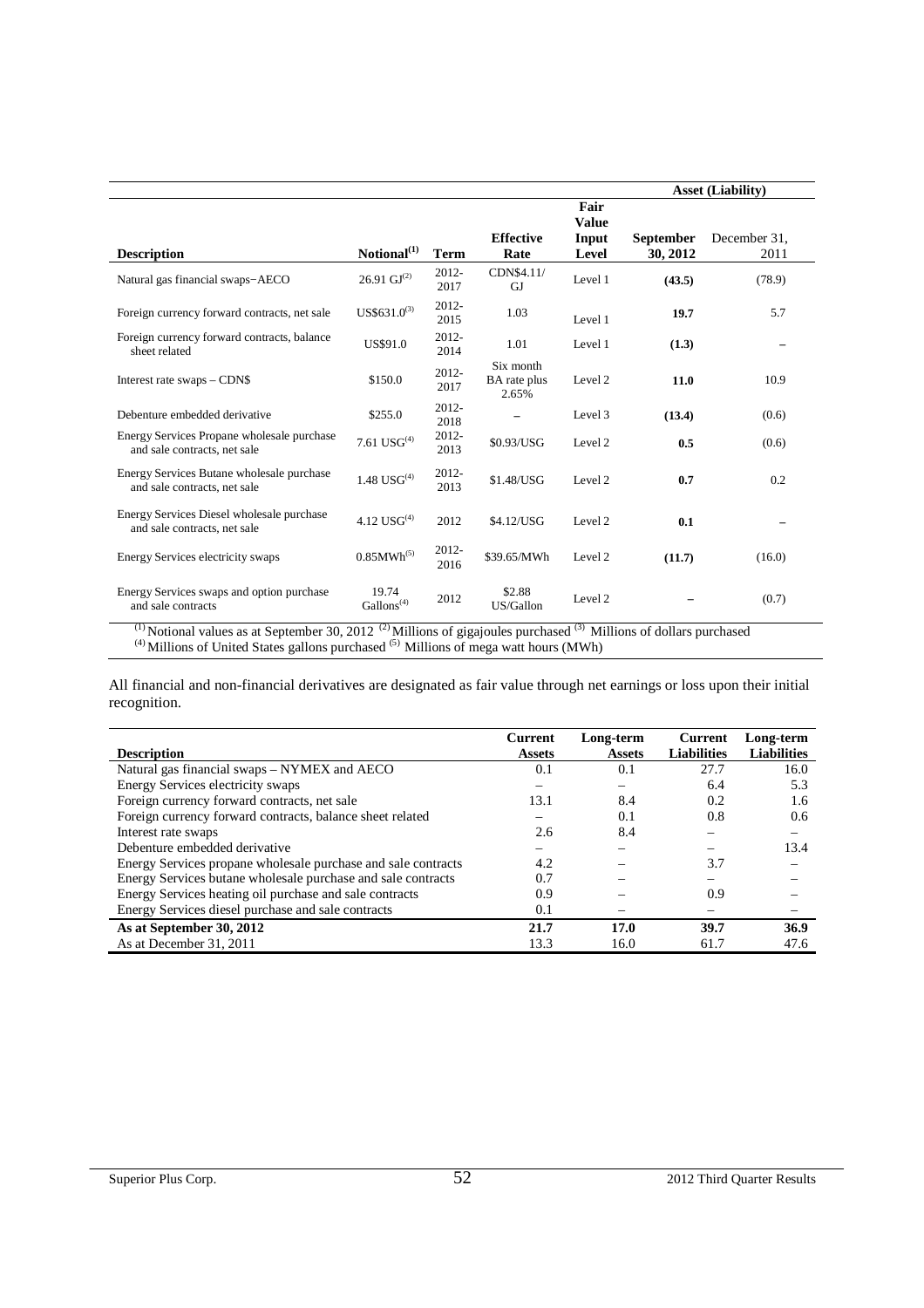| | | | | | Asset (Liability) | |
|---|---|---|---|---|---|---|
| **Description** | **Notional[(1)]** | **Term** | **Effective Rate** | **Fair Value Input Level** | **September 30, 2012** | December 31, 2011 |
| Natural gas financial swaps−AECO | 26.91 GJ[(2)] | 2012-2017 | CDN$4.11/GJ | Level 1 | **(43.5)** | (78.9) |
| Foreign currency forward contracts, net sale | US$631.0[(3)] | 2012-2015 | 1.03 | Level 1 | **19.7** | 5.7 |
| Foreign currency forward contracts, balance sheet related | US$91.0 | 2012-2014 | 1.01 | Level 1 | **(1.3)** | – |
| Interest rate swaps – CDN$ | $150.0 | 2012-2017 | Six month BA rate plus 2.65% | Level 2 | **11.0** | 10.9 |
| Debenture embedded derivative | $255.0 | 2012-2018 | – | Level 3 | **(13.4)** | (0.6) |
| Energy Services Propane wholesale purchase and sale contracts, net sale | 7.61 USG[(4)] | 2012-2013 | $0.93/USG | Level 2 | **0.5** | (0.6) |
| Energy Services Butane wholesale purchase and sale contracts, net sale | 1.48 USG[(4)] | 2012-2013 | $1.48/USG | Level 2 | **0.7** | 0.2 |
| Energy Services Diesel wholesale purchase and sale contracts, net sale | 4.12 USG[(4)] | 2012 | $4.12/USG | Level 2 | **0.1** | – |
| Energy Services electricity swaps | 0.85MWh[(5)] | 2012-2016 | $39.65/MWh | Level 2 | **(11.7)** | (16.0) |
| Energy Services swaps and option purchase and sale contracts | 19.74 Gallons[(4)] | 2012 | $2.88 US/Gallon | Level 2 | **–** | (0.7) |

(1) Notional values as at September 30, 2012 (2) Millions of gigajoules purchased (3) Millions of dollars purchased
(4) Millions of United States gallons purchased (5) Millions of mega watt hours (MWh)

All financial and non-financial derivatives are designated as fair value through net earnings or loss upon their initial recognition.

| **Description** | **Current Assets** | **Long-term Assets** | **Current Liabilities** | **Long-term Liabilities** |
|---|---|---|---|---|
| Natural gas financial swaps – NYMEX and AECO | 0.1 | 0.1 | 27.7 | 16.0 |
| Energy Services electricity swaps | – | – | 6.4 | 5.3 |
| Foreign currency forward contracts, net sale | 13.1 | 8.4 | 0.2 | 1.6 |
| Foreign currency forward contracts, balance sheet related | – | 0.1 | 0.8 | 0.6 |
| Interest rate swaps | 2.6 | 8.4 | – | – |
| Debenture embedded derivative | – | – | – | 13.4 |
| Energy Services propane wholesale purchase and sale contracts | 4.2 | – | 3.7 | – |
| Energy Services butane wholesale purchase and sale contracts | 0.7 | – | – | – |
| Energy Services heating oil purchase and sale contracts | 0.9 | – | 0.9 | – |
| Energy Services diesel purchase and sale contracts | 0.1 | – | – | – |
| **As at September 30, 2012** | **21.7** | **17.0** | **39.7** | **36.9** |
| As at December 31, 2011 | 13.3 | 16.0 | 61.7 | 47.6 |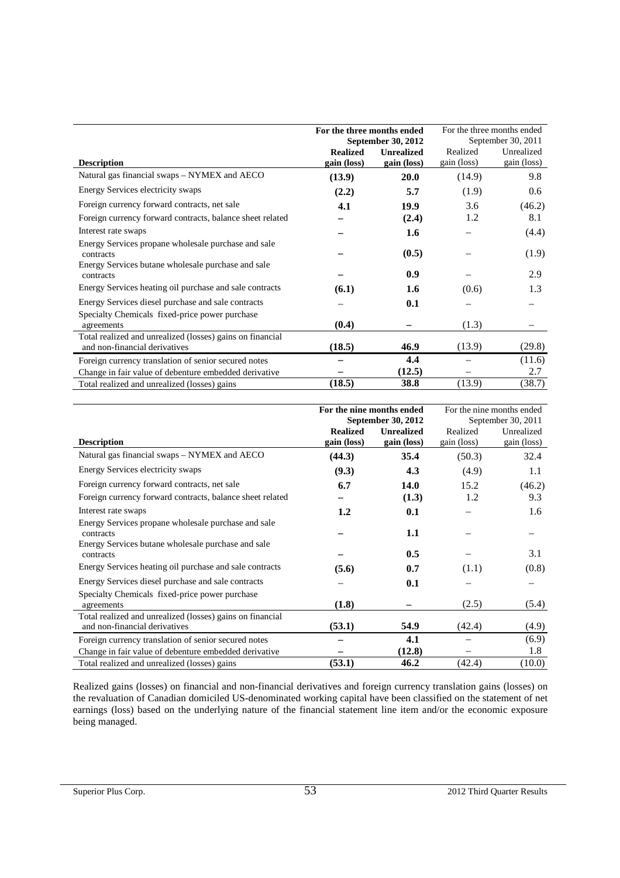| Description | For the three months ended September 30, 2012 | | For the three months ended September 30, 2011 | |
|---|---|---|---|---|
| | **Realized gain (loss)** | **Unrealized gain (loss)** | Realized gain (loss) | Unrealized gain (loss) |
| Natural gas financial swaps – NYMEX and AECO | **(13.9)** | **20.0** | (14.9) | 9.8 |
| Energy Services electricity swaps | **(2.2)** | **5.7** | (1.9) | 0.6 |
| Foreign currency forward contracts, net sale | **4.1** | **19.9** | 3.6 | (46.2) |
| Foreign currency forward contracts, balance sheet related | **–** | **(2.4)** | 1.2 | 8.1 |
| Interest rate swaps | **–** | **1.6** | – | (4.4) |
| Energy Services propane wholesale purchase and sale contracts | **–** | **(0.5)** | – | (1.9) |
| Energy Services butane wholesale purchase and sale contracts | **–** | **0.9** | – | 2.9 |
| Energy Services heating oil purchase and sale contracts | **(6.1)** | **1.6** | (0.6) | 1.3 |
| Energy Services diesel purchase and sale contracts | – | **0.1** | – | – |
| Specialty Chemicals fixed-price power purchase agreements | **(0.4)** | **–** | (1.3) | – |
| Total realized and unrealized (losses) gains on financial and non-financial derivatives | **(18.5)** | **46.9** | (13.9) | (29.8) |
| Foreign currency translation of senior secured notes | **–** | **4.4** | – | (11.6) |
| Change in fair value of debenture embedded derivative | **–** | **(12.5)** | – | 2.7 |
| Total realized and unrealized (losses) gains | **(18.5)** | **38.8** | (13.9) | (38.7) |

| Description | For the nine months ended September 30, 2012 | | For the nine months ended September 30, 2011 | |
|---|---|---|---|---|
| | **Realized gain (loss)** | **Unrealized gain (loss)** | Realized gain (loss) | Unrealized gain (loss) |
| Natural gas financial swaps – NYMEX and AECO | **(44.3)** | **35.4** | (50.3) | 32.4 |
| Energy Services electricity swaps | **(9.3)** | **4.3** | (4.9) | 1.1 |
| Foreign currency forward contracts, net sale | **6.7** | **14.0** | 15.2 | (46.2) |
| Foreign currency forward contracts, balance sheet related | **–** | **(1.3)** | 1.2 | 9.3 |
| Interest rate swaps | **1.2** | **0.1** | – | 1.6 |
| Energy Services propane wholesale purchase and sale contracts | **–** | **1.1** | – | – |
| Energy Services butane wholesale purchase and sale contracts | **–** | **0.5** | – | 3.1 |
| Energy Services heating oil purchase and sale contracts | **(5.6)** | **0.7** | (1.1) | (0.8) |
| Energy Services diesel purchase and sale contracts | – | **0.1** | – | – |
| Specialty Chemicals fixed-price power purchase agreements | **(1.8)** | **–** | (2.5) | (5.4) |
| Total realized and unrealized (losses) gains on financial and non-financial derivatives | **(53.1)** | **54.9** | (42.4) | (4.9) |
| Foreign currency translation of senior secured notes | **–** | **4.1** | – | (6.9) |
| Change in fair value of debenture embedded derivative | **–** | **(12.8)** | – | 1.8 |
| Total realized and unrealized (losses) gains | **(53.1)** | **46.2** | (42.4) | (10.0) |

Realized gains (losses) on financial and non-financial derivatives and foreign currency translation gains (losses) on the revaluation of Canadian domiciled US-denominated working capital have been classified on the statement of net earnings (loss) based on the underlying nature of the financial statement line item and/or the economic exposure being managed.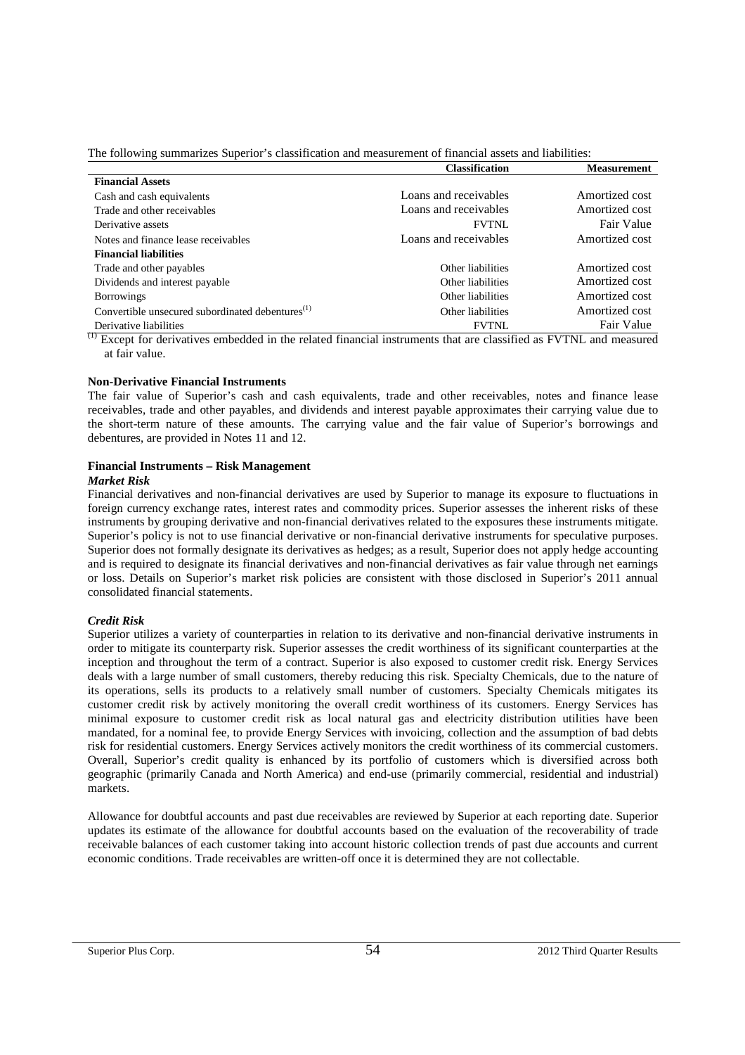The following summarizes Superior's classification and measurement of financial assets and liabilities:

| | Classification | Measurement |
|---|---|---|
| **Financial Assets** | | |
| Cash and cash equivalents | Loans and receivables | Amortized cost |
| Trade and other receivables | Loans and receivables | Amortized cost |
| Derivative assets | FVTNL | Fair Value |
| Notes and finance lease receivables | Loans and receivables | Amortized cost |
| **Financial liabilities** | | |
| Trade and other payables | Other liabilities | Amortized cost |
| Dividends and interest payable | Other liabilities | Amortized cost |
| Borrowings | Other liabilities | Amortized cost |
| Convertible unsecured subordinated debentures[1] | Other liabilities | Amortized cost |
| Derivative liabilities | FVTNL | Fair Value |

[1] Except for derivatives embedded in the related financial instruments that are classified as FVTNL and measured at fair value.

**Non-Derivative Financial Instruments**

The fair value of Superior's cash and cash equivalents, trade and other receivables, notes and finance lease receivables, trade and other payables, and dividends and interest payable approximates their carrying value due to the short-term nature of these amounts. The carrying value and the fair value of Superior's borrowings and debentures, are provided in Notes 11 and 12.

**Financial Instruments – Risk Management**

***Market Risk***

Financial derivatives and non-financial derivatives are used by Superior to manage its exposure to fluctuations in foreign currency exchange rates, interest rates and commodity prices. Superior assesses the inherent risks of these instruments by grouping derivative and non-financial derivatives related to the exposures these instruments mitigate. Superior's policy is not to use financial derivative or non-financial derivative instruments for speculative purposes. Superior does not formally designate its derivatives as hedges; as a result, Superior does not apply hedge accounting and is required to designate its financial derivatives and non-financial derivatives as fair value through net earnings or loss. Details on Superior's market risk policies are consistent with those disclosed in Superior's 2011 annual consolidated financial statements.

***Credit Risk***

Superior utilizes a variety of counterparties in relation to its derivative and non-financial derivative instruments in order to mitigate its counterparty risk. Superior assesses the credit worthiness of its significant counterparties at the inception and throughout the term of a contract. Superior is also exposed to customer credit risk. Energy Services deals with a large number of small customers, thereby reducing this risk. Specialty Chemicals, due to the nature of its operations, sells its products to a relatively small number of customers. Specialty Chemicals mitigates its customer credit risk by actively monitoring the overall credit worthiness of its customers. Energy Services has minimal exposure to customer credit risk as local natural gas and electricity distribution utilities have been mandated, for a nominal fee, to provide Energy Services with invoicing, collection and the assumption of bad debts risk for residential customers. Energy Services actively monitors the credit worthiness of its commercial customers. Overall, Superior's credit quality is enhanced by its portfolio of customers which is diversified across both geographic (primarily Canada and North America) and end-use (primarily commercial, residential and industrial) markets.

Allowance for doubtful accounts and past due receivables are reviewed by Superior at each reporting date. Superior updates its estimate of the allowance for doubtful accounts based on the evaluation of the recoverability of trade receivable balances of each customer taking into account historic collection trends of past due accounts and current economic conditions. Trade receivables are written-off once it is determined they are not collectable.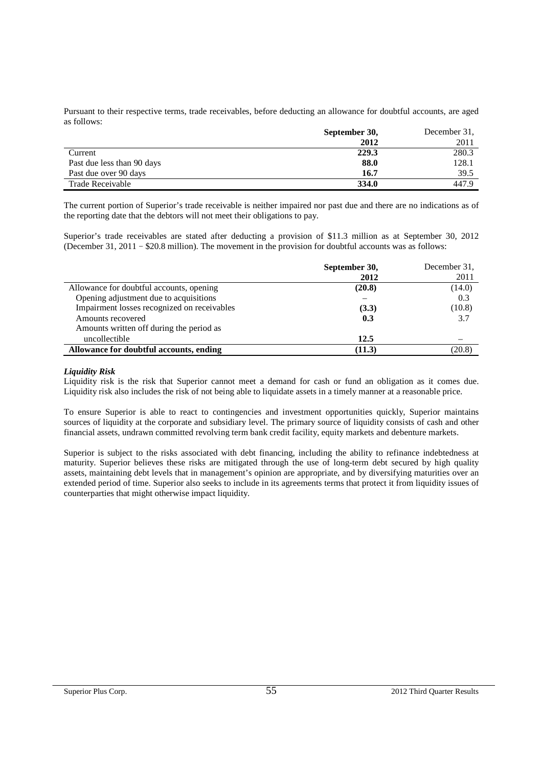Pursuant to their respective terms, trade receivables, before deducting an allowance for doubtful accounts, are aged as follows:

| | **September 30, 2012** | December 31, 2011 |
|---|---|---|
| Current | **229.3** | 280.3 |
| Past due less than 90 days | **88.0** | 128.1 |
| Past due over 90 days | **16.7** | 39.5 |
| Trade Receivable | **334.0** | 447.9 |

The current portion of Superior's trade receivable is neither impaired nor past due and there are no indications as of the reporting date that the debtors will not meet their obligations to pay.

Superior's trade receivables are stated after deducting a provision of $11.3 million as at September 30, 2012 (December 31, 2011 – $20.8 million). The movement in the provision for doubtful accounts was as follows:

| | **September 30, 2012** | December 31, 2011 |
|---|---|---|
| Allowance for doubtful accounts, opening | **(20.8)** | (14.0) |
| Opening adjustment due to acquisitions | – | 0.3 |
| Impairment losses recognized on receivables | **(3.3)** | (10.8) |
| Amounts recovered | **0.3** | 3.7 |
| Amounts written off during the period as uncollectible | **12.5** | – |
| **Allowance for doubtful accounts, ending** | **(11.3)** | (20.8) |

***Liquidity Risk***

Liquidity risk is the risk that Superior cannot meet a demand for cash or fund an obligation as it comes due. Liquidity risk also includes the risk of not being able to liquidate assets in a timely manner at a reasonable price.

To ensure Superior is able to react to contingencies and investment opportunities quickly, Superior maintains sources of liquidity at the corporate and subsidiary level. The primary source of liquidity consists of cash and other financial assets, undrawn committed revolving term bank credit facility, equity markets and debenture markets.

Superior is subject to the risks associated with debt financing, including the ability to refinance indebtedness at maturity. Superior believes these risks are mitigated through the use of long-term debt secured by high quality assets, maintaining debt levels that in management's opinion are appropriate, and by diversifying maturities over an extended period of time. Superior also seeks to include in its agreements terms that protect it from liquidity issues of counterparties that might otherwise impact liquidity.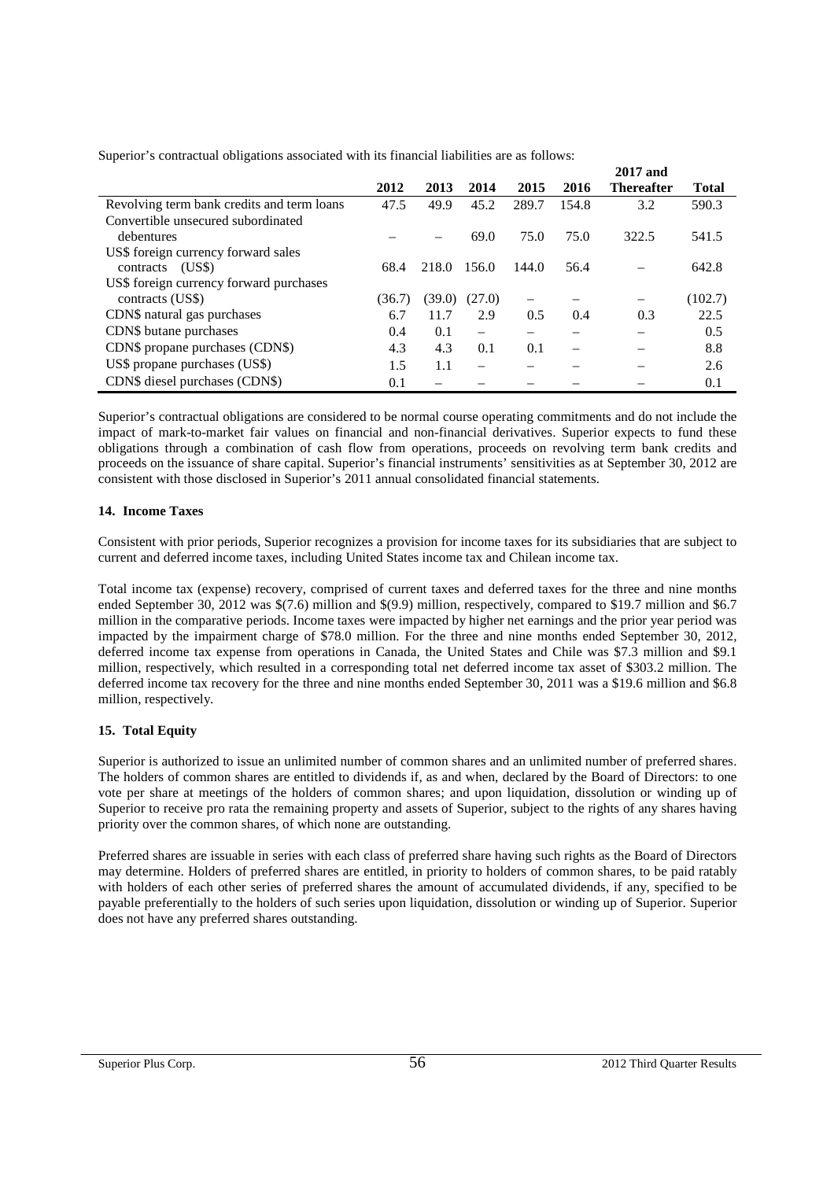Superior's contractual obligations associated with its financial liabilities are as follows:

| | 2012 | 2013 | 2014 | 2015 | 2016 | 2017 and Thereafter | Total |
|---|---|---|---|---|---|---|---|
| Revolving term bank credits and term loans | 47.5 | 49.9 | 45.2 | 289.7 | 154.8 | 3.2 | 590.3 |
| Convertible unsecured subordinated debentures | – | – | 69.0 | 75.0 | 75.0 | 322.5 | 541.5 |
| US$ foreign currency forward sales contracts (US$) | 68.4 | 218.0 | 156.0 | 144.0 | 56.4 | – | 642.8 |
| US$ foreign currency forward purchases contracts (US$) | (36.7) | (39.0) | (27.0) | – | – | – | (102.7) |
| CDN$ natural gas purchases | 6.7 | 11.7 | 2.9 | 0.5 | 0.4 | 0.3 | 22.5 |
| CDN$ butane purchases | 0.4 | 0.1 | – | – | – | – | 0.5 |
| CDN$ propane purchases (CDN$) | 4.3 | 4.3 | 0.1 | 0.1 | – | – | 8.8 |
| US$ propane purchases (US$) | 1.5 | 1.1 | – | – | – | – | 2.6 |
| CDN$ diesel purchases (CDN$) | 0.1 | – | – | – | – | – | 0.1 |

Superior's contractual obligations are considered to be normal course operating commitments and do not include the impact of mark-to-market fair values on financial and non-financial derivatives. Superior expects to fund these obligations through a combination of cash flow from operations, proceeds on revolving term bank credits and proceeds on the issuance of share capital. Superior's financial instruments' sensitivities as at September 30, 2012 are consistent with those disclosed in Superior's 2011 annual consolidated financial statements.

**14. Income Taxes**

Consistent with prior periods, Superior recognizes a provision for income taxes for its subsidiaries that are subject to current and deferred income taxes, including United States income tax and Chilean income tax.

Total income tax (expense) recovery, comprised of current taxes and deferred taxes for the three and nine months ended September 30, 2012 was $(7.6) million and $(9.9) million, respectively, compared to $19.7 million and $6.7 million in the comparative periods. Income taxes were impacted by higher net earnings and the prior year period was impacted by the impairment charge of $78.0 million. For the three and nine months ended September 30, 2012, deferred income tax expense from operations in Canada, the United States and Chile was $7.3 million and $9.1 million, respectively, which resulted in a corresponding total net deferred income tax asset of $303.2 million. The deferred income tax recovery for the three and nine months ended September 30, 2011 was a $19.6 million and $6.8 million, respectively.

**15. Total Equity**

Superior is authorized to issue an unlimited number of common shares and an unlimited number of preferred shares. The holders of common shares are entitled to dividends if, as and when, declared by the Board of Directors: to one vote per share at meetings of the holders of common shares; and upon liquidation, dissolution or winding up of Superior to receive pro rata the remaining property and assets of Superior, subject to the rights of any shares having priority over the common shares, of which none are outstanding.

Preferred shares are issuable in series with each class of preferred share having such rights as the Board of Directors may determine. Holders of preferred shares are entitled, in priority to holders of common shares, to be paid ratably with holders of each other series of preferred shares the amount of accumulated dividends, if any, specified to be payable preferentially to the holders of such series upon liquidation, dissolution or winding up of Superior. Superior does not have any preferred shares outstanding.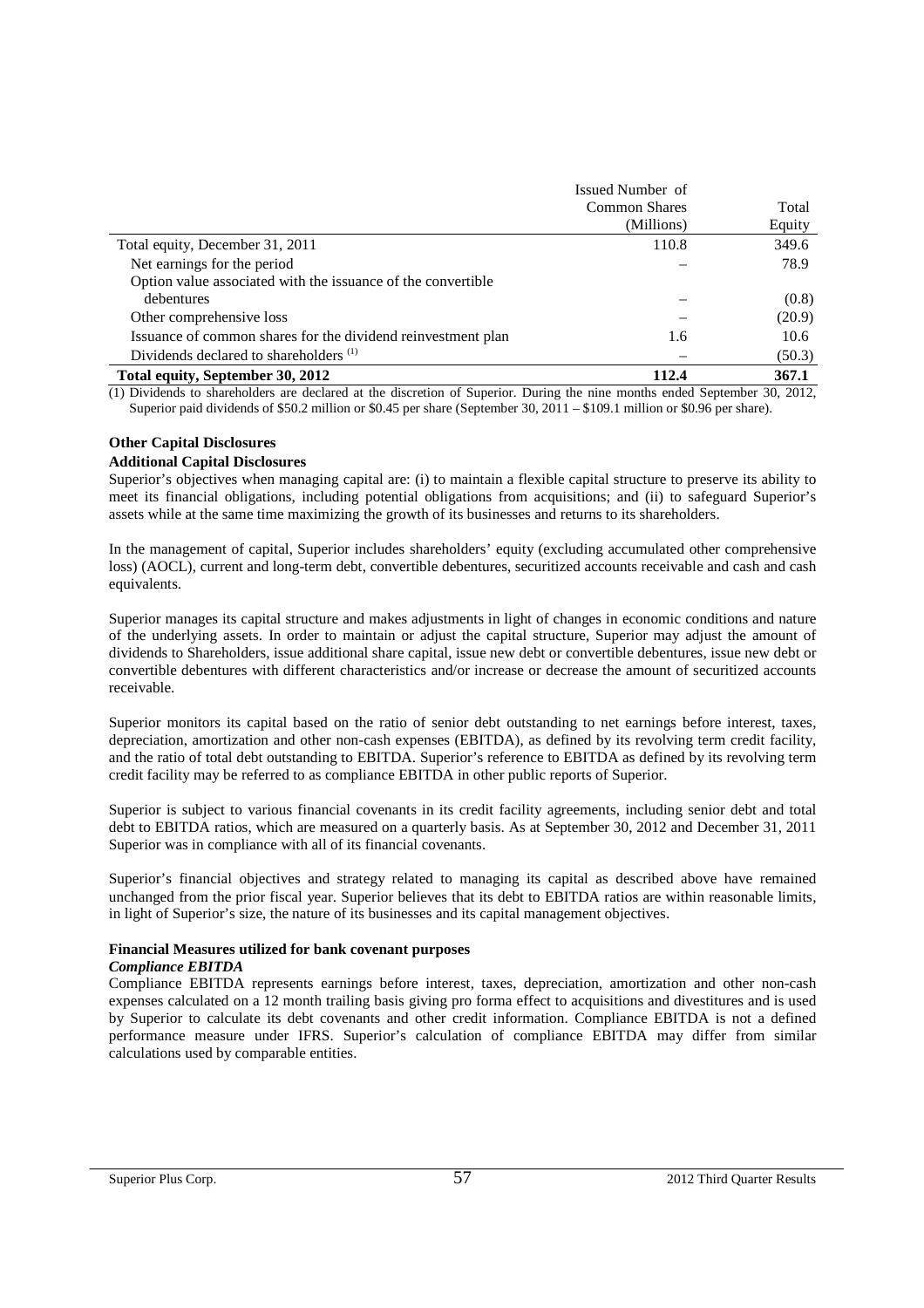| | Issued Number of Common Shares (Millions) | Total Equity |
|---|---|---|
| Total equity, December 31, 2011 | 110.8 | 349.6 |
| Net earnings for the period | – | 78.9 |
| Option value associated with the issuance of the convertible debentures | – | (0.8) |
| Other comprehensive loss | – | (20.9) |
| Issuance of common shares for the dividend reinvestment plan | 1.6 | 10.6 |
| Dividends declared to shareholders [(1)] | – | (50.3) |
| **Total equity, September 30, 2012** | **112.4** | **367.1** |

(1) Dividends to shareholders are declared at the discretion of Superior. During the nine months ended September 30, 2012, Superior paid dividends of $50.2 million or $0.45 per share (September 30, 2011 – $109.1 million or $0.96 per share).

**Other Capital Disclosures**

**Additional Capital Disclosures**

Superior's objectives when managing capital are: (i) to maintain a flexible capital structure to preserve its ability to meet its financial obligations, including potential obligations from acquisitions; and (ii) to safeguard Superior's assets while at the same time maximizing the growth of its businesses and returns to its shareholders.

In the management of capital, Superior includes shareholders' equity (excluding accumulated other comprehensive loss) (AOCL), current and long-term debt, convertible debentures, securitized accounts receivable and cash and cash equivalents.

Superior manages its capital structure and makes adjustments in light of changes in economic conditions and nature of the underlying assets. In order to maintain or adjust the capital structure, Superior may adjust the amount of dividends to Shareholders, issue additional share capital, issue new debt or convertible debentures, issue new debt or convertible debentures with different characteristics and/or increase or decrease the amount of securitized accounts receivable.

Superior monitors its capital based on the ratio of senior debt outstanding to net earnings before interest, taxes, depreciation, amortization and other non-cash expenses (EBITDA), as defined by its revolving term credit facility, and the ratio of total debt outstanding to EBITDA. Superior's reference to EBITDA as defined by its revolving term credit facility may be referred to as compliance EBITDA in other public reports of Superior.

Superior is subject to various financial covenants in its credit facility agreements, including senior debt and total debt to EBITDA ratios, which are measured on a quarterly basis. As at September 30, 2012 and December 31, 2011 Superior was in compliance with all of its financial covenants.

Superior's financial objectives and strategy related to managing its capital as described above have remained unchanged from the prior fiscal year. Superior believes that its debt to EBITDA ratios are within reasonable limits, in light of Superior's size, the nature of its businesses and its capital management objectives.

**Financial Measures utilized for bank covenant purposes**

***Compliance EBITDA***

Compliance EBITDA represents earnings before interest, taxes, depreciation, amortization and other non-cash expenses calculated on a 12 month trailing basis giving pro forma effect to acquisitions and divestitures and is used by Superior to calculate its debt covenants and other credit information. Compliance EBITDA is not a defined performance measure under IFRS. Superior's calculation of compliance EBITDA may differ from similar calculations used by comparable entities.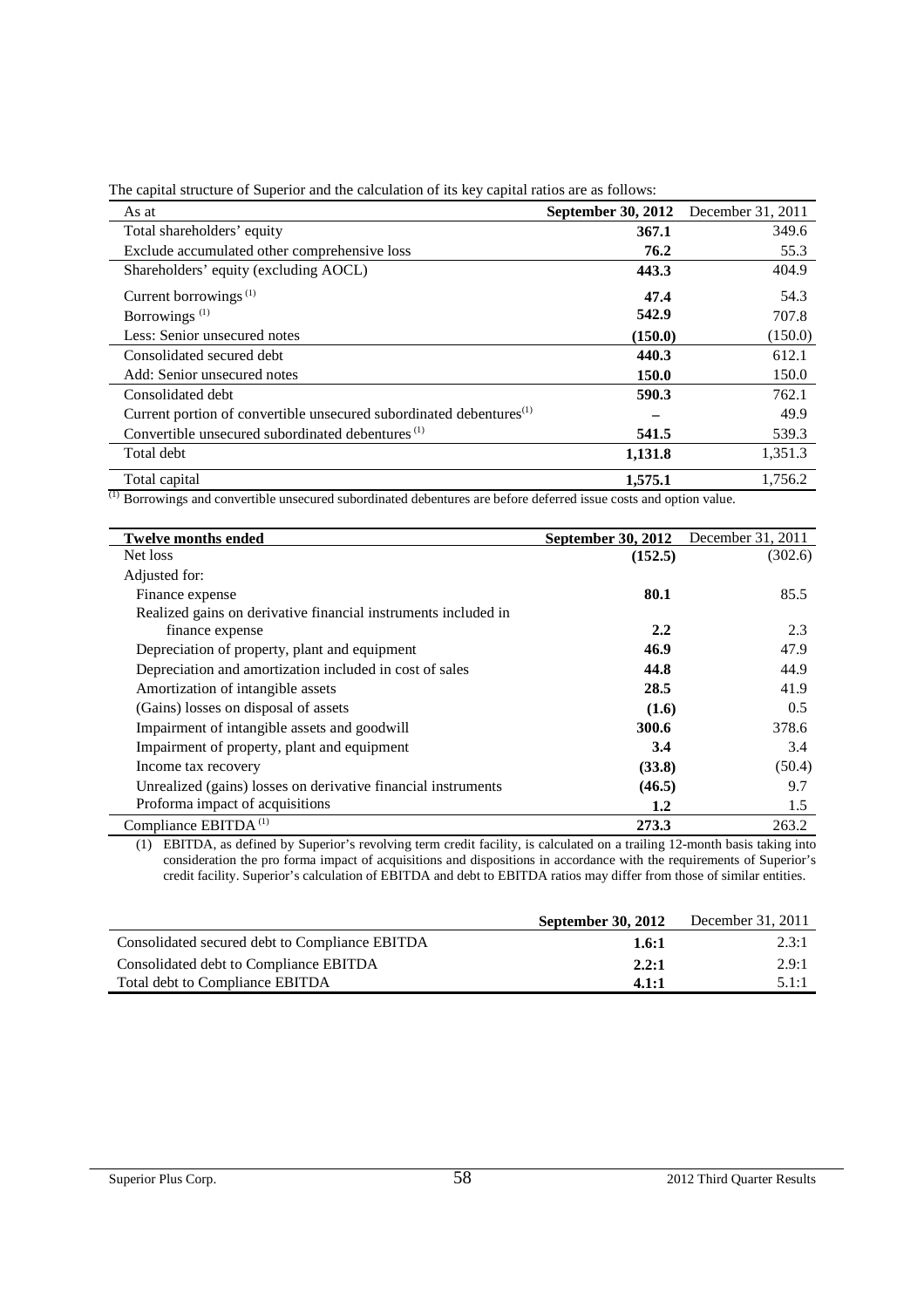The capital structure of Superior and the calculation of its key capital ratios are as follows:

| As at | **September 30, 2012** | December 31, 2011 |
|---|---|---|
| Total shareholders' equity | **367.1** | 349.6 |
| Exclude accumulated other comprehensive loss | **76.2** | 55.3 |
| Shareholders' equity (excluding AOCL) | **443.3** | 404.9 |
| Current borrowings [(1)] | **47.4** | 54.3 |
| Borrowings [(1)] | **542.9** | 707.8 |
| Less: Senior unsecured notes | **(150.0)** | (150.0) |
| Consolidated secured debt | **440.3** | 612.1 |
| Add: Senior unsecured notes | **150.0** | 150.0 |
| Consolidated debt | **590.3** | 762.1 |
| Current portion of convertible unsecured subordinated debentures[(1)] | **–** | 49.9 |
| Convertible unsecured subordinated debentures [(1)] | **541.5** | 539.3 |
| Total debt | **1,131.8** | 1,351.3 |
| Total capital | **1,575.1** | 1,756.2 |

[(1)] Borrowings and convertible unsecured subordinated debentures are before deferred issue costs and option value.

| **Twelve months ended** | **September 30, 2012** | December 31, 2011 |
|---|---|---|
| Net loss | **(152.5)** | (302.6) |
| Adjusted for: | | |
| Finance expense | **80.1** | 85.5 |
| Realized gains on derivative financial instruments included in finance expense | **2.2** | 2.3 |
| Depreciation of property, plant and equipment | **46.9** | 47.9 |
| Depreciation and amortization included in cost of sales | **44.8** | 44.9 |
| Amortization of intangible assets | **28.5** | 41.9 |
| (Gains) losses on disposal of assets | **(1.6)** | 0.5 |
| Impairment of intangible assets and goodwill | **300.6** | 378.6 |
| Impairment of property, plant and equipment | **3.4** | 3.4 |
| Income tax recovery | **(33.8)** | (50.4) |
| Unrealized (gains) losses on derivative financial instruments | **(46.5)** | 9.7 |
| Proforma impact of acquisitions | **1.2** | 1.5 |
| Compliance EBITDA [(1)] | **273.3** | 263.2 |

(1) EBITDA, as defined by Superior's revolving term credit facility, is calculated on a trailing 12-month basis taking into consideration the pro forma impact of acquisitions and dispositions in accordance with the requirements of Superior's credit facility. Superior's calculation of EBITDA and debt to EBITDA ratios may differ from those of similar entities.

| | **September 30, 2012** | December 31, 2011 |
|---|---|---|
| Consolidated secured debt to Compliance EBITDA | **1.6:1** | 2.3:1 |
| Consolidated debt to Compliance EBITDA | **2.2:1** | 2.9:1 |
| Total debt to Compliance EBITDA | **4.1:1** | 5.1:1 |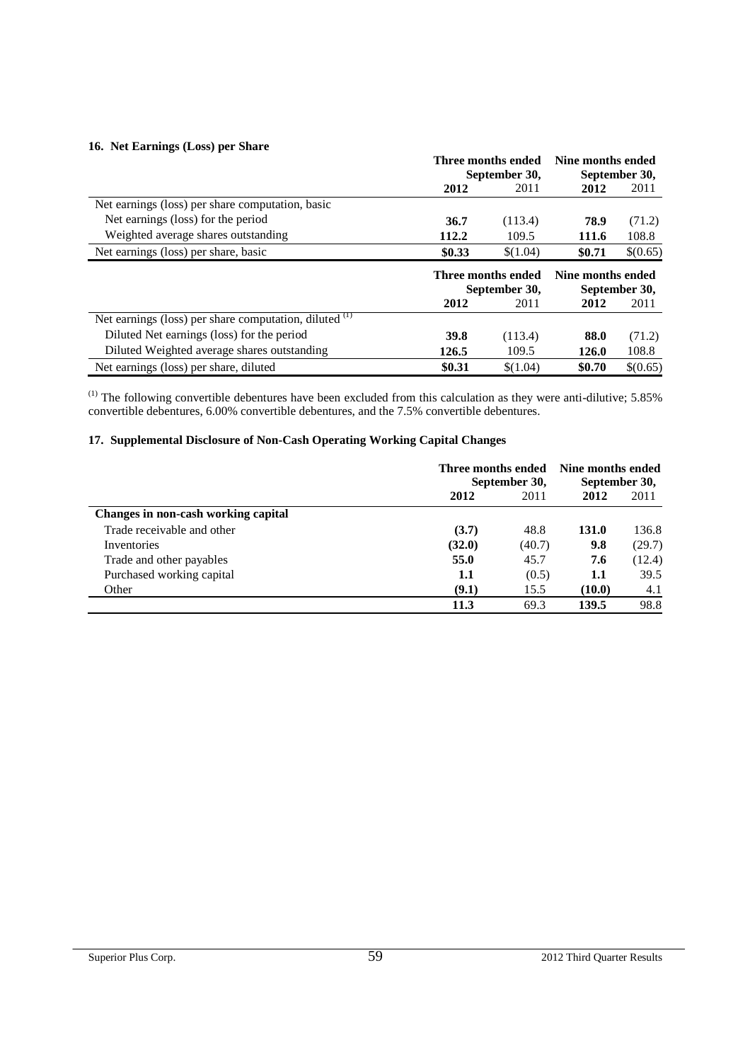### 16. Net Earnings (Loss) per Share

| | Three months ended September 30, | | Nine months ended September 30, | |
|---|---|---|---|---|
| | **2012** | 2011 | **2012** | 2011 |
| Net earnings (loss) per share computation, basic | | | | |
| Net earnings (loss) for the period | **36.7** | (113.4) | **78.9** | (71.2) |
| Weighted average shares outstanding | **112.2** | 109.5 | **111.6** | 108.8 |
| Net earnings (loss) per share, basic | **$0.33** | $(1.04) | **$0.71** | $(0.65) |

| | Three months ended September 30, | | Nine months ended September 30, | |
|---|---|---|---|---|
| | **2012** | 2011 | **2012** | 2011 |
| Net earnings (loss) per share computation, diluted [(1)] | | | | |
| Diluted Net earnings (loss) for the period | **39.8** | (113.4) | **88.0** | (71.2) |
| Diluted Weighted average shares outstanding | **126.5** | 109.5 | **126.0** | 108.8 |
| Net earnings (loss) per share, diluted | **$0.31** | $(1.04) | **$0.70** | $(0.65) |

[(1)] The following convertible debentures have been excluded from this calculation as they were anti-dilutive; 5.85% convertible debentures, 6.00% convertible debentures, and the 7.5% convertible debentures.

### 17. Supplemental Disclosure of Non-Cash Operating Working Capital Changes

| | Three months ended September 30, | | Nine months ended September 30, | |
|---|---|---|---|---|
| | **2012** | 2011 | **2012** | 2011 |
| **Changes in non-cash working capital** | | | | |
| Trade receivable and other | **(3.7)** | 48.8 | **131.0** | 136.8 |
| Inventories | **(32.0)** | (40.7) | **9.8** | (29.7) |
| Trade and other payables | **55.0** | 45.7 | **7.6** | (12.4) |
| Purchased working capital | **1.1** | (0.5) | **1.1** | 39.5 |
| Other | **(9.1)** | 15.5 | **(10.0)** | 4.1 |
| | **11.3** | 69.3 | **139.5** | 98.8 |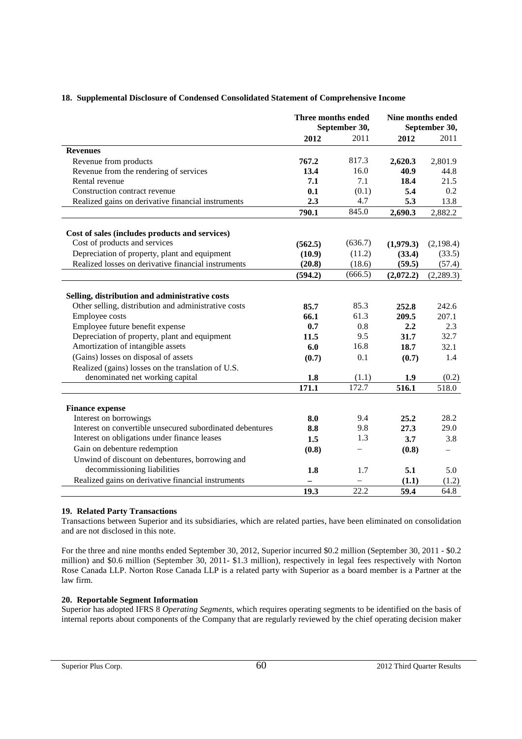## 18. Supplemental Disclosure of Condensed Consolidated Statement of Comprehensive Income

| | Three months ended September 30, | | Nine months ended September 30, | |
|---|---|---|---|---|
| | **2012** | 2011 | **2012** | 2011 |
| **Revenues** | | | | |
| Revenue from products | **767.2** | 817.3 | **2,620.3** | 2,801.9 |
| Revenue from the rendering of services | **13.4** | 16.0 | **40.9** | 44.8 |
| Rental revenue | **7.1** | 7.1 | **18.4** | 21.5 |
| Construction contract revenue | **0.1** | (0.1) | **5.4** | 0.2 |
| Realized gains on derivative financial instruments | **2.3** | 4.7 | **5.3** | 13.8 |
| | **790.1** | 845.0 | **2,690.3** | 2,882.2 |
| **Cost of sales (includes products and services)** | | | | |
| Cost of products and services | **(562.5)** | (636.7) | **(1,979.3)** | (2,198.4) |
| Depreciation of property, plant and equipment | **(10.9)** | (11.2) | **(33.4)** | (33.5) |
| Realized losses on derivative financial instruments | **(20.8)** | (18.6) | **(59.5)** | (57.4) |
| | **(594.2)** | (666.5) | **(2,072.2)** | (2,289.3) |
| **Selling, distribution and administrative costs** | | | | |
| Other selling, distribution and administrative costs | **85.7** | 85.3 | **252.8** | 242.6 |
| Employee costs | **66.1** | 61.3 | **209.5** | 207.1 |
| Employee future benefit expense | **0.7** | 0.8 | **2.2** | 2.3 |
| Depreciation of property, plant and equipment | **11.5** | 9.5 | **31.7** | 32.7 |
| Amortization of intangible assets | **6.0** | 16.8 | **18.7** | 32.1 |
| (Gains) losses on disposal of assets | **(0.7)** | 0.1 | **(0.7)** | 1.4 |
| Realized (gains) losses on the translation of U.S. denominated net working capital | **1.8** | (1.1) | **1.9** | (0.2) |
| | **171.1** | 172.7 | **516.1** | 518.0 |
| **Finance expense** | | | | |
| Interest on borrowings | **8.0** | 9.4 | **25.2** | 28.2 |
| Interest on convertible unsecured subordinated debentures | **8.8** | 9.8 | **27.3** | 29.0 |
| Interest on obligations under finance leases | **1.5** | 1.3 | **3.7** | 3.8 |
| Gain on debenture redemption | **(0.8)** | – | **(0.8)** | – |
| Unwind of discount on debentures, borrowing and decommissioning liabilities | **1.8** | 1.7 | **5.1** | 5.0 |
| Realized gains on derivative financial instruments | **–** | – | **(1.1)** | (1.2) |
| | **19.3** | 22.2 | **59.4** | 64.8 |

## 19. Related Party Transactions

Transactions between Superior and its subsidiaries, which are related parties, have been eliminated on consolidation and are not disclosed in this note.

For the three and nine months ended September 30, 2012, Superior incurred $0.2 million (September 30, 2011 - $0.2 million) and $0.6 million (September 30, 2011- $1.3 million), respectively in legal fees respectively with Norton Rose Canada LLP. Norton Rose Canada LLP is a related party with Superior as a board member is a Partner at the law firm.

## 20. Reportable Segment Information

Superior has adopted IFRS 8 *Operating Segments*, which requires operating segments to be identified on the basis of internal reports about components of the Company that are regularly reviewed by the chief operating decision maker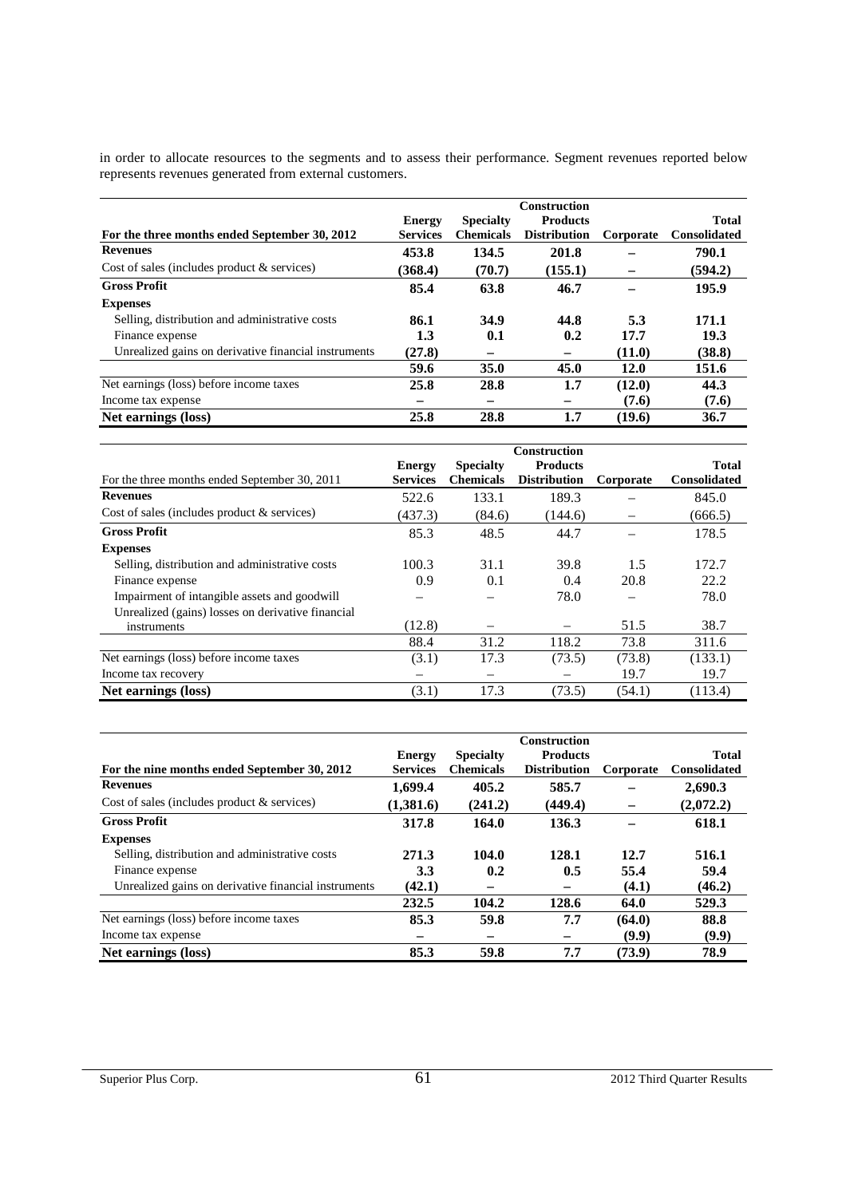in order to allocate resources to the segments and to assess their performance. Segment revenues reported below represents revenues generated from external customers.

| **For the three months ended September 30, 2012** | **Energy Services** | **Specialty Chemicals** | **Construction Products Distribution** | **Corporate** | **Total Consolidated** |
|---|---|---|---|---|---|
| **Revenues** | **453.8** | **134.5** | **201.8** | **–** | **790.1** |
| Cost of sales (includes product & services) | **(368.4)** | **(70.7)** | **(155.1)** | **–** | **(594.2)** |
| **Gross Profit** | **85.4** | **63.8** | **46.7** | **–** | **195.9** |
| **Expenses** | | | | | |
| Selling, distribution and administrative costs | **86.1** | **34.9** | **44.8** | **5.3** | **171.1** |
| Finance expense | **1.3** | **0.1** | **0.2** | **17.7** | **19.3** |
| Unrealized gains on derivative financial instruments | **(27.8)** | **–** | **–** | **(11.0)** | **(38.8)** |
| | **59.6** | **35.0** | **45.0** | **12.0** | **151.6** |
| Net earnings (loss) before income taxes | **25.8** | **28.8** | **1.7** | **(12.0)** | **44.3** |
| Income tax expense | **–** | **–** | **–** | **(7.6)** | **(7.6)** |
| **Net earnings (loss)** | **25.8** | **28.8** | **1.7** | **(19.6)** | **36.7** |

| For the three months ended September 30, 2011 | **Energy Services** | **Specialty Chemicals** | **Construction Products Distribution** | **Corporate** | **Total Consolidated** |
|---|---|---|---|---|---|
| **Revenues** | 522.6 | 133.1 | 189.3 | – | 845.0 |
| Cost of sales (includes product & services) | (437.3) | (84.6) | (144.6) | – | (666.5) |
| **Gross Profit** | 85.3 | 48.5 | 44.7 | – | 178.5 |
| **Expenses** | | | | | |
| Selling, distribution and administrative costs | 100.3 | 31.1 | 39.8 | 1.5 | 172.7 |
| Finance expense | 0.9 | 0.1 | 0.4 | 20.8 | 22.2 |
| Impairment of intangible assets and goodwill | – | – | 78.0 | – | 78.0 |
| Unrealized (gains) losses on derivative financial instruments | (12.8) | – | – | 51.5 | 38.7 |
| | 88.4 | 31.2 | 118.2 | 73.8 | 311.6 |
| Net earnings (loss) before income taxes | (3.1) | 17.3 | (73.5) | (73.8) | (133.1) |
| Income tax recovery | – | – | – | 19.7 | 19.7 |
| **Net earnings (loss)** | (3.1) | 17.3 | (73.5) | (54.1) | (113.4) |

| **For the nine months ended September 30, 2012** | **Energy Services** | **Specialty Chemicals** | **Construction Products Distribution** | **Corporate** | **Total Consolidated** |
|---|---|---|---|---|---|
| **Revenues** | **1,699.4** | **405.2** | **585.7** | **–** | **2,690.3** |
| Cost of sales (includes product & services) | **(1,381.6)** | **(241.2)** | **(449.4)** | **–** | **(2,072.2)** |
| **Gross Profit** | **317.8** | **164.0** | **136.3** | **–** | **618.1** |
| **Expenses** | | | | | |
| Selling, distribution and administrative costs | **271.3** | **104.0** | **128.1** | **12.7** | **516.1** |
| Finance expense | **3.3** | **0.2** | **0.5** | **55.4** | **59.4** |
| Unrealized gains on derivative financial instruments | **(42.1)** | **–** | **–** | **(4.1)** | **(46.2)** |
| | **232.5** | **104.2** | **128.6** | **64.0** | **529.3** |
| Net earnings (loss) before income taxes | **85.3** | **59.8** | **7.7** | **(64.0)** | **88.8** |
| Income tax expense | **–** | **–** | **–** | **(9.9)** | **(9.9)** |
| **Net earnings (loss)** | **85.3** | **59.8** | **7.7** | **(73.9)** | **78.9** |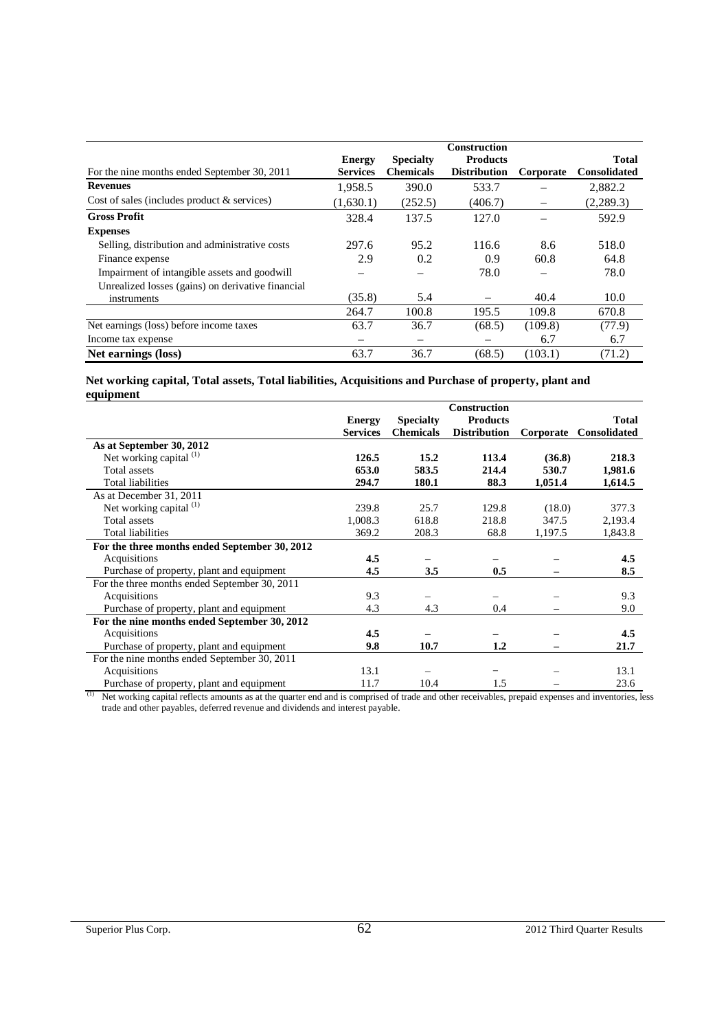| For the nine months ended September 30, 2011 | Energy Services | Specialty Chemicals | Construction Products Distribution | Corporate | Total Consolidated |
|---|---|---|---|---|---|
| **Revenues** | 1,958.5 | 390.0 | 533.7 | – | 2,882.2 |
| Cost of sales (includes product & services) | (1,630.1) | (252.5) | (406.7) | – | (2,289.3) |
| **Gross Profit** | 328.4 | 137.5 | 127.0 | – | 592.9 |
| **Expenses** | | | | | |
| Selling, distribution and administrative costs | 297.6 | 95.2 | 116.6 | 8.6 | 518.0 |
| Finance expense | 2.9 | 0.2 | 0.9 | 60.8 | 64.8 |
| Impairment of intangible assets and goodwill | – | – | 78.0 | – | 78.0 |
| Unrealized losses (gains) on derivative financial instruments | (35.8) | 5.4 | – | 40.4 | 10.0 |
| | 264.7 | 100.8 | 195.5 | 109.8 | 670.8 |
| Net earnings (loss) before income taxes | 63.7 | 36.7 | (68.5) | (109.8) | (77.9) |
| Income tax expense | – | – | – | 6.7 | 6.7 |
| **Net earnings (loss)** | 63.7 | 36.7 | (68.5) | (103.1) | (71.2) |

**Net working capital, Total assets, Total liabilities, Acquisitions and Purchase of property, plant and equipment**

| | Energy Services | Specialty Chemicals | Construction Products Distribution | Corporate | Total Consolidated |
|---|---|---|---|---|---|
| **As at September 30, 2012** | | | | | |
| Net working capital [(1)] | **126.5** | **15.2** | **113.4** | **(36.8)** | **218.3** |
| Total assets | **653.0** | **583.5** | **214.4** | **530.7** | **1,981.6** |
| Total liabilities | **294.7** | **180.1** | **88.3** | **1,051.4** | **1,614.5** |
| As at December 31, 2011 | | | | | |
| Net working capital [(1)] | 239.8 | 25.7 | 129.8 | (18.0) | 377.3 |
| Total assets | 1,008.3 | 618.8 | 218.8 | 347.5 | 2,193.4 |
| Total liabilities | 369.2 | 208.3 | 68.8 | 1,197.5 | 1,843.8 |
| **For the three months ended September 30, 2012** | | | | | |
| Acquisitions | **4.5** | **–** | **–** | **–** | **4.5** |
| Purchase of property, plant and equipment | **4.5** | **3.5** | **0.5** | **–** | **8.5** |
| For the three months ended September 30, 2011 | | | | | |
| Acquisitions | 9.3 | – | – | – | 9.3 |
| Purchase of property, plant and equipment | 4.3 | 4.3 | 0.4 | – | 9.0 |
| **For the nine months ended September 30, 2012** | | | | | |
| Acquisitions | **4.5** | **–** | **–** | **–** | **4.5** |
| Purchase of property, plant and equipment | **9.8** | **10.7** | **1.2** | **–** | **21.7** |
| For the nine months ended September 30, 2011 | | | | | |
| Acquisitions | 13.1 | – | – | – | 13.1 |
| Purchase of property, plant and equipment | 11.7 | 10.4 | 1.5 | – | 23.6 |

(1) Net working capital reflects amounts as at the quarter end and is comprised of trade and other receivables, prepaid expenses and inventories, less trade and other payables, deferred revenue and dividends and interest payable.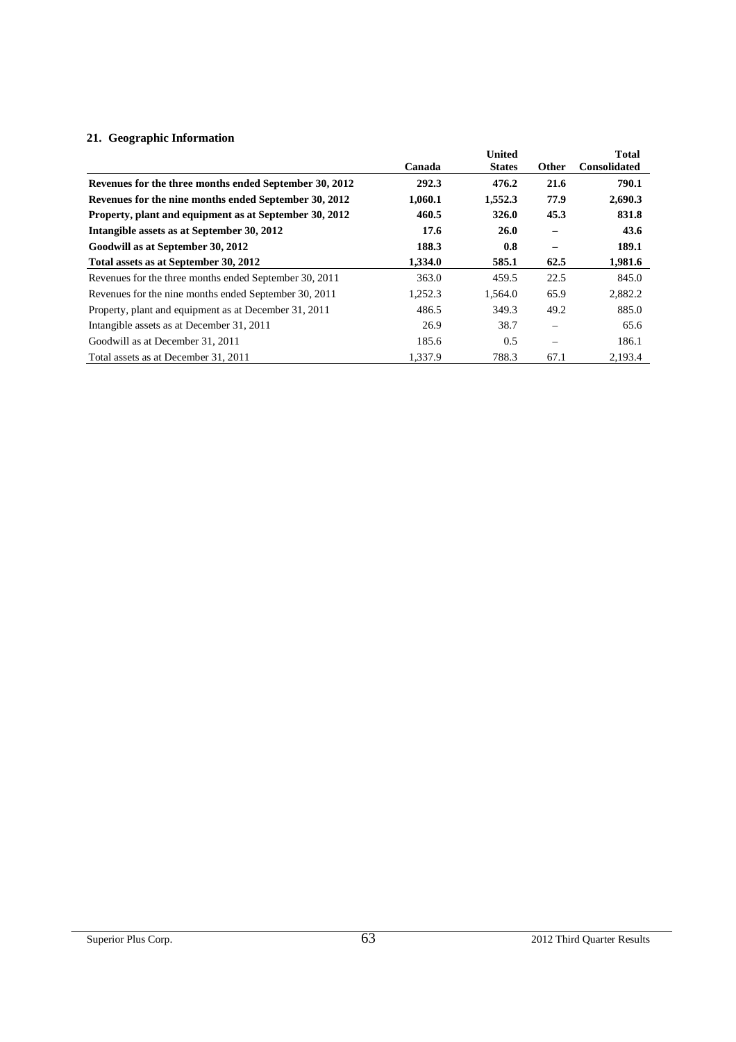## 21. Geographic Information

| | Canada | United States | Other | Total Consolidated |
|---|---|---|---|---|
| **Revenues for the three months ended September 30, 2012** | **292.3** | **476.2** | **21.6** | **790.1** |
| **Revenues for the nine months ended September 30, 2012** | **1,060.1** | **1,552.3** | **77.9** | **2,690.3** |
| **Property, plant and equipment as at September 30, 2012** | **460.5** | **326.0** | **45.3** | **831.8** |
| **Intangible assets as at September 30, 2012** | **17.6** | **26.0** | **–** | **43.6** |
| **Goodwill as at September 30, 2012** | **188.3** | **0.8** | **–** | **189.1** |
| **Total assets as at September 30, 2012** | **1,334.0** | **585.1** | **62.5** | **1,981.6** |
| Revenues for the three months ended September 30, 2011 | 363.0 | 459.5 | 22.5 | 845.0 |
| Revenues for the nine months ended September 30, 2011 | 1,252.3 | 1,564.0 | 65.9 | 2,882.2 |
| Property, plant and equipment as at December 31, 2011 | 486.5 | 349.3 | 49.2 | 885.0 |
| Intangible assets as at December 31, 2011 | 26.9 | 38.7 | – | 65.6 |
| Goodwill as at December 31, 2011 | 185.6 | 0.5 | – | 186.1 |
| Total assets as at December 31, 2011 | 1,337.9 | 788.3 | 67.1 | 2,193.4 |